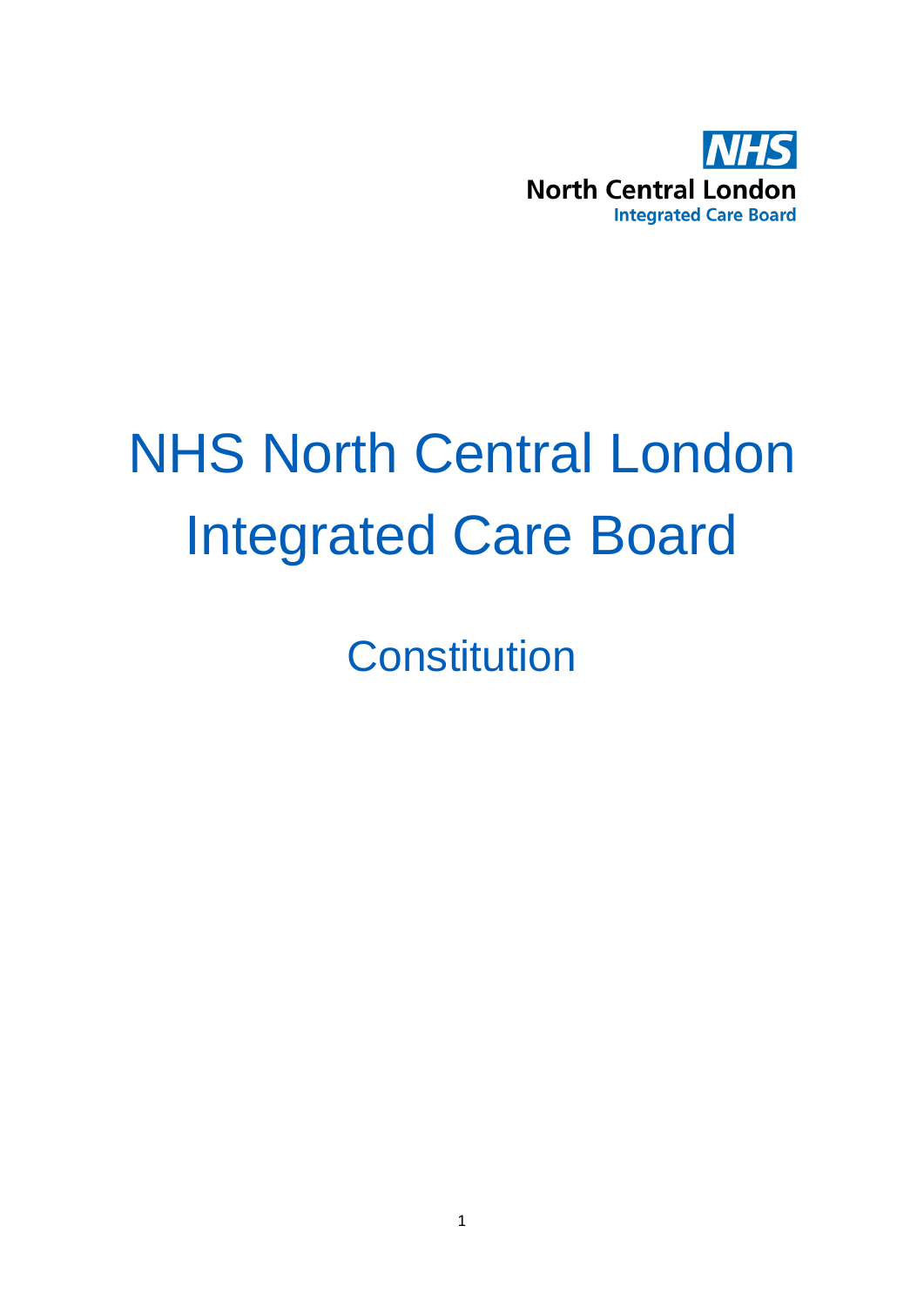NHS
North Central London
Integrated Care Board

# NHS North Central London Integrated Care Board

## Constitution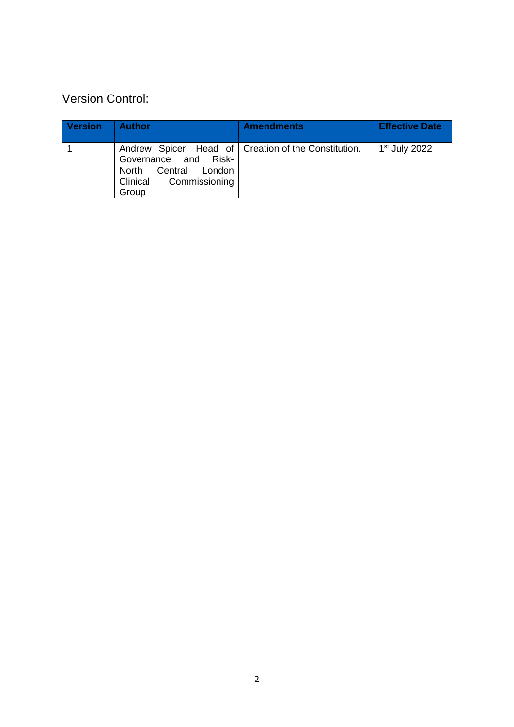Version Control:

| Version | Author | Amendments | Effective Date |
|---|---|---|---|
| 1 | Andrew Spicer, Head of Governance and Risk- North Central London Clinical Commissioning Group | Creation of the Constitution. | 1st July 2022 |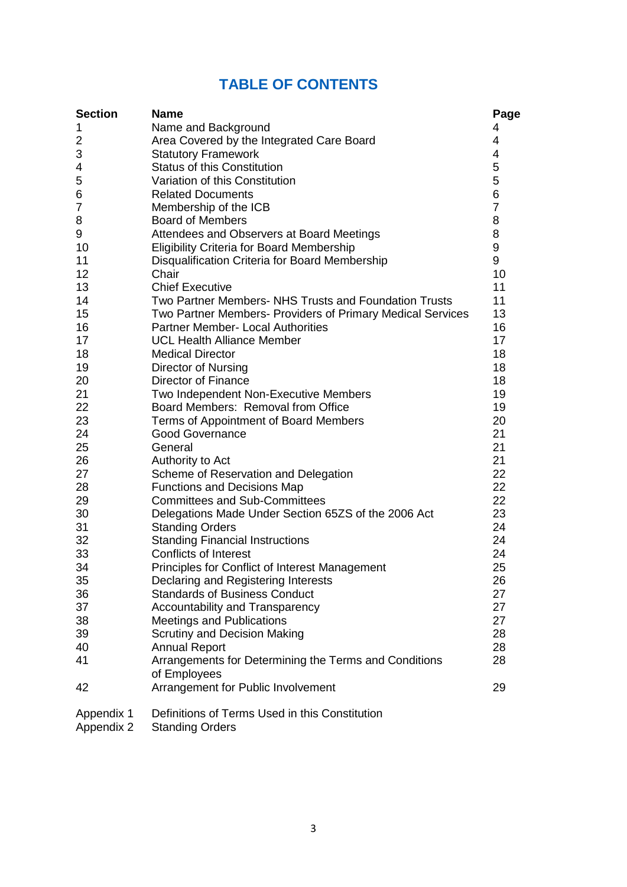# TABLE OF CONTENTS

| Section | Name | Page |
|---|---|---|
| 1 | Name and Background | 4 |
| 2 | Area Covered by the Integrated Care Board | 4 |
| 3 | Statutory Framework | 4 |
| 4 | Status of this Constitution | 5 |
| 5 | Variation of this Constitution | 5 |
| 6 | Related Documents | 6 |
| 7 | Membership of the ICB | 7 |
| 8 | Board of Members | 8 |
| 9 | Attendees and Observers at Board Meetings | 8 |
| 10 | Eligibility Criteria for Board Membership | 9 |
| 11 | Disqualification Criteria for Board Membership | 9 |
| 12 | Chair | 10 |
| 13 | Chief Executive | 11 |
| 14 | Two Partner Members- NHS Trusts and Foundation Trusts | 11 |
| 15 | Two Partner Members- Providers of Primary Medical Services | 13 |
| 16 | Partner Member- Local Authorities | 16 |
| 17 | UCL Health Alliance Member | 17 |
| 18 | Medical Director | 18 |
| 19 | Director of Nursing | 18 |
| 20 | Director of Finance | 18 |
| 21 | Two Independent Non-Executive Members | 19 |
| 22 | Board Members: Removal from Office | 19 |
| 23 | Terms of Appointment of Board Members | 20 |
| 24 | Good Governance | 21 |
| 25 | General | 21 |
| 26 | Authority to Act | 21 |
| 27 | Scheme of Reservation and Delegation | 22 |
| 28 | Functions and Decisions Map | 22 |
| 29 | Committees and Sub-Committees | 22 |
| 30 | Delegations Made Under Section 65ZS of the 2006 Act | 23 |
| 31 | Standing Orders | 24 |
| 32 | Standing Financial Instructions | 24 |
| 33 | Conflicts of Interest | 24 |
| 34 | Principles for Conflict of Interest Management | 25 |
| 35 | Declaring and Registering Interests | 26 |
| 36 | Standards of Business Conduct | 27 |
| 37 | Accountability and Transparency | 27 |
| 38 | Meetings and Publications | 27 |
| 39 | Scrutiny and Decision Making | 28 |
| 40 | Annual Report | 28 |
| 41 | Arrangements for Determining the Terms and Conditions of Employees | 28 |
| 42 | Arrangement for Public Involvement | 29 |
| Appendix 1 | Definitions of Terms Used in this Constitution | |
| Appendix 2 | Standing Orders | |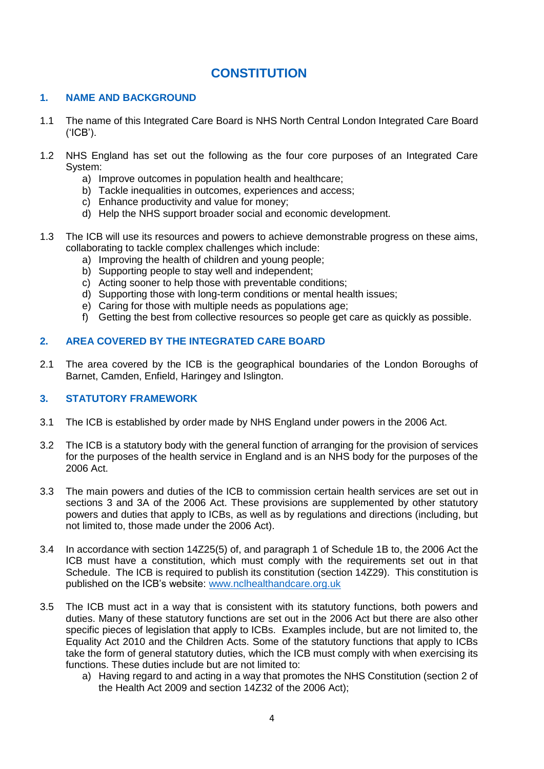# CONSTITUTION

## 1. NAME AND BACKGROUND

1.1 The name of this Integrated Care Board is NHS North Central London Integrated Care Board ('ICB').

1.2 NHS England has set out the following as the four core purposes of an Integrated Care System:

a) Improve outcomes in population health and healthcare;
b) Tackle inequalities in outcomes, experiences and access;
c) Enhance productivity and value for money;
d) Help the NHS support broader social and economic development.

1.3 The ICB will use its resources and powers to achieve demonstrable progress on these aims, collaborating to tackle complex challenges which include:

a) Improving the health of children and young people;
b) Supporting people to stay well and independent;
c) Acting sooner to help those with preventable conditions;
d) Supporting those with long-term conditions or mental health issues;
e) Caring for those with multiple needs as populations age;
f) Getting the best from collective resources so people get care as quickly as possible.

## 2. AREA COVERED BY THE INTEGRATED CARE BOARD

2.1 The area covered by the ICB is the geographical boundaries of the London Boroughs of Barnet, Camden, Enfield, Haringey and Islington.

## 3. STATUTORY FRAMEWORK

3.1 The ICB is established by order made by NHS England under powers in the 2006 Act.

3.2 The ICB is a statutory body with the general function of arranging for the provision of services for the purposes of the health service in England and is an NHS body for the purposes of the 2006 Act.

3.3 The main powers and duties of the ICB to commission certain health services are set out in sections 3 and 3A of the 2006 Act. These provisions are supplemented by other statutory powers and duties that apply to ICBs, as well as by regulations and directions (including, but not limited to, those made under the 2006 Act).

3.4 In accordance with section 14Z25(5) of, and paragraph 1 of Schedule 1B to, the 2006 Act the ICB must have a constitution, which must comply with the requirements set out in that Schedule. The ICB is required to publish its constitution (section 14Z29). This constitution is published on the ICB's website: www.nclhealthandcare.org.uk

3.5 The ICB must act in a way that is consistent with its statutory functions, both powers and duties. Many of these statutory functions are set out in the 2006 Act but there are also other specific pieces of legislation that apply to ICBs. Examples include, but are not limited to, the Equality Act 2010 and the Children Acts. Some of the statutory functions that apply to ICBs take the form of general statutory duties, which the ICB must comply with when exercising its functions. These duties include but are not limited to:

a) Having regard to and acting in a way that promotes the NHS Constitution (section 2 of the Health Act 2009 and section 14Z32 of the 2006 Act);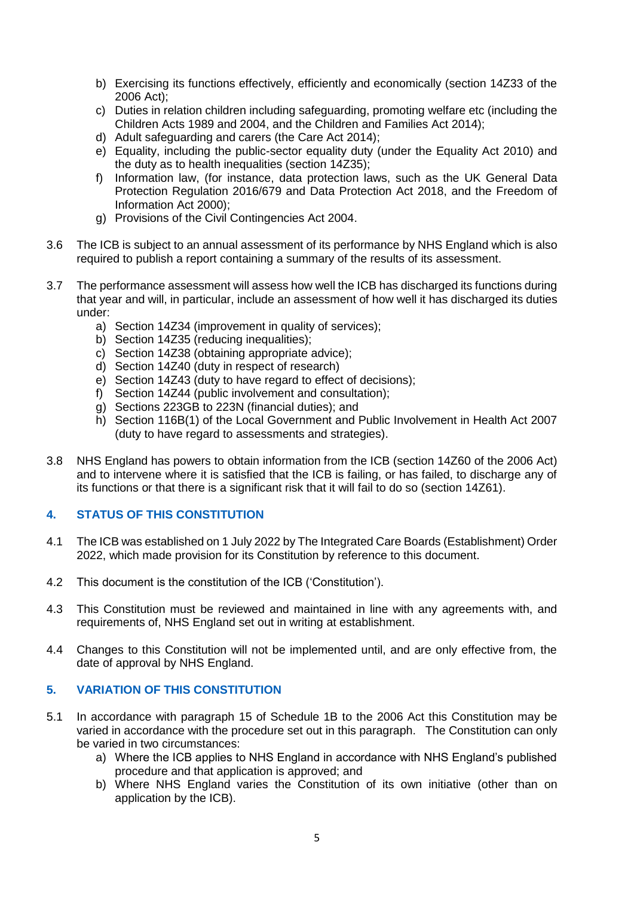b) Exercising its functions effectively, efficiently and economically (section 14Z33 of the 2006 Act);
c) Duties in relation children including safeguarding, promoting welfare etc (including the Children Acts 1989 and 2004, and the Children and Families Act 2014);
d) Adult safeguarding and carers (the Care Act 2014);
e) Equality, including the public-sector equality duty (under the Equality Act 2010) and the duty as to health inequalities (section 14Z35);
f) Information law, (for instance, data protection laws, such as the UK General Data Protection Regulation 2016/679 and Data Protection Act 2018, and the Freedom of Information Act 2000);
g) Provisions of the Civil Contingencies Act 2004.

3.6 The ICB is subject to an annual assessment of its performance by NHS England which is also required to publish a report containing a summary of the results of its assessment.

3.7 The performance assessment will assess how well the ICB has discharged its functions during that year and will, in particular, include an assessment of how well it has discharged its duties under:

a) Section 14Z34 (improvement in quality of services);
b) Section 14Z35 (reducing inequalities);
c) Section 14Z38 (obtaining appropriate advice);
d) Section 14Z40 (duty in respect of research)
e) Section 14Z43 (duty to have regard to effect of decisions);
f) Section 14Z44 (public involvement and consultation);
g) Sections 223GB to 223N (financial duties); and
h) Section 116B(1) of the Local Government and Public Involvement in Health Act 2007 (duty to have regard to assessments and strategies).

3.8 NHS England has powers to obtain information from the ICB (section 14Z60 of the 2006 Act) and to intervene where it is satisfied that the ICB is failing, or has failed, to discharge any of its functions or that there is a significant risk that it will fail to do so (section 14Z61).

## 4. STATUS OF THIS CONSTITUTION

4.1 The ICB was established on 1 July 2022 by The Integrated Care Boards (Establishment) Order 2022, which made provision for its Constitution by reference to this document.

4.2 This document is the constitution of the ICB ('Constitution').

4.3 This Constitution must be reviewed and maintained in line with any agreements with, and requirements of, NHS England set out in writing at establishment.

4.4 Changes to this Constitution will not be implemented until, and are only effective from, the date of approval by NHS England.

## 5. VARIATION OF THIS CONSTITUTION

5.1 In accordance with paragraph 15 of Schedule 1B to the 2006 Act this Constitution may be varied in accordance with the procedure set out in this paragraph. The Constitution can only be varied in two circumstances:

a) Where the ICB applies to NHS England in accordance with NHS England's published procedure and that application is approved; and
b) Where NHS England varies the Constitution of its own initiative (other than on application by the ICB).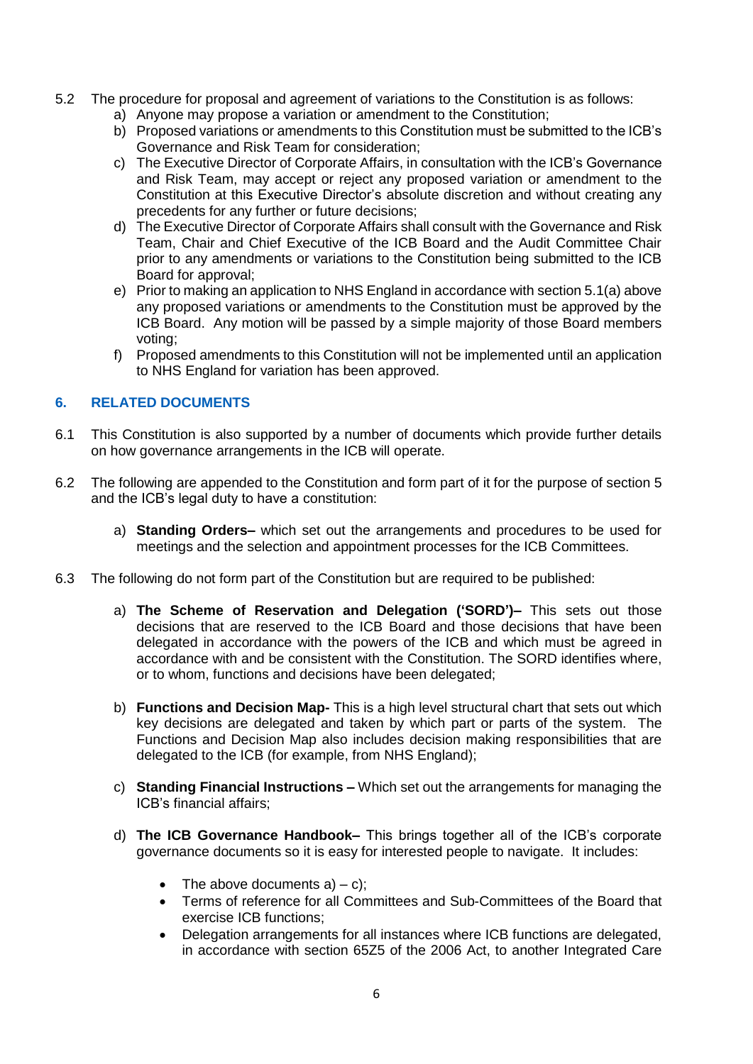5.2 The procedure for proposal and agreement of variations to the Constitution is as follows:

a) Anyone may propose a variation or amendment to the Constitution;
b) Proposed variations or amendments to this Constitution must be submitted to the ICB's Governance and Risk Team for consideration;
c) The Executive Director of Corporate Affairs, in consultation with the ICB's Governance and Risk Team, may accept or reject any proposed variation or amendment to the Constitution at this Executive Director's absolute discretion and without creating any precedents for any further or future decisions;
d) The Executive Director of Corporate Affairs shall consult with the Governance and Risk Team, Chair and Chief Executive of the ICB Board and the Audit Committee Chair prior to any amendments or variations to the Constitution being submitted to the ICB Board for approval;
e) Prior to making an application to NHS England in accordance with section 5.1(a) above any proposed variations or amendments to the Constitution must be approved by the ICB Board. Any motion will be passed by a simple majority of those Board members voting;
f) Proposed amendments to this Constitution will not be implemented until an application to NHS England for variation has been approved.

## 6. RELATED DOCUMENTS

6.1 This Constitution is also supported by a number of documents which provide further details on how governance arrangements in the ICB will operate.

6.2 The following are appended to the Constitution and form part of it for the purpose of section 5 and the ICB's legal duty to have a constitution:

a) **Standing Orders–** which set out the arrangements and procedures to be used for meetings and the selection and appointment processes for the ICB Committees.

6.3 The following do not form part of the Constitution but are required to be published:

a) **The Scheme of Reservation and Delegation ('SORD')–** This sets out those decisions that are reserved to the ICB Board and those decisions that have been delegated in accordance with the powers of the ICB and which must be agreed in accordance with and be consistent with the Constitution. The SORD identifies where, or to whom, functions and decisions have been delegated;

b) **Functions and Decision Map-** This is a high level structural chart that sets out which key decisions are delegated and taken by which part or parts of the system. The Functions and Decision Map also includes decision making responsibilities that are delegated to the ICB (for example, from NHS England);

c) **Standing Financial Instructions –** Which set out the arrangements for managing the ICB's financial affairs;

d) **The ICB Governance Handbook–** This brings together all of the ICB's corporate governance documents so it is easy for interested people to navigate. It includes:

- The above documents a) – c);
- Terms of reference for all Committees and Sub-Committees of the Board that exercise ICB functions;
- Delegation arrangements for all instances where ICB functions are delegated, in accordance with section 65Z5 of the 2006 Act, to another Integrated Care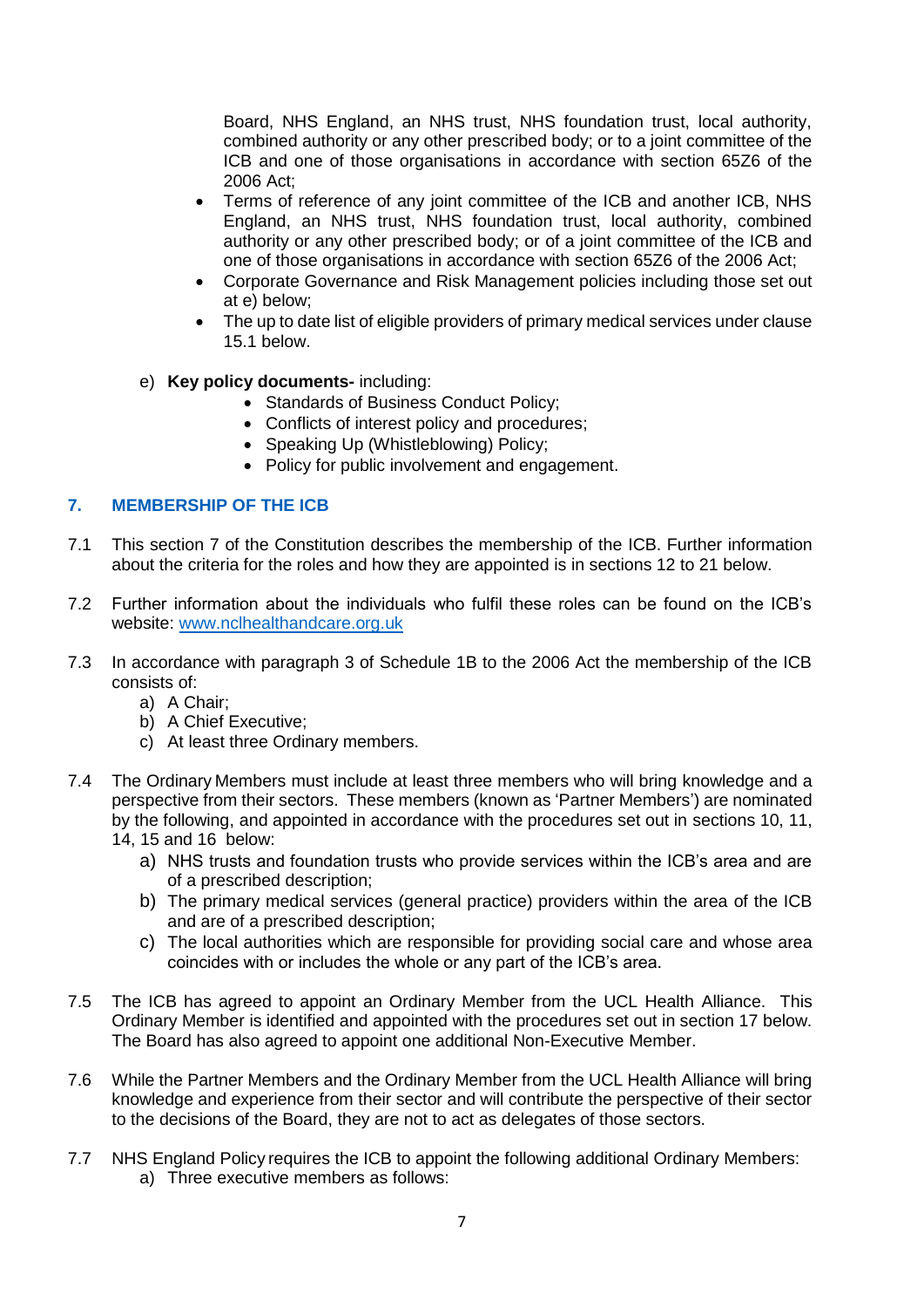Board, NHS England, an NHS trust, NHS foundation trust, local authority, combined authority or any other prescribed body; or to a joint committee of the ICB and one of those organisations in accordance with section 65Z6 of the 2006 Act;

- Terms of reference of any joint committee of the ICB and another ICB, NHS England, an NHS trust, NHS foundation trust, local authority, combined authority or any other prescribed body; or of a joint committee of the ICB and one of those organisations in accordance with section 65Z6 of the 2006 Act;
- Corporate Governance and Risk Management policies including those set out at e) below;
- The up to date list of eligible providers of primary medical services under clause 15.1 below.

e) **Key policy documents-** including:
   - Standards of Business Conduct Policy;
   - Conflicts of interest policy and procedures;
   - Speaking Up (Whistleblowing) Policy;
   - Policy for public involvement and engagement.

## 7. MEMBERSHIP OF THE ICB

7.1 This section 7 of the Constitution describes the membership of the ICB. Further information about the criteria for the roles and how they are appointed is in sections 12 to 21 below.

7.2 Further information about the individuals who fulfil these roles can be found on the ICB's website: [www.nclhealthandcare.org.uk](www.nclhealthandcare.org.uk)

7.3 In accordance with paragraph 3 of Schedule 1B to the 2006 Act the membership of the ICB consists of:
   a) A Chair;
   b) A Chief Executive;
   c) At least three Ordinary members.

7.4 The Ordinary Members must include at least three members who will bring knowledge and a perspective from their sectors. These members (known as 'Partner Members') are nominated by the following, and appointed in accordance with the procedures set out in sections 10, 11, 14, 15 and 16 below:
   a) NHS trusts and foundation trusts who provide services within the ICB's area and are of a prescribed description;
   b) The primary medical services (general practice) providers within the area of the ICB and are of a prescribed description;
   c) The local authorities which are responsible for providing social care and whose area coincides with or includes the whole or any part of the ICB's area.

7.5 The ICB has agreed to appoint an Ordinary Member from the UCL Health Alliance. This Ordinary Member is identified and appointed with the procedures set out in section 17 below. The Board has also agreed to appoint one additional Non-Executive Member.

7.6 While the Partner Members and the Ordinary Member from the UCL Health Alliance will bring knowledge and experience from their sector and will contribute the perspective of their sector to the decisions of the Board, they are not to act as delegates of those sectors.

7.7 NHS England Policy requires the ICB to appoint the following additional Ordinary Members:
   a) Three executive members as follows: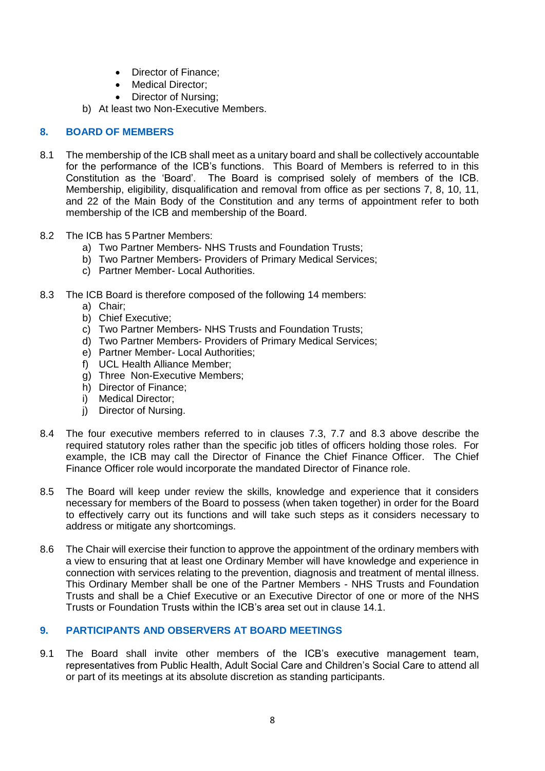- Director of Finance;
- Medical Director;
- Director of Nursing;

b) At least two Non-Executive Members.

## 8. BOARD OF MEMBERS

8.1 The membership of the ICB shall meet as a unitary board and shall be collectively accountable for the performance of the ICB's functions. This Board of Members is referred to in this Constitution as the 'Board'. The Board is comprised solely of members of the ICB. Membership, eligibility, disqualification and removal from office as per sections 7, 8, 10, 11, and 22 of the Main Body of the Constitution and any terms of appointment refer to both membership of the ICB and membership of the Board.

8.2 The ICB has 5 Partner Members:

a) Two Partner Members- NHS Trusts and Foundation Trusts;
b) Two Partner Members- Providers of Primary Medical Services;
c) Partner Member- Local Authorities.

8.3 The ICB Board is therefore composed of the following 14 members:

a) Chair;
b) Chief Executive;
c) Two Partner Members- NHS Trusts and Foundation Trusts;
d) Two Partner Members- Providers of Primary Medical Services;
e) Partner Member- Local Authorities;
f) UCL Health Alliance Member;
g) Three Non-Executive Members;
h) Director of Finance;
i) Medical Director;
j) Director of Nursing.

8.4 The four executive members referred to in clauses 7.3, 7.7 and 8.3 above describe the required statutory roles rather than the specific job titles of officers holding those roles. For example, the ICB may call the Director of Finance the Chief Finance Officer. The Chief Finance Officer role would incorporate the mandated Director of Finance role.

8.5 The Board will keep under review the skills, knowledge and experience that it considers necessary for members of the Board to possess (when taken together) in order for the Board to effectively carry out its functions and will take such steps as it considers necessary to address or mitigate any shortcomings.

8.6 The Chair will exercise their function to approve the appointment of the ordinary members with a view to ensuring that at least one Ordinary Member will have knowledge and experience in connection with services relating to the prevention, diagnosis and treatment of mental illness. This Ordinary Member shall be one of the Partner Members - NHS Trusts and Foundation Trusts and shall be a Chief Executive or an Executive Director of one or more of the NHS Trusts or Foundation Trusts within the ICB's area set out in clause 14.1.

## 9. PARTICIPANTS AND OBSERVERS AT BOARD MEETINGS

9.1 The Board shall invite other members of the ICB's executive management team, representatives from Public Health, Adult Social Care and Children's Social Care to attend all or part of its meetings at its absolute discretion as standing participants.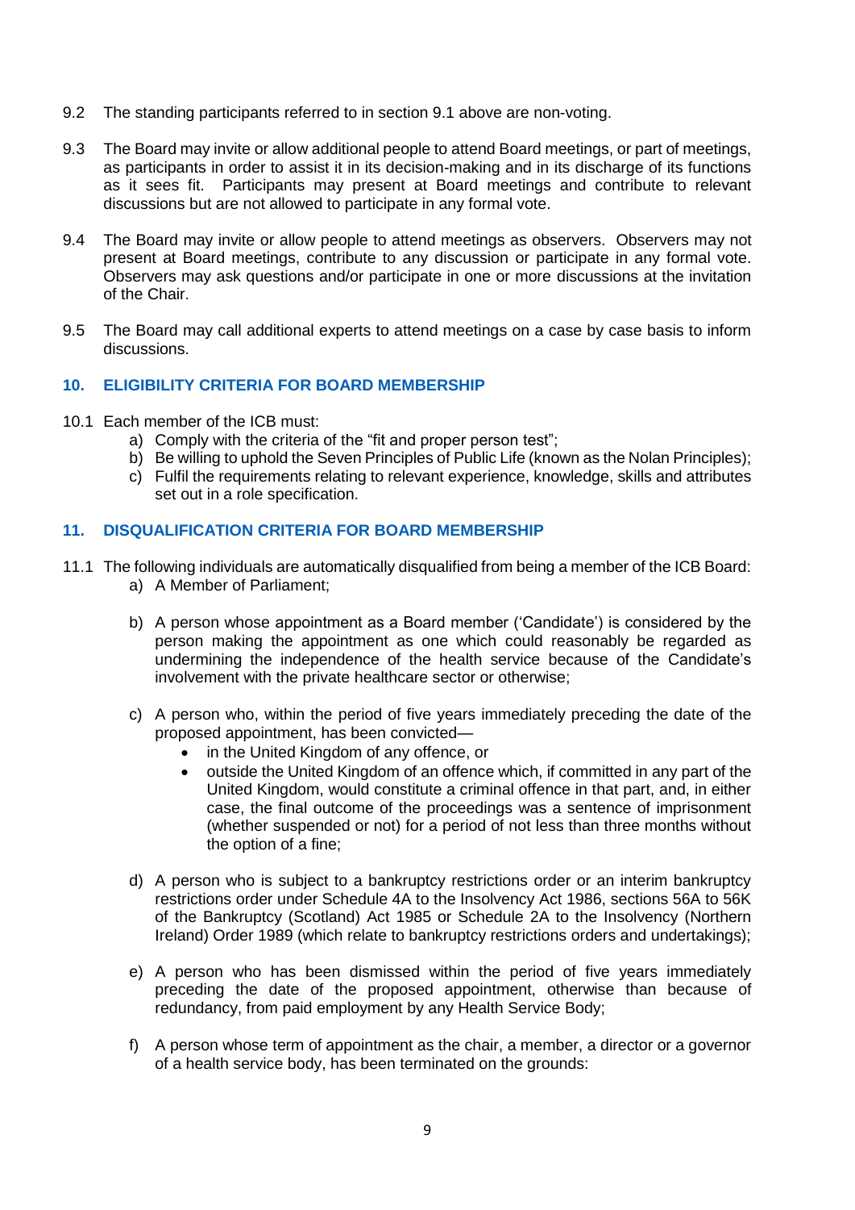9.2 The standing participants referred to in section 9.1 above are non-voting.

9.3 The Board may invite or allow additional people to attend Board meetings, or part of meetings, as participants in order to assist it in its decision-making and in its discharge of its functions as it sees fit. Participants may present at Board meetings and contribute to relevant discussions but are not allowed to participate in any formal vote.

9.4 The Board may invite or allow people to attend meetings as observers. Observers may not present at Board meetings, contribute to any discussion or participate in any formal vote. Observers may ask questions and/or participate in one or more discussions at the invitation of the Chair.

9.5 The Board may call additional experts to attend meetings on a case by case basis to inform discussions.

## 10. ELIGIBILITY CRITERIA FOR BOARD MEMBERSHIP

10.1 Each member of the ICB must:

a) Comply with the criteria of the "fit and proper person test";
b) Be willing to uphold the Seven Principles of Public Life (known as the Nolan Principles);
c) Fulfil the requirements relating to relevant experience, knowledge, skills and attributes set out in a role specification.

## 11. DISQUALIFICATION CRITERIA FOR BOARD MEMBERSHIP

11.1 The following individuals are automatically disqualified from being a member of the ICB Board:

a) A Member of Parliament;

b) A person whose appointment as a Board member ('Candidate') is considered by the person making the appointment as one which could reasonably be regarded as undermining the independence of the health service because of the Candidate's involvement with the private healthcare sector or otherwise;

c) A person who, within the period of five years immediately preceding the date of the proposed appointment, has been convicted—
   - in the United Kingdom of any offence, or
   - outside the United Kingdom of an offence which, if committed in any part of the United Kingdom, would constitute a criminal offence in that part, and, in either case, the final outcome of the proceedings was a sentence of imprisonment (whether suspended or not) for a period of not less than three months without the option of a fine;

d) A person who is subject to a bankruptcy restrictions order or an interim bankruptcy restrictions order under Schedule 4A to the Insolvency Act 1986, sections 56A to 56K of the Bankruptcy (Scotland) Act 1985 or Schedule 2A to the Insolvency (Northern Ireland) Order 1989 (which relate to bankruptcy restrictions orders and undertakings);

e) A person who has been dismissed within the period of five years immediately preceding the date of the proposed appointment, otherwise than because of redundancy, from paid employment by any Health Service Body;

f) A person whose term of appointment as the chair, a member, a director or a governor of a health service body, has been terminated on the grounds: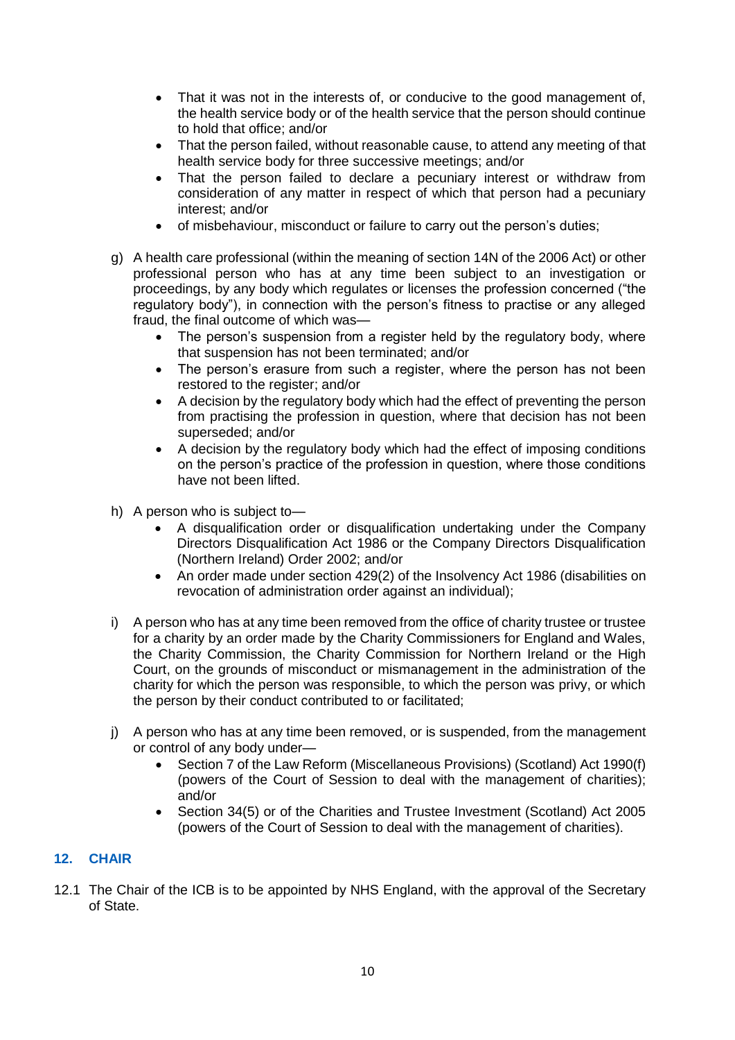- That it was not in the interests of, or conducive to the good management of, the health service body or of the health service that the person should continue to hold that office; and/or
- That the person failed, without reasonable cause, to attend any meeting of that health service body for three successive meetings; and/or
- That the person failed to declare a pecuniary interest or withdraw from consideration of any matter in respect of which that person had a pecuniary interest; and/or
- of misbehaviour, misconduct or failure to carry out the person's duties;

g) A health care professional (within the meaning of section 14N of the 2006 Act) or other professional person who has at any time been subject to an investigation or proceedings, by any body which regulates or licenses the profession concerned ("the regulatory body"), in connection with the person's fitness to practise or any alleged fraud, the final outcome of which was—
  - The person's suspension from a register held by the regulatory body, where that suspension has not been terminated; and/or
  - The person's erasure from such a register, where the person has not been restored to the register; and/or
  - A decision by the regulatory body which had the effect of preventing the person from practising the profession in question, where that decision has not been superseded; and/or
  - A decision by the regulatory body which had the effect of imposing conditions on the person's practice of the profession in question, where those conditions have not been lifted.

h) A person who is subject to—
  - A disqualification order or disqualification undertaking under the Company Directors Disqualification Act 1986 or the Company Directors Disqualification (Northern Ireland) Order 2002; and/or
  - An order made under section 429(2) of the Insolvency Act 1986 (disabilities on revocation of administration order against an individual);

i) A person who has at any time been removed from the office of charity trustee or trustee for a charity by an order made by the Charity Commissioners for England and Wales, the Charity Commission, the Charity Commission for Northern Ireland or the High Court, on the grounds of misconduct or mismanagement in the administration of the charity for which the person was responsible, to which the person was privy, or which the person by their conduct contributed to or facilitated;

j) A person who has at any time been removed, or is suspended, from the management or control of any body under—
  - Section 7 of the Law Reform (Miscellaneous Provisions) (Scotland) Act 1990(f) (powers of the Court of Session to deal with the management of charities); and/or
  - Section 34(5) or of the Charities and Trustee Investment (Scotland) Act 2005 (powers of the Court of Session to deal with the management of charities).

## 12. CHAIR

12.1 The Chair of the ICB is to be appointed by NHS England, with the approval of the Secretary of State.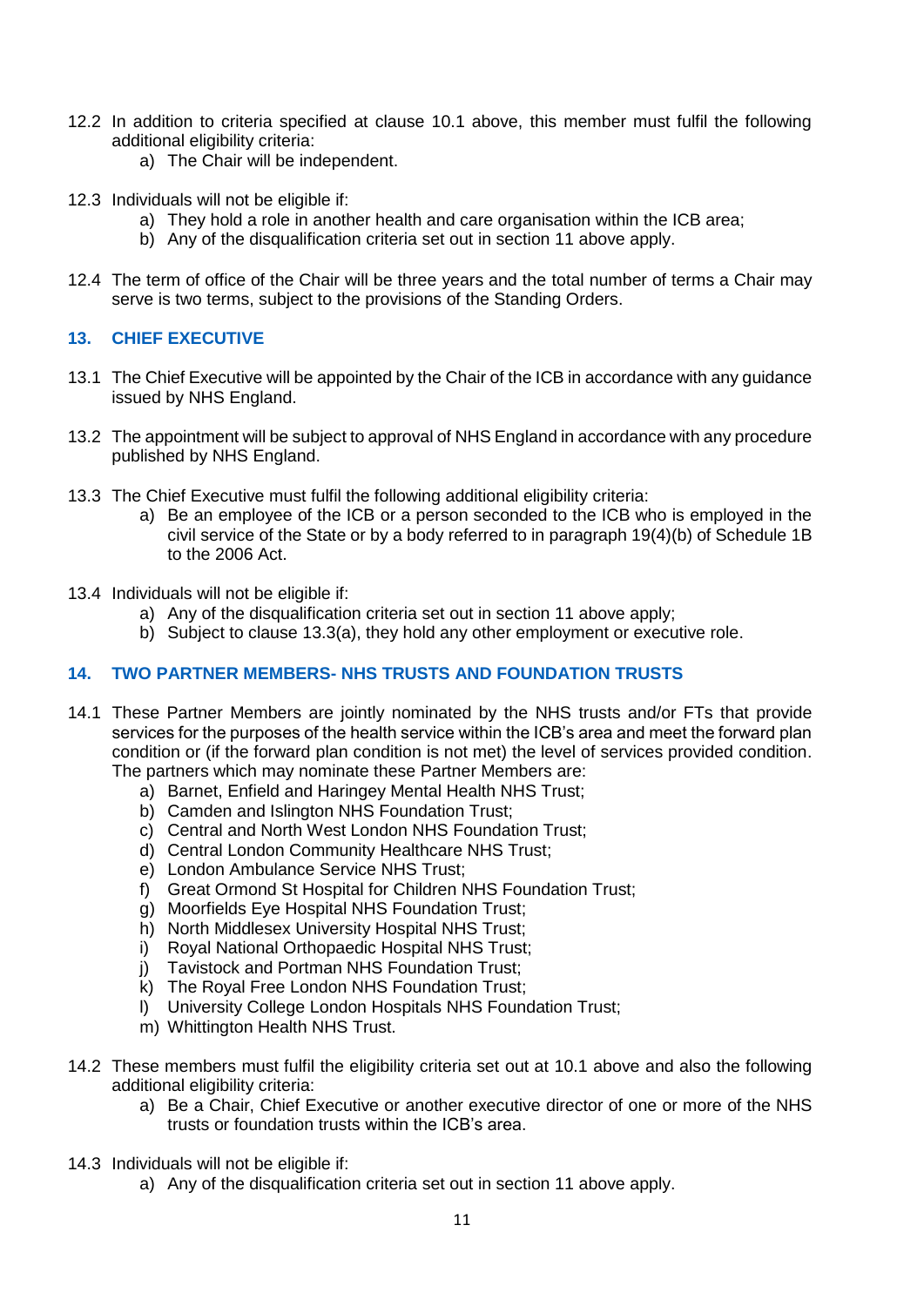12.2 In addition to criteria specified at clause 10.1 above, this member must fulfil the following additional eligibility criteria:

   a) The Chair will be independent.

12.3 Individuals will not be eligible if:

   a) They hold a role in another health and care organisation within the ICB area;
   b) Any of the disqualification criteria set out in section 11 above apply.

12.4 The term of office of the Chair will be three years and the total number of terms a Chair may serve is two terms, subject to the provisions of the Standing Orders.

## 13. CHIEF EXECUTIVE

13.1 The Chief Executive will be appointed by the Chair of the ICB in accordance with any guidance issued by NHS England.

13.2 The appointment will be subject to approval of NHS England in accordance with any procedure published by NHS England.

13.3 The Chief Executive must fulfil the following additional eligibility criteria:

   a) Be an employee of the ICB or a person seconded to the ICB who is employed in the civil service of the State or by a body referred to in paragraph 19(4)(b) of Schedule 1B to the 2006 Act.

13.4 Individuals will not be eligible if:

   a) Any of the disqualification criteria set out in section 11 above apply;
   b) Subject to clause 13.3(a), they hold any other employment or executive role.

## 14. TWO PARTNER MEMBERS- NHS TRUSTS AND FOUNDATION TRUSTS

14.1 These Partner Members are jointly nominated by the NHS trusts and/or FTs that provide services for the purposes of the health service within the ICB's area and meet the forward plan condition or (if the forward plan condition is not met) the level of services provided condition. The partners which may nominate these Partner Members are:

   a) Barnet, Enfield and Haringey Mental Health NHS Trust;
   b) Camden and Islington NHS Foundation Trust;
   c) Central and North West London NHS Foundation Trust;
   d) Central London Community Healthcare NHS Trust;
   e) London Ambulance Service NHS Trust;
   f) Great Ormond St Hospital for Children NHS Foundation Trust;
   g) Moorfields Eye Hospital NHS Foundation Trust;
   h) North Middlesex University Hospital NHS Trust;
   i) Royal National Orthopaedic Hospital NHS Trust;
   j) Tavistock and Portman NHS Foundation Trust;
   k) The Royal Free London NHS Foundation Trust;
   l) University College London Hospitals NHS Foundation Trust;
   m) Whittington Health NHS Trust.

14.2 These members must fulfil the eligibility criteria set out at 10.1 above and also the following additional eligibility criteria:

   a) Be a Chair, Chief Executive or another executive director of one or more of the NHS trusts or foundation trusts within the ICB's area.

14.3 Individuals will not be eligible if:

   a) Any of the disqualification criteria set out in section 11 above apply.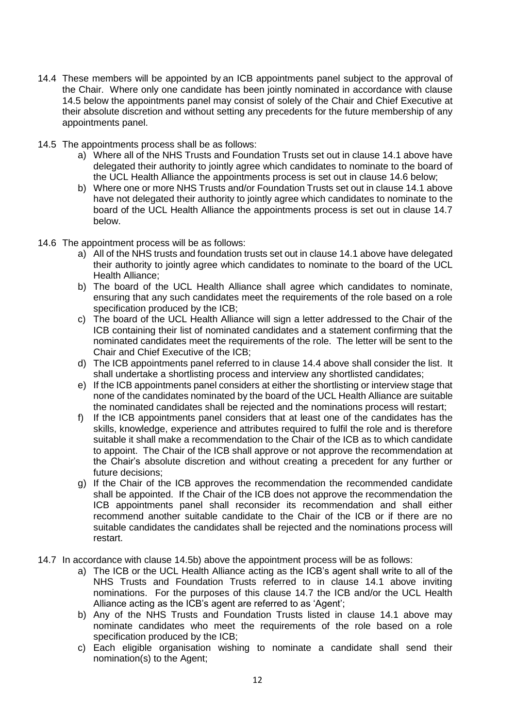14.4 These members will be appointed by an ICB appointments panel subject to the approval of the Chair. Where only one candidate has been jointly nominated in accordance with clause 14.5 below the appointments panel may consist of solely of the Chair and Chief Executive at their absolute discretion and without setting any precedents for the future membership of any appointments panel.

14.5 The appointments process shall be as follows:

a) Where all of the NHS Trusts and Foundation Trusts set out in clause 14.1 above have delegated their authority to jointly agree which candidates to nominate to the board of the UCL Health Alliance the appointments process is set out in clause 14.6 below;

b) Where one or more NHS Trusts and/or Foundation Trusts set out in clause 14.1 above have not delegated their authority to jointly agree which candidates to nominate to the board of the UCL Health Alliance the appointments process is set out in clause 14.7 below.

14.6 The appointment process will be as follows:

a) All of the NHS trusts and foundation trusts set out in clause 14.1 above have delegated their authority to jointly agree which candidates to nominate to the board of the UCL Health Alliance;

b) The board of the UCL Health Alliance shall agree which candidates to nominate, ensuring that any such candidates meet the requirements of the role based on a role specification produced by the ICB;

c) The board of the UCL Health Alliance will sign a letter addressed to the Chair of the ICB containing their list of nominated candidates and a statement confirming that the nominated candidates meet the requirements of the role. The letter will be sent to the Chair and Chief Executive of the ICB;

d) The ICB appointments panel referred to in clause 14.4 above shall consider the list. It shall undertake a shortlisting process and interview any shortlisted candidates;

e) If the ICB appointments panel considers at either the shortlisting or interview stage that none of the candidates nominated by the board of the UCL Health Alliance are suitable the nominated candidates shall be rejected and the nominations process will restart;

f) If the ICB appointments panel considers that at least one of the candidates has the skills, knowledge, experience and attributes required to fulfil the role and is therefore suitable it shall make a recommendation to the Chair of the ICB as to which candidate to appoint. The Chair of the ICB shall approve or not approve the recommendation at the Chair's absolute discretion and without creating a precedent for any further or future decisions;

g) If the Chair of the ICB approves the recommendation the recommended candidate shall be appointed. If the Chair of the ICB does not approve the recommendation the ICB appointments panel shall reconsider its recommendation and shall either recommend another suitable candidate to the Chair of the ICB or if there are no suitable candidates the candidates shall be rejected and the nominations process will restart.

14.7 In accordance with clause 14.5b) above the appointment process will be as follows:

a) The ICB or the UCL Health Alliance acting as the ICB's agent shall write to all of the NHS Trusts and Foundation Trusts referred to in clause 14.1 above inviting nominations. For the purposes of this clause 14.7 the ICB and/or the UCL Health Alliance acting as the ICB's agent are referred to as 'Agent';

b) Any of the NHS Trusts and Foundation Trusts listed in clause 14.1 above may nominate candidates who meet the requirements of the role based on a role specification produced by the ICB;

c) Each eligible organisation wishing to nominate a candidate shall send their nomination(s) to the Agent;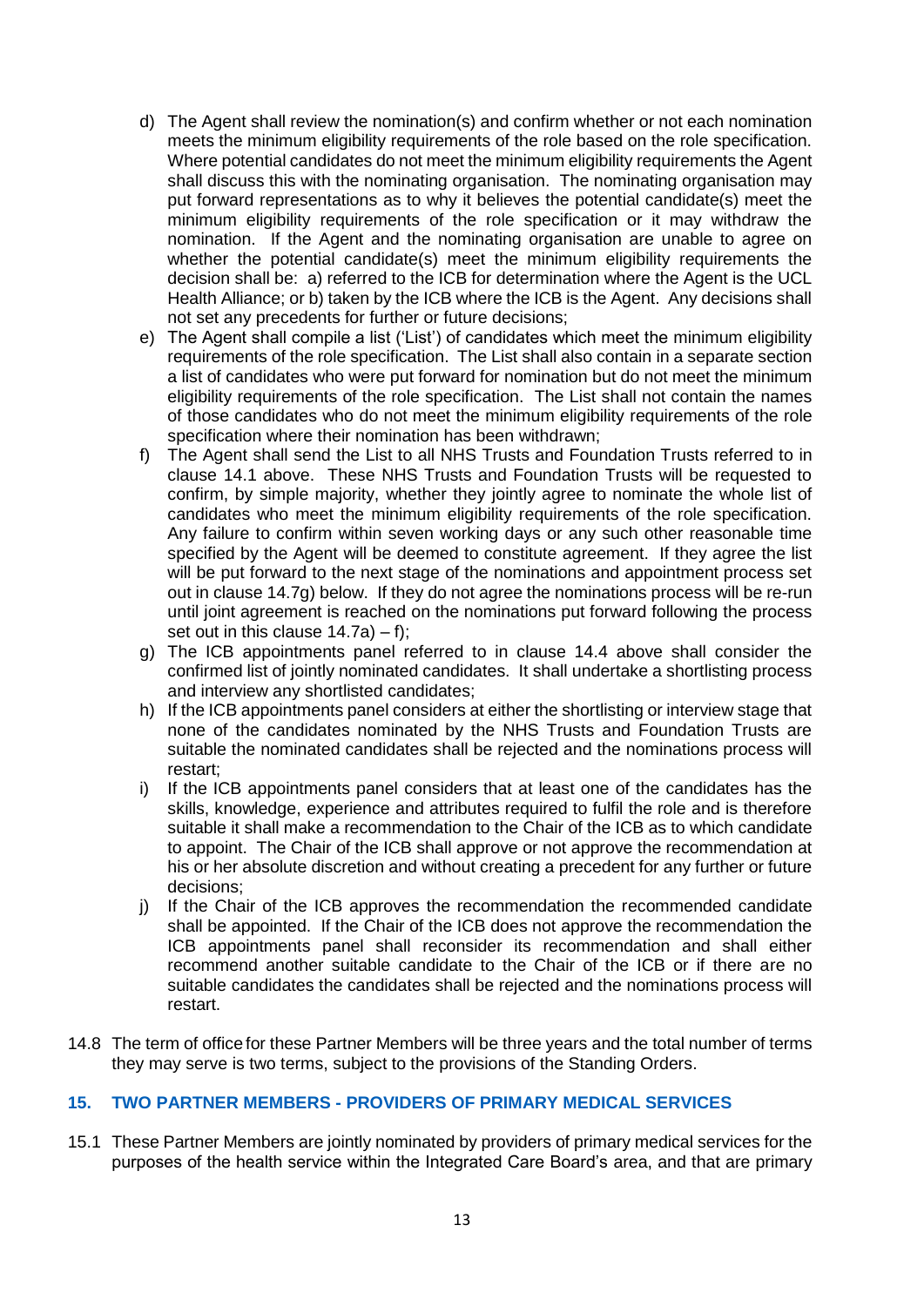d) The Agent shall review the nomination(s) and confirm whether or not each nomination meets the minimum eligibility requirements of the role based on the role specification. Where potential candidates do not meet the minimum eligibility requirements the Agent shall discuss this with the nominating organisation. The nominating organisation may put forward representations as to why it believes the potential candidate(s) meet the minimum eligibility requirements of the role specification or it may withdraw the nomination. If the Agent and the nominating organisation are unable to agree on whether the potential candidate(s) meet the minimum eligibility requirements the decision shall be: a) referred to the ICB for determination where the Agent is the UCL Health Alliance; or b) taken by the ICB where the ICB is the Agent. Any decisions shall not set any precedents for further or future decisions;

e) The Agent shall compile a list ('List') of candidates which meet the minimum eligibility requirements of the role specification. The List shall also contain in a separate section a list of candidates who were put forward for nomination but do not meet the minimum eligibility requirements of the role specification. The List shall not contain the names of those candidates who do not meet the minimum eligibility requirements of the role specification where their nomination has been withdrawn;

f) The Agent shall send the List to all NHS Trusts and Foundation Trusts referred to in clause 14.1 above. These NHS Trusts and Foundation Trusts will be requested to confirm, by simple majority, whether they jointly agree to nominate the whole list of candidates who meet the minimum eligibility requirements of the role specification. Any failure to confirm within seven working days or any such other reasonable time specified by the Agent will be deemed to constitute agreement. If they agree the list will be put forward to the next stage of the nominations and appointment process set out in clause 14.7g) below. If they do not agree the nominations process will be re-run until joint agreement is reached on the nominations put forward following the process set out in this clause 14.7a) – f);

g) The ICB appointments panel referred to in clause 14.4 above shall consider the confirmed list of jointly nominated candidates. It shall undertake a shortlisting process and interview any shortlisted candidates;

h) If the ICB appointments panel considers at either the shortlisting or interview stage that none of the candidates nominated by the NHS Trusts and Foundation Trusts are suitable the nominated candidates shall be rejected and the nominations process will restart;

i) If the ICB appointments panel considers that at least one of the candidates has the skills, knowledge, experience and attributes required to fulfil the role and is therefore suitable it shall make a recommendation to the Chair of the ICB as to which candidate to appoint. The Chair of the ICB shall approve or not approve the recommendation at his or her absolute discretion and without creating a precedent for any further or future decisions;

j) If the Chair of the ICB approves the recommendation the recommended candidate shall be appointed. If the Chair of the ICB does not approve the recommendation the ICB appointments panel shall reconsider its recommendation and shall either recommend another suitable candidate to the Chair of the ICB or if there are no suitable candidates the candidates shall be rejected and the nominations process will restart.

14.8 The term of office for these Partner Members will be three years and the total number of terms they may serve is two terms, subject to the provisions of the Standing Orders.

## 15. TWO PARTNER MEMBERS - PROVIDERS OF PRIMARY MEDICAL SERVICES

15.1 These Partner Members are jointly nominated by providers of primary medical services for the purposes of the health service within the Integrated Care Board's area, and that are primary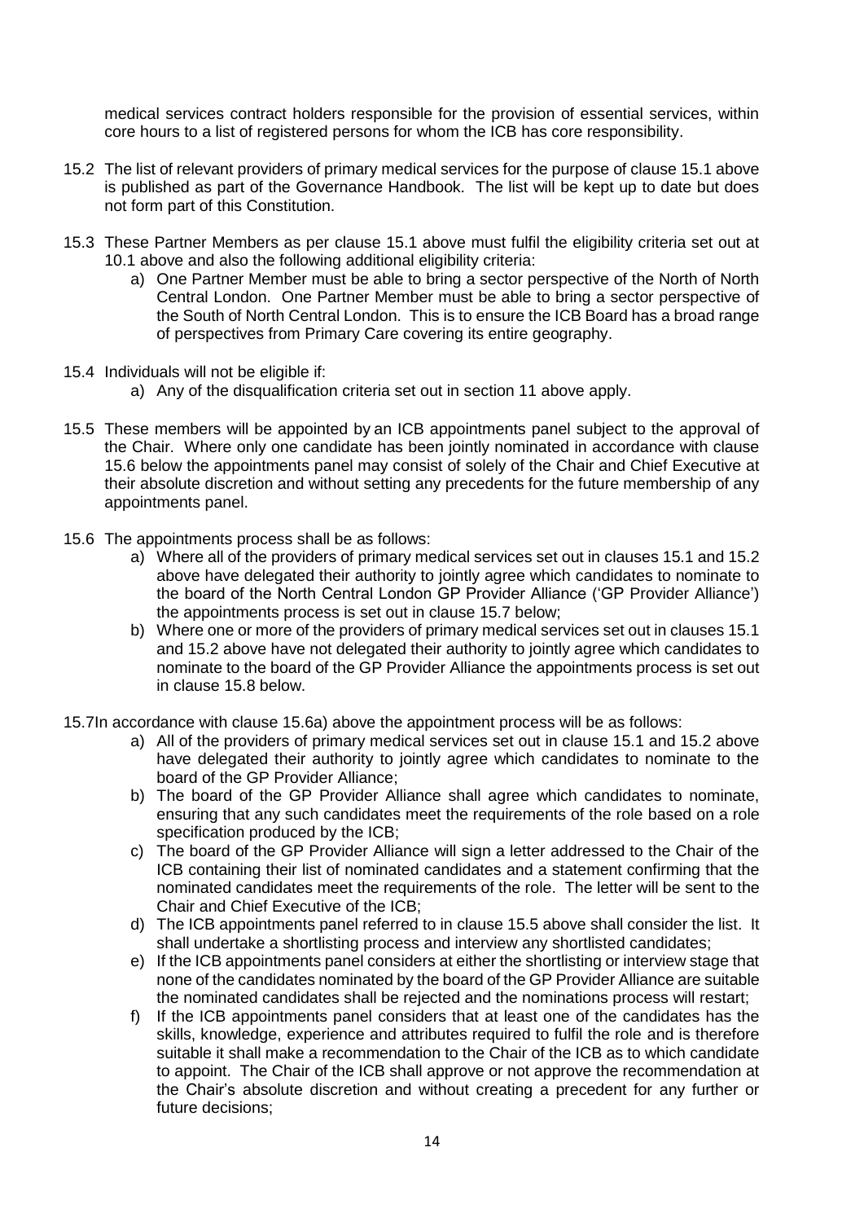medical services contract holders responsible for the provision of essential services, within core hours to a list of registered persons for whom the ICB has core responsibility.

15.2 The list of relevant providers of primary medical services for the purpose of clause 15.1 above is published as part of the Governance Handbook. The list will be kept up to date but does not form part of this Constitution.

15.3 These Partner Members as per clause 15.1 above must fulfil the eligibility criteria set out at 10.1 above and also the following additional eligibility criteria:

a) One Partner Member must be able to bring a sector perspective of the North of North Central London. One Partner Member must be able to bring a sector perspective of the South of North Central London. This is to ensure the ICB Board has a broad range of perspectives from Primary Care covering its entire geography.

15.4 Individuals will not be eligible if:

a) Any of the disqualification criteria set out in section 11 above apply.

15.5 These members will be appointed by an ICB appointments panel subject to the approval of the Chair. Where only one candidate has been jointly nominated in accordance with clause 15.6 below the appointments panel may consist of solely of the Chair and Chief Executive at their absolute discretion and without setting any precedents for the future membership of any appointments panel.

15.6 The appointments process shall be as follows:

a) Where all of the providers of primary medical services set out in clauses 15.1 and 15.2 above have delegated their authority to jointly agree which candidates to nominate to the board of the North Central London GP Provider Alliance ('GP Provider Alliance') the appointments process is set out in clause 15.7 below;

b) Where one or more of the providers of primary medical services set out in clauses 15.1 and 15.2 above have not delegated their authority to jointly agree which candidates to nominate to the board of the GP Provider Alliance the appointments process is set out in clause 15.8 below.

15.7 In accordance with clause 15.6a) above the appointment process will be as follows:

a) All of the providers of primary medical services set out in clause 15.1 and 15.2 above have delegated their authority to jointly agree which candidates to nominate to the board of the GP Provider Alliance;

b) The board of the GP Provider Alliance shall agree which candidates to nominate, ensuring that any such candidates meet the requirements of the role based on a role specification produced by the ICB;

c) The board of the GP Provider Alliance will sign a letter addressed to the Chair of the ICB containing their list of nominated candidates and a statement confirming that the nominated candidates meet the requirements of the role. The letter will be sent to the Chair and Chief Executive of the ICB;

d) The ICB appointments panel referred to in clause 15.5 above shall consider the list. It shall undertake a shortlisting process and interview any shortlisted candidates;

e) If the ICB appointments panel considers at either the shortlisting or interview stage that none of the candidates nominated by the board of the GP Provider Alliance are suitable the nominated candidates shall be rejected and the nominations process will restart;

f) If the ICB appointments panel considers that at least one of the candidates has the skills, knowledge, experience and attributes required to fulfil the role and is therefore suitable it shall make a recommendation to the Chair of the ICB as to which candidate to appoint. The Chair of the ICB shall approve or not approve the recommendation at the Chair's absolute discretion and without creating a precedent for any further or future decisions;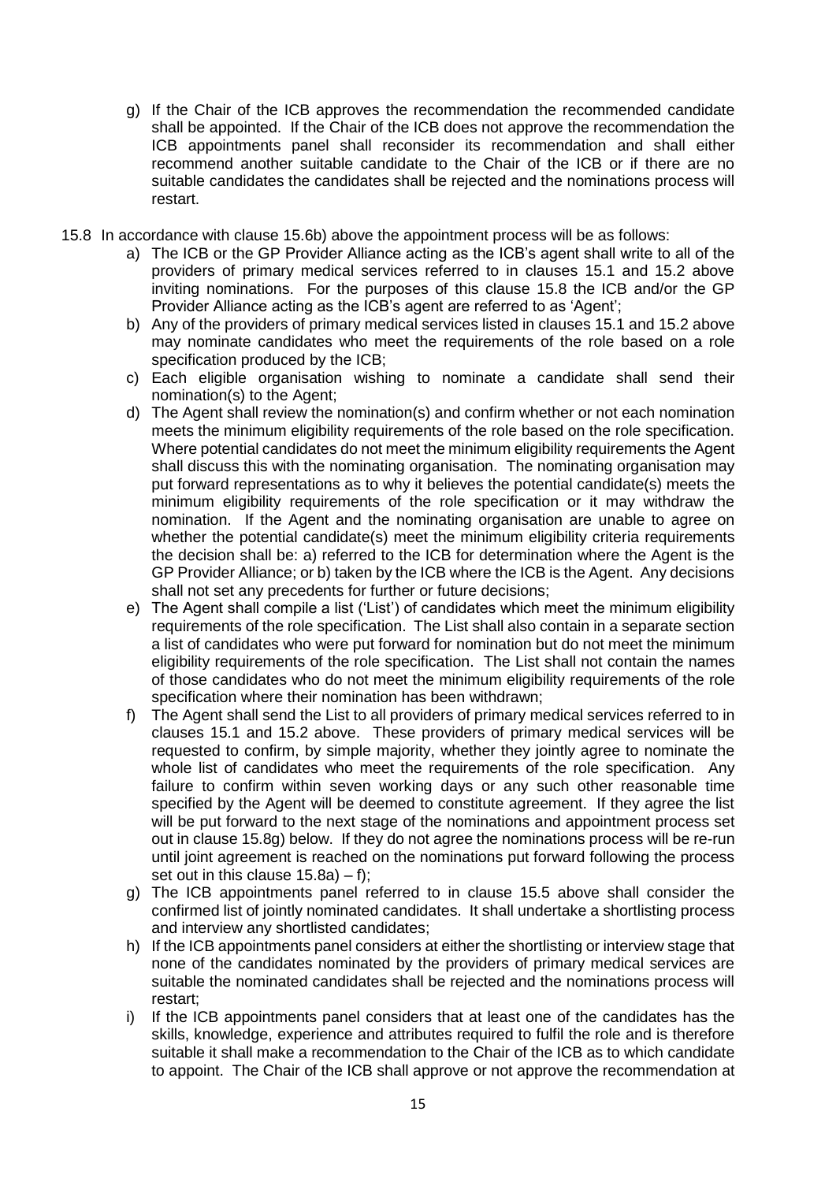g) If the Chair of the ICB approves the recommendation the recommended candidate shall be appointed. If the Chair of the ICB does not approve the recommendation the ICB appointments panel shall reconsider its recommendation and shall either recommend another suitable candidate to the Chair of the ICB or if there are no suitable candidates the candidates shall be rejected and the nominations process will restart.

15.8 In accordance with clause 15.6b) above the appointment process will be as follows:

a) The ICB or the GP Provider Alliance acting as the ICB's agent shall write to all of the providers of primary medical services referred to in clauses 15.1 and 15.2 above inviting nominations. For the purposes of this clause 15.8 the ICB and/or the GP Provider Alliance acting as the ICB's agent are referred to as 'Agent';

b) Any of the providers of primary medical services listed in clauses 15.1 and 15.2 above may nominate candidates who meet the requirements of the role based on a role specification produced by the ICB;

c) Each eligible organisation wishing to nominate a candidate shall send their nomination(s) to the Agent;

d) The Agent shall review the nomination(s) and confirm whether or not each nomination meets the minimum eligibility requirements of the role based on the role specification. Where potential candidates do not meet the minimum eligibility requirements the Agent shall discuss this with the nominating organisation. The nominating organisation may put forward representations as to why it believes the potential candidate(s) meets the minimum eligibility requirements of the role specification or it may withdraw the nomination. If the Agent and the nominating organisation are unable to agree on whether the potential candidate(s) meet the minimum eligibility criteria requirements the decision shall be: a) referred to the ICB for determination where the Agent is the GP Provider Alliance; or b) taken by the ICB where the ICB is the Agent. Any decisions shall not set any precedents for further or future decisions;

e) The Agent shall compile a list ('List') of candidates which meet the minimum eligibility requirements of the role specification. The List shall also contain in a separate section a list of candidates who were put forward for nomination but do not meet the minimum eligibility requirements of the role specification. The List shall not contain the names of those candidates who do not meet the minimum eligibility requirements of the role specification where their nomination has been withdrawn;

f) The Agent shall send the List to all providers of primary medical services referred to in clauses 15.1 and 15.2 above. These providers of primary medical services will be requested to confirm, by simple majority, whether they jointly agree to nominate the whole list of candidates who meet the requirements of the role specification. Any failure to confirm within seven working days or any such other reasonable time specified by the Agent will be deemed to constitute agreement. If they agree the list will be put forward to the next stage of the nominations and appointment process set out in clause 15.8g) below. If they do not agree the nominations process will be re-run until joint agreement is reached on the nominations put forward following the process set out in this clause 15.8a) – f);

g) The ICB appointments panel referred to in clause 15.5 above shall consider the confirmed list of jointly nominated candidates. It shall undertake a shortlisting process and interview any shortlisted candidates;

h) If the ICB appointments panel considers at either the shortlisting or interview stage that none of the candidates nominated by the providers of primary medical services are suitable the nominated candidates shall be rejected and the nominations process will restart;

i) If the ICB appointments panel considers that at least one of the candidates has the skills, knowledge, experience and attributes required to fulfil the role and is therefore suitable it shall make a recommendation to the Chair of the ICB as to which candidate to appoint. The Chair of the ICB shall approve or not approve the recommendation at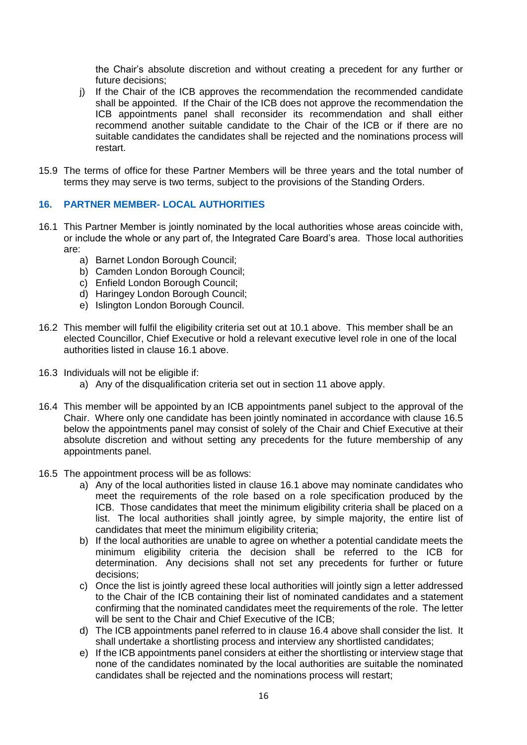the Chair's absolute discretion and without creating a precedent for any further or future decisions;

j) If the Chair of the ICB approves the recommendation the recommended candidate shall be appointed. If the Chair of the ICB does not approve the recommendation the ICB appointments panel shall reconsider its recommendation and shall either recommend another suitable candidate to the Chair of the ICB or if there are no suitable candidates the candidates shall be rejected and the nominations process will restart.

15.9 The terms of office for these Partner Members will be three years and the total number of terms they may serve is two terms, subject to the provisions of the Standing Orders.

### 16. PARTNER MEMBER- LOCAL AUTHORITIES

16.1 This Partner Member is jointly nominated by the local authorities whose areas coincide with, or include the whole or any part of, the Integrated Care Board's area. Those local authorities are:

a) Barnet London Borough Council;
b) Camden London Borough Council;
c) Enfield London Borough Council;
d) Haringey London Borough Council;
e) Islington London Borough Council.

16.2 This member will fulfil the eligibility criteria set out at 10.1 above. This member shall be an elected Councillor, Chief Executive or hold a relevant executive level role in one of the local authorities listed in clause 16.1 above.

16.3 Individuals will not be eligible if:

a) Any of the disqualification criteria set out in section 11 above apply.

16.4 This member will be appointed by an ICB appointments panel subject to the approval of the Chair. Where only one candidate has been jointly nominated in accordance with clause 16.5 below the appointments panel may consist of solely of the Chair and Chief Executive at their absolute discretion and without setting any precedents for the future membership of any appointments panel.

16.5 The appointment process will be as follows:

a) Any of the local authorities listed in clause 16.1 above may nominate candidates who meet the requirements of the role based on a role specification produced by the ICB. Those candidates that meet the minimum eligibility criteria shall be placed on a list. The local authorities shall jointly agree, by simple majority, the entire list of candidates that meet the minimum eligibility criteria;
b) If the local authorities are unable to agree on whether a potential candidate meets the minimum eligibility criteria the decision shall be referred to the ICB for determination. Any decisions shall not set any precedents for further or future decisions;
c) Once the list is jointly agreed these local authorities will jointly sign a letter addressed to the Chair of the ICB containing their list of nominated candidates and a statement confirming that the nominated candidates meet the requirements of the role. The letter will be sent to the Chair and Chief Executive of the ICB;
d) The ICB appointments panel referred to in clause 16.4 above shall consider the list. It shall undertake a shortlisting process and interview any shortlisted candidates;
e) If the ICB appointments panel considers at either the shortlisting or interview stage that none of the candidates nominated by the local authorities are suitable the nominated candidates shall be rejected and the nominations process will restart;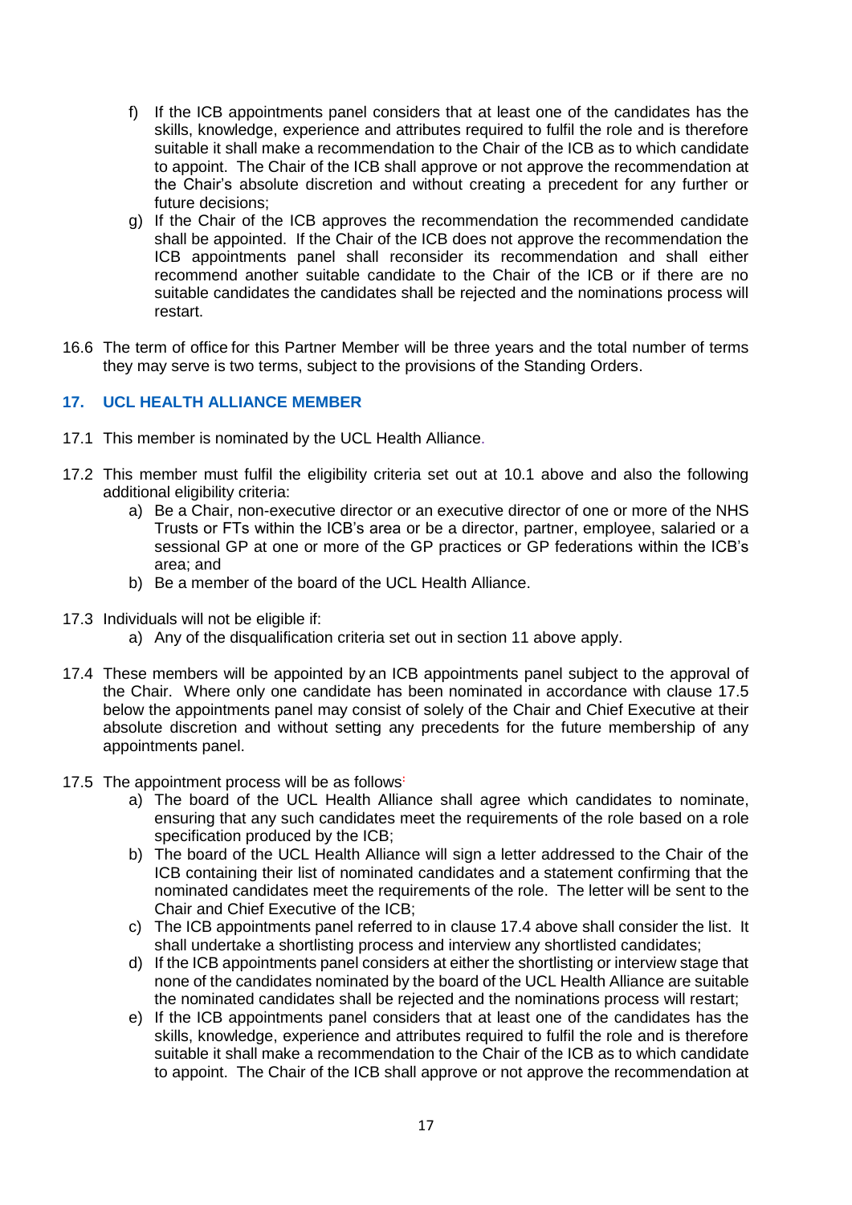f) If the ICB appointments panel considers that at least one of the candidates has the skills, knowledge, experience and attributes required to fulfil the role and is therefore suitable it shall make a recommendation to the Chair of the ICB as to which candidate to appoint. The Chair of the ICB shall approve or not approve the recommendation at the Chair's absolute discretion and without creating a precedent for any further or future decisions;

g) If the Chair of the ICB approves the recommendation the recommended candidate shall be appointed. If the Chair of the ICB does not approve the recommendation the ICB appointments panel shall reconsider its recommendation and shall either recommend another suitable candidate to the Chair of the ICB or if there are no suitable candidates the candidates shall be rejected and the nominations process will restart.

16.6 The term of office for this Partner Member will be three years and the total number of terms they may serve is two terms, subject to the provisions of the Standing Orders.

## 17. UCL HEALTH ALLIANCE MEMBER

17.1 This member is nominated by the UCL Health Alliance.

17.2 This member must fulfil the eligibility criteria set out at 10.1 above and also the following additional eligibility criteria:

a) Be a Chair, non-executive director or an executive director of one or more of the NHS Trusts or FTs within the ICB's area or be a director, partner, employee, salaried or a sessional GP at one or more of the GP practices or GP federations within the ICB's area; and

b) Be a member of the board of the UCL Health Alliance.

17.3 Individuals will not be eligible if:

a) Any of the disqualification criteria set out in section 11 above apply.

17.4 These members will be appointed by an ICB appointments panel subject to the approval of the Chair. Where only one candidate has been nominated in accordance with clause 17.5 below the appointments panel may consist of solely of the Chair and Chief Executive at their absolute discretion and without setting any precedents for the future membership of any appointments panel.

17.5 The appointment process will be as follows:

a) The board of the UCL Health Alliance shall agree which candidates to nominate, ensuring that any such candidates meet the requirements of the role based on a role specification produced by the ICB;

b) The board of the UCL Health Alliance will sign a letter addressed to the Chair of the ICB containing their list of nominated candidates and a statement confirming that the nominated candidates meet the requirements of the role. The letter will be sent to the Chair and Chief Executive of the ICB;

c) The ICB appointments panel referred to in clause 17.4 above shall consider the list. It shall undertake a shortlisting process and interview any shortlisted candidates;

d) If the ICB appointments panel considers at either the shortlisting or interview stage that none of the candidates nominated by the board of the UCL Health Alliance are suitable the nominated candidates shall be rejected and the nominations process will restart;

e) If the ICB appointments panel considers that at least one of the candidates has the skills, knowledge, experience and attributes required to fulfil the role and is therefore suitable it shall make a recommendation to the Chair of the ICB as to which candidate to appoint. The Chair of the ICB shall approve or not approve the recommendation at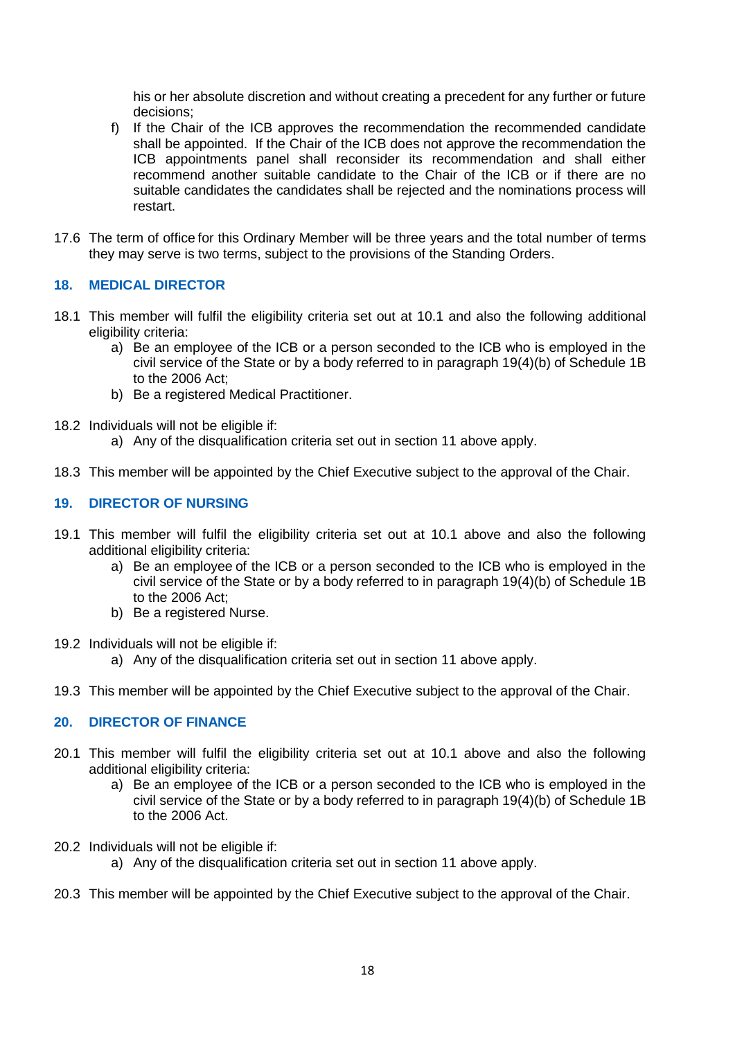his or her absolute discretion and without creating a precedent for any further or future decisions;

f) If the Chair of the ICB approves the recommendation the recommended candidate shall be appointed. If the Chair of the ICB does not approve the recommendation the ICB appointments panel shall reconsider its recommendation and shall either recommend another suitable candidate to the Chair of the ICB or if there are no suitable candidates the candidates shall be rejected and the nominations process will restart.

17.6 The term of office for this Ordinary Member will be three years and the total number of terms they may serve is two terms, subject to the provisions of the Standing Orders.

## 18. MEDICAL DIRECTOR

18.1 This member will fulfil the eligibility criteria set out at 10.1 and also the following additional eligibility criteria:

a) Be an employee of the ICB or a person seconded to the ICB who is employed in the civil service of the State or by a body referred to in paragraph 19(4)(b) of Schedule 1B to the 2006 Act;
b) Be a registered Medical Practitioner.

18.2 Individuals will not be eligible if:

a) Any of the disqualification criteria set out in section 11 above apply.

18.3 This member will be appointed by the Chief Executive subject to the approval of the Chair.

## 19. DIRECTOR OF NURSING

19.1 This member will fulfil the eligibility criteria set out at 10.1 above and also the following additional eligibility criteria:

a) Be an employee of the ICB or a person seconded to the ICB who is employed in the civil service of the State or by a body referred to in paragraph 19(4)(b) of Schedule 1B to the 2006 Act;
b) Be a registered Nurse.

19.2 Individuals will not be eligible if:

a) Any of the disqualification criteria set out in section 11 above apply.

19.3 This member will be appointed by the Chief Executive subject to the approval of the Chair.

## 20. DIRECTOR OF FINANCE

20.1 This member will fulfil the eligibility criteria set out at 10.1 above and also the following additional eligibility criteria:

a) Be an employee of the ICB or a person seconded to the ICB who is employed in the civil service of the State or by a body referred to in paragraph 19(4)(b) of Schedule 1B to the 2006 Act.

20.2 Individuals will not be eligible if:

a) Any of the disqualification criteria set out in section 11 above apply.

20.3 This member will be appointed by the Chief Executive subject to the approval of the Chair.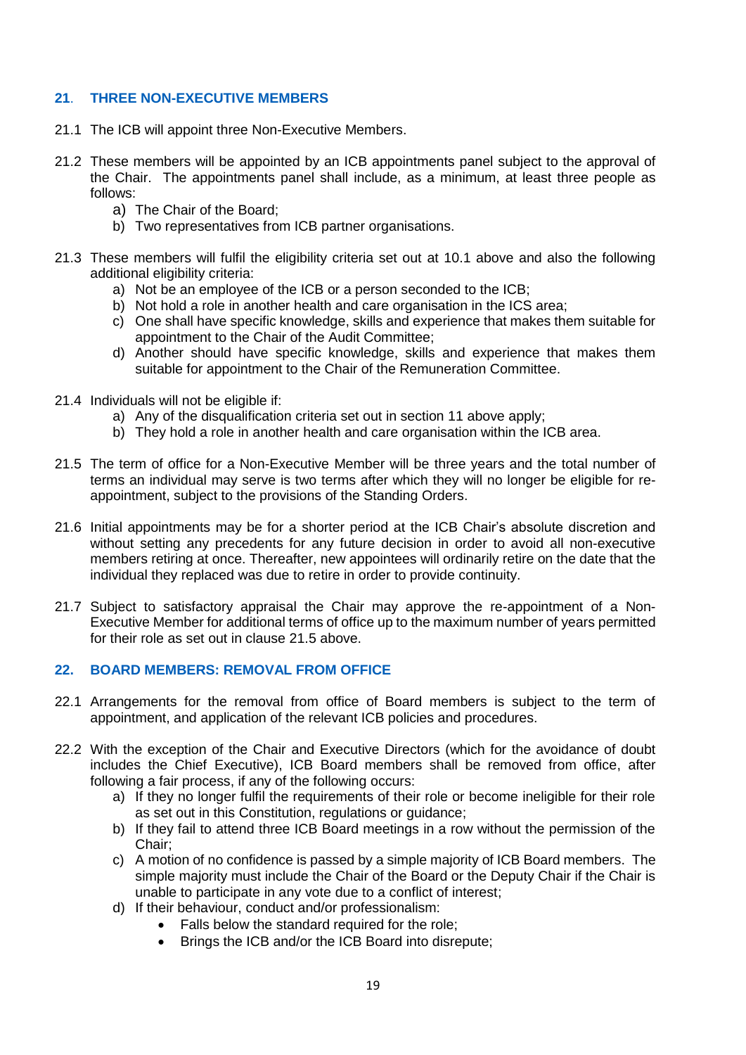## 21. THREE NON-EXECUTIVE MEMBERS

21.1 The ICB will appoint three Non-Executive Members.

21.2 These members will be appointed by an ICB appointments panel subject to the approval of the Chair. The appointments panel shall include, as a minimum, at least three people as follows:

a) The Chair of the Board;
b) Two representatives from ICB partner organisations.

21.3 These members will fulfil the eligibility criteria set out at 10.1 above and also the following additional eligibility criteria:

a) Not be an employee of the ICB or a person seconded to the ICB;
b) Not hold a role in another health and care organisation in the ICS area;
c) One shall have specific knowledge, skills and experience that makes them suitable for appointment to the Chair of the Audit Committee;
d) Another should have specific knowledge, skills and experience that makes them suitable for appointment to the Chair of the Remuneration Committee.

21.4 Individuals will not be eligible if:

a) Any of the disqualification criteria set out in section 11 above apply;
b) They hold a role in another health and care organisation within the ICB area.

21.5 The term of office for a Non-Executive Member will be three years and the total number of terms an individual may serve is two terms after which they will no longer be eligible for re-appointment, subject to the provisions of the Standing Orders.

21.6 Initial appointments may be for a shorter period at the ICB Chair's absolute discretion and without setting any precedents for any future decision in order to avoid all non-executive members retiring at once. Thereafter, new appointees will ordinarily retire on the date that the individual they replaced was due to retire in order to provide continuity.

21.7 Subject to satisfactory appraisal the Chair may approve the re-appointment of a Non-Executive Member for additional terms of office up to the maximum number of years permitted for their role as set out in clause 21.5 above.

## 22. BOARD MEMBERS: REMOVAL FROM OFFICE

22.1 Arrangements for the removal from office of Board members is subject to the term of appointment, and application of the relevant ICB policies and procedures.

22.2 With the exception of the Chair and Executive Directors (which for the avoidance of doubt includes the Chief Executive), ICB Board members shall be removed from office, after following a fair process, if any of the following occurs:

a) If they no longer fulfil the requirements of their role or become ineligible for their role as set out in this Constitution, regulations or guidance;
b) If they fail to attend three ICB Board meetings in a row without the permission of the Chair;
c) A motion of no confidence is passed by a simple majority of ICB Board members. The simple majority must include the Chair of the Board or the Deputy Chair if the Chair is unable to participate in any vote due to a conflict of interest;
d) If their behaviour, conduct and/or professionalism:
   - Falls below the standard required for the role;
   - Brings the ICB and/or the ICB Board into disrepute;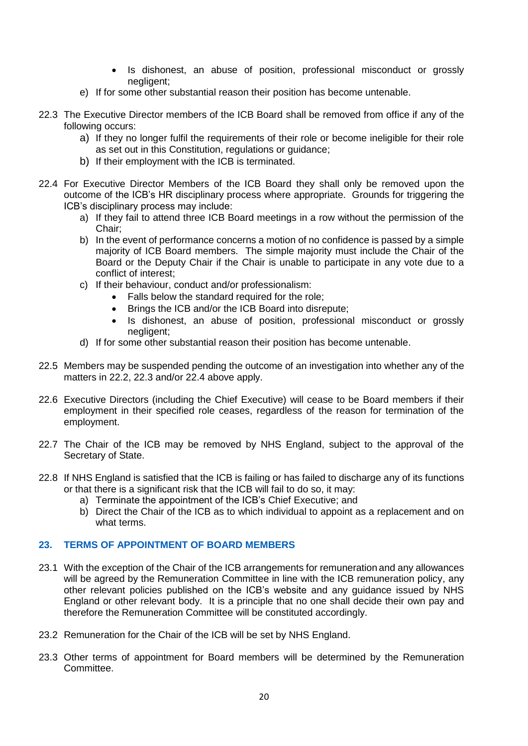- Is dishonest, an abuse of position, professional misconduct or grossly negligent;

e) If for some other substantial reason their position has become untenable.

22.3 The Executive Director members of the ICB Board shall be removed from office if any of the following occurs:

a) If they no longer fulfil the requirements of their role or become ineligible for their role as set out in this Constitution, regulations or guidance;
b) If their employment with the ICB is terminated.

22.4 For Executive Director Members of the ICB Board they shall only be removed upon the outcome of the ICB's HR disciplinary process where appropriate. Grounds for triggering the ICB's disciplinary process may include:

a) If they fail to attend three ICB Board meetings in a row without the permission of the Chair;
b) In the event of performance concerns a motion of no confidence is passed by a simple majority of ICB Board members. The simple majority must include the Chair of the Board or the Deputy Chair if the Chair is unable to participate in any vote due to a conflict of interest;
c) If their behaviour, conduct and/or professionalism:
    - Falls below the standard required for the role;
    - Brings the ICB and/or the ICB Board into disrepute;
    - Is dishonest, an abuse of position, professional misconduct or grossly negligent;
d) If for some other substantial reason their position has become untenable.

22.5 Members may be suspended pending the outcome of an investigation into whether any of the matters in 22.2, 22.3 and/or 22.4 above apply.

22.6 Executive Directors (including the Chief Executive) will cease to be Board members if their employment in their specified role ceases, regardless of the reason for termination of the employment.

22.7 The Chair of the ICB may be removed by NHS England, subject to the approval of the Secretary of State.

22.8 If NHS England is satisfied that the ICB is failing or has failed to discharge any of its functions or that there is a significant risk that the ICB will fail to do so, it may:

a) Terminate the appointment of the ICB's Chief Executive; and
b) Direct the Chair of the ICB as to which individual to appoint as a replacement and on what terms.

## 23. TERMS OF APPOINTMENT OF BOARD MEMBERS

23.1 With the exception of the Chair of the ICB arrangements for remuneration and any allowances will be agreed by the Remuneration Committee in line with the ICB remuneration policy, any other relevant policies published on the ICB's website and any guidance issued by NHS England or other relevant body. It is a principle that no one shall decide their own pay and therefore the Remuneration Committee will be constituted accordingly.

23.2 Remuneration for the Chair of the ICB will be set by NHS England.

23.3 Other terms of appointment for Board members will be determined by the Remuneration Committee.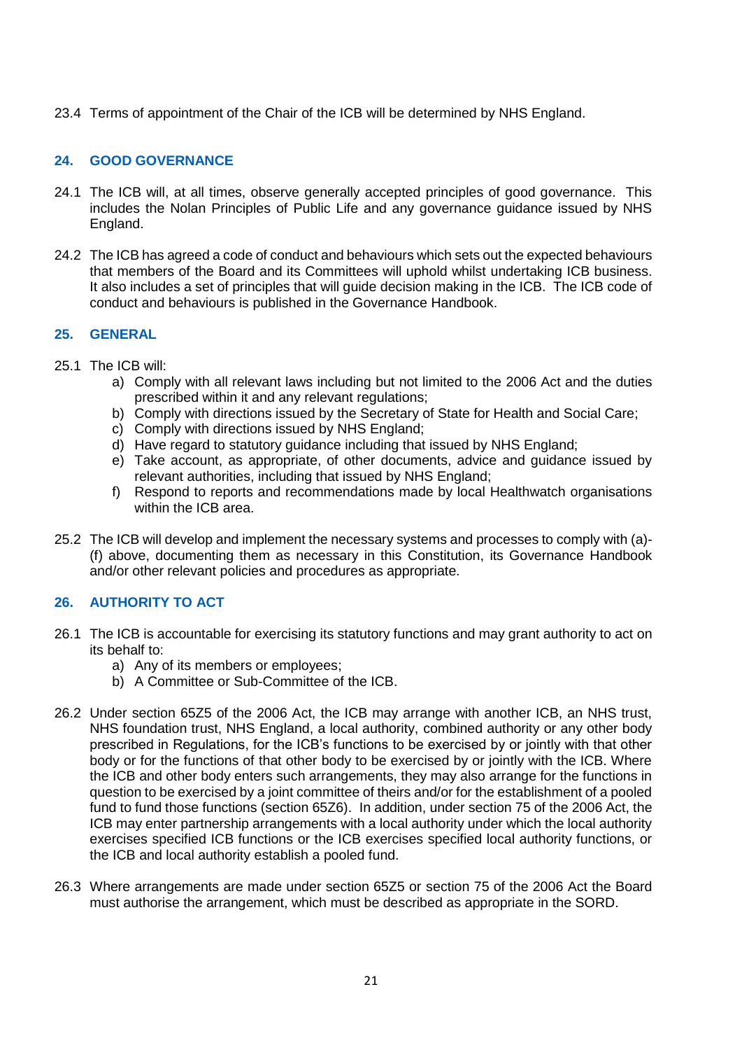23.4 Terms of appointment of the Chair of the ICB will be determined by NHS England.

## 24. GOOD GOVERNANCE

24.1 The ICB will, at all times, observe generally accepted principles of good governance. This includes the Nolan Principles of Public Life and any governance guidance issued by NHS England.

24.2 The ICB has agreed a code of conduct and behaviours which sets out the expected behaviours that members of the Board and its Committees will uphold whilst undertaking ICB business. It also includes a set of principles that will guide decision making in the ICB. The ICB code of conduct and behaviours is published in the Governance Handbook.

## 25. GENERAL

25.1 The ICB will:

a) Comply with all relevant laws including but not limited to the 2006 Act and the duties prescribed within it and any relevant regulations;
b) Comply with directions issued by the Secretary of State for Health and Social Care;
c) Comply with directions issued by NHS England;
d) Have regard to statutory guidance including that issued by NHS England;
e) Take account, as appropriate, of other documents, advice and guidance issued by relevant authorities, including that issued by NHS England;
f) Respond to reports and recommendations made by local Healthwatch organisations within the ICB area.

25.2 The ICB will develop and implement the necessary systems and processes to comply with (a)-(f) above, documenting them as necessary in this Constitution, its Governance Handbook and/or other relevant policies and procedures as appropriate.

## 26. AUTHORITY TO ACT

26.1 The ICB is accountable for exercising its statutory functions and may grant authority to act on its behalf to:

a) Any of its members or employees;
b) A Committee or Sub-Committee of the ICB.

26.2 Under section 65Z5 of the 2006 Act, the ICB may arrange with another ICB, an NHS trust, NHS foundation trust, NHS England, a local authority, combined authority or any other body prescribed in Regulations, for the ICB's functions to be exercised by or jointly with that other body or for the functions of that other body to be exercised by or jointly with the ICB. Where the ICB and other body enters such arrangements, they may also arrange for the functions in question to be exercised by a joint committee of theirs and/or for the establishment of a pooled fund to fund those functions (section 65Z6). In addition, under section 75 of the 2006 Act, the ICB may enter partnership arrangements with a local authority under which the local authority exercises specified ICB functions or the ICB exercises specified local authority functions, or the ICB and local authority establish a pooled fund.

26.3 Where arrangements are made under section 65Z5 or section 75 of the 2006 Act the Board must authorise the arrangement, which must be described as appropriate in the SORD.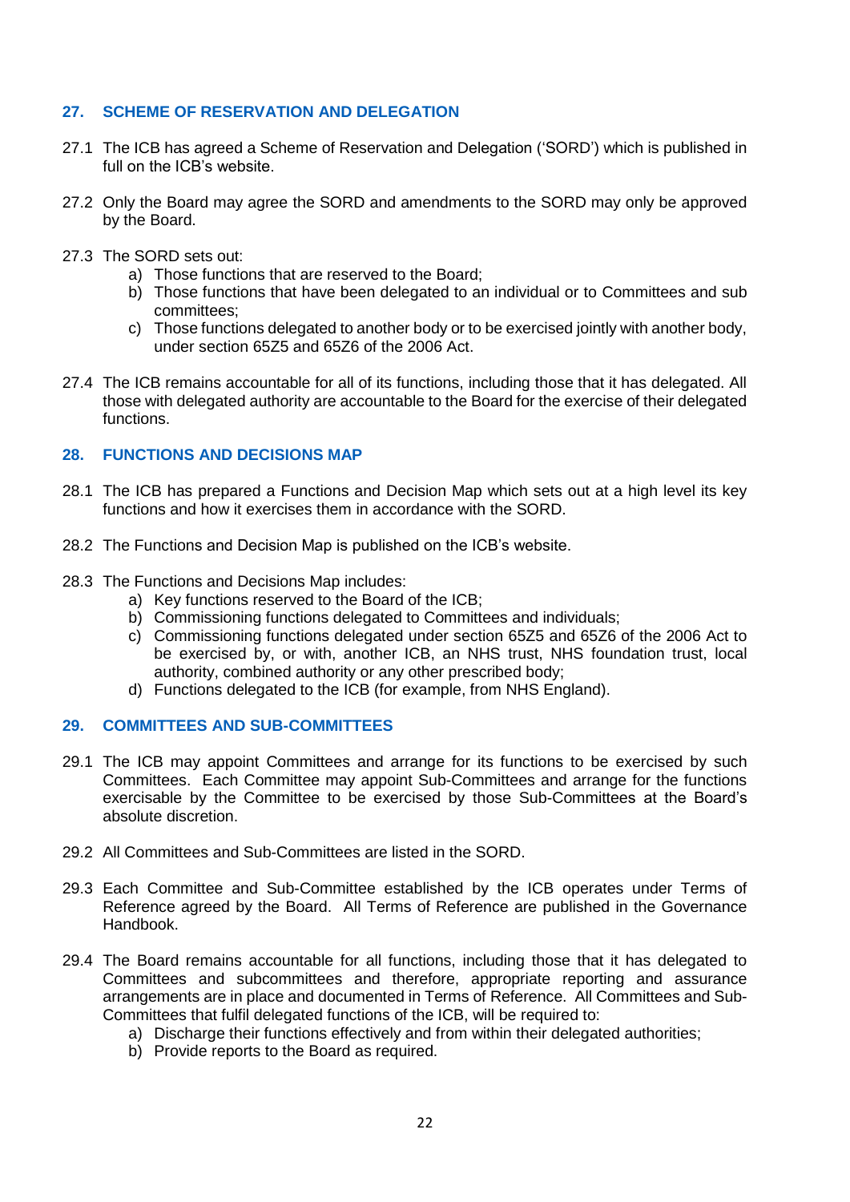## 27. SCHEME OF RESERVATION AND DELEGATION

27.1 The ICB has agreed a Scheme of Reservation and Delegation ('SORD') which is published in full on the ICB's website.

27.2 Only the Board may agree the SORD and amendments to the SORD may only be approved by the Board.

27.3 The SORD sets out:

a) Those functions that are reserved to the Board;
b) Those functions that have been delegated to an individual or to Committees and sub committees;
c) Those functions delegated to another body or to be exercised jointly with another body, under section 65Z5 and 65Z6 of the 2006 Act.

27.4 The ICB remains accountable for all of its functions, including those that it has delegated. All those with delegated authority are accountable to the Board for the exercise of their delegated functions.

## 28. FUNCTIONS AND DECISIONS MAP

28.1 The ICB has prepared a Functions and Decision Map which sets out at a high level its key functions and how it exercises them in accordance with the SORD.

28.2 The Functions and Decision Map is published on the ICB's website.

28.3 The Functions and Decisions Map includes:

a) Key functions reserved to the Board of the ICB;
b) Commissioning functions delegated to Committees and individuals;
c) Commissioning functions delegated under section 65Z5 and 65Z6 of the 2006 Act to be exercised by, or with, another ICB, an NHS trust, NHS foundation trust, local authority, combined authority or any other prescribed body;
d) Functions delegated to the ICB (for example, from NHS England).

## 29. COMMITTEES AND SUB-COMMITTEES

29.1 The ICB may appoint Committees and arrange for its functions to be exercised by such Committees. Each Committee may appoint Sub-Committees and arrange for the functions exercisable by the Committee to be exercised by those Sub-Committees at the Board's absolute discretion.

29.2 All Committees and Sub-Committees are listed in the SORD.

29.3 Each Committee and Sub-Committee established by the ICB operates under Terms of Reference agreed by the Board. All Terms of Reference are published in the Governance Handbook.

29.4 The Board remains accountable for all functions, including those that it has delegated to Committees and subcommittees and therefore, appropriate reporting and assurance arrangements are in place and documented in Terms of Reference. All Committees and Sub-Committees that fulfil delegated functions of the ICB, will be required to:

a) Discharge their functions effectively and from within their delegated authorities;
b) Provide reports to the Board as required.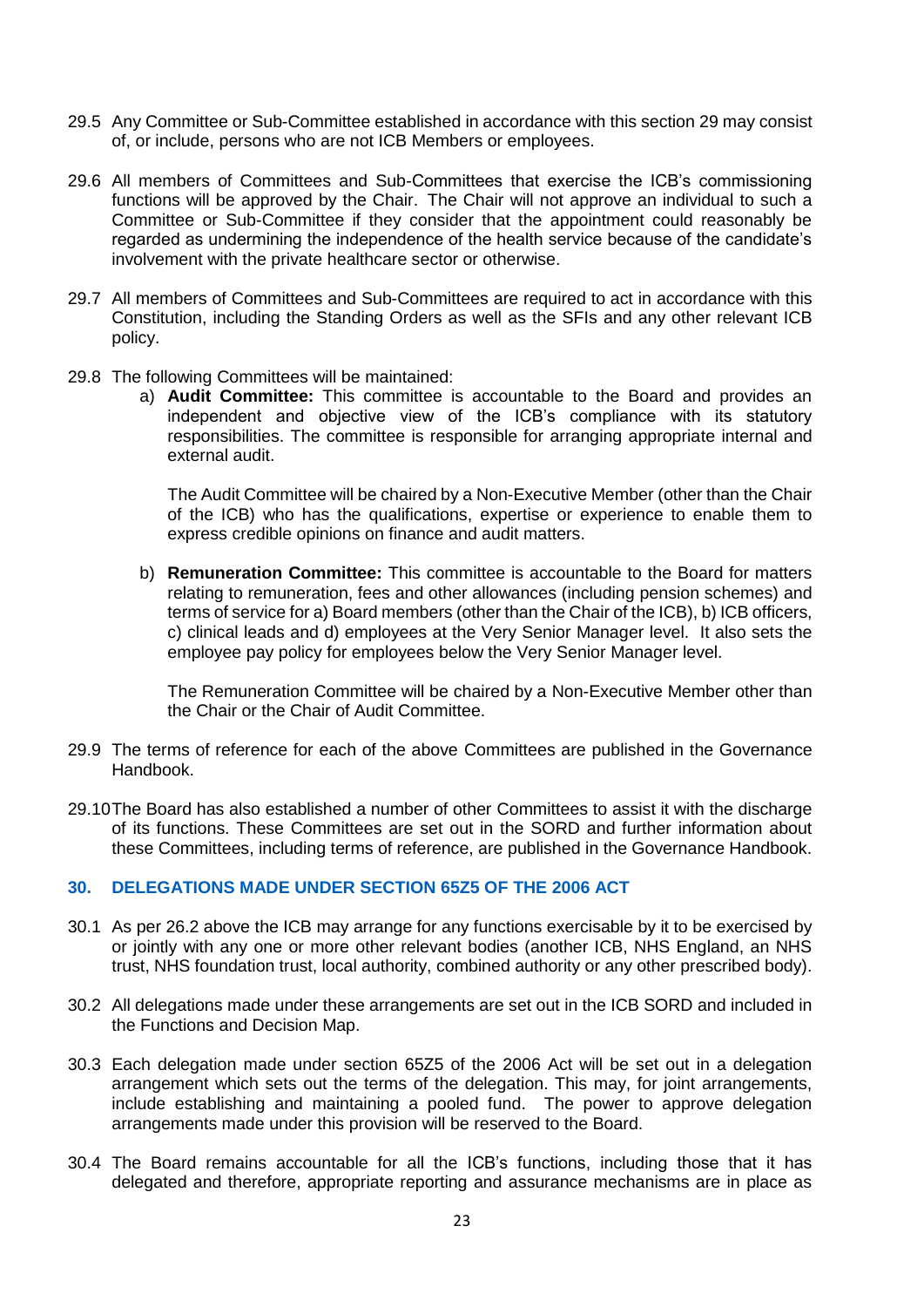29.5 Any Committee or Sub-Committee established in accordance with this section 29 may consist of, or include, persons who are not ICB Members or employees.

29.6 All members of Committees and Sub-Committees that exercise the ICB's commissioning functions will be approved by the Chair. The Chair will not approve an individual to such a Committee or Sub-Committee if they consider that the appointment could reasonably be regarded as undermining the independence of the health service because of the candidate's involvement with the private healthcare sector or otherwise.

29.7 All members of Committees and Sub-Committees are required to act in accordance with this Constitution, including the Standing Orders as well as the SFIs and any other relevant ICB policy.

29.8 The following Committees will be maintained:

a) **Audit Committee:** This committee is accountable to the Board and provides an independent and objective view of the ICB's compliance with its statutory responsibilities. The committee is responsible for arranging appropriate internal and external audit.

   The Audit Committee will be chaired by a Non-Executive Member (other than the Chair of the ICB) who has the qualifications, expertise or experience to enable them to express credible opinions on finance and audit matters.

b) **Remuneration Committee:** This committee is accountable to the Board for matters relating to remuneration, fees and other allowances (including pension schemes) and terms of service for a) Board members (other than the Chair of the ICB), b) ICB officers, c) clinical leads and d) employees at the Very Senior Manager level. It also sets the employee pay policy for employees below the Very Senior Manager level.

   The Remuneration Committee will be chaired by a Non-Executive Member other than the Chair or the Chair of Audit Committee.

29.9 The terms of reference for each of the above Committees are published in the Governance Handbook.

29.10 The Board has also established a number of other Committees to assist it with the discharge of its functions. These Committees are set out in the SORD and further information about these Committees, including terms of reference, are published in the Governance Handbook.

## 30. DELEGATIONS MADE UNDER SECTION 65Z5 OF THE 2006 ACT

30.1 As per 26.2 above the ICB may arrange for any functions exercisable by it to be exercised by or jointly with any one or more other relevant bodies (another ICB, NHS England, an NHS trust, NHS foundation trust, local authority, combined authority or any other prescribed body).

30.2 All delegations made under these arrangements are set out in the ICB SORD and included in the Functions and Decision Map.

30.3 Each delegation made under section 65Z5 of the 2006 Act will be set out in a delegation arrangement which sets out the terms of the delegation. This may, for joint arrangements, include establishing and maintaining a pooled fund. The power to approve delegation arrangements made under this provision will be reserved to the Board.

30.4 The Board remains accountable for all the ICB's functions, including those that it has delegated and therefore, appropriate reporting and assurance mechanisms are in place as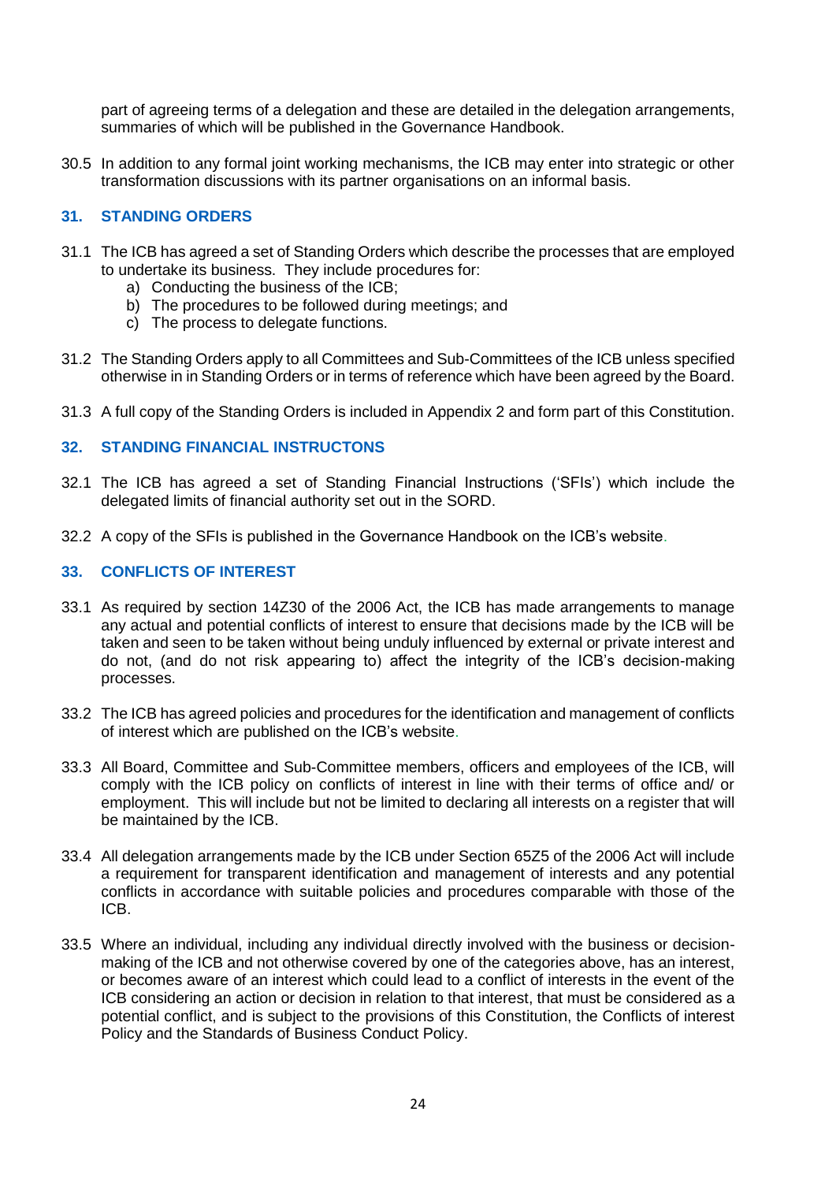part of agreeing terms of a delegation and these are detailed in the delegation arrangements, summaries of which will be published in the Governance Handbook.

30.5 In addition to any formal joint working mechanisms, the ICB may enter into strategic or other transformation discussions with its partner organisations on an informal basis.

## 31. STANDING ORDERS

31.1 The ICB has agreed a set of Standing Orders which describe the processes that are employed to undertake its business. They include procedures for:

a) Conducting the business of the ICB;
b) The procedures to be followed during meetings; and
c) The process to delegate functions.

31.2 The Standing Orders apply to all Committees and Sub-Committees of the ICB unless specified otherwise in in Standing Orders or in terms of reference which have been agreed by the Board.

31.3 A full copy of the Standing Orders is included in Appendix 2 and form part of this Constitution.

## 32. STANDING FINANCIAL INSTRUCTONS

32.1 The ICB has agreed a set of Standing Financial Instructions ('SFIs') which include the delegated limits of financial authority set out in the SORD.

32.2 A copy of the SFIs is published in the Governance Handbook on the ICB's website.

## 33. CONFLICTS OF INTEREST

33.1 As required by section 14Z30 of the 2006 Act, the ICB has made arrangements to manage any actual and potential conflicts of interest to ensure that decisions made by the ICB will be taken and seen to be taken without being unduly influenced by external or private interest and do not, (and do not risk appearing to) affect the integrity of the ICB's decision-making processes.

33.2 The ICB has agreed policies and procedures for the identification and management of conflicts of interest which are published on the ICB's website.

33.3 All Board, Committee and Sub-Committee members, officers and employees of the ICB, will comply with the ICB policy on conflicts of interest in line with their terms of office and/ or employment. This will include but not be limited to declaring all interests on a register that will be maintained by the ICB.

33.4 All delegation arrangements made by the ICB under Section 65Z5 of the 2006 Act will include a requirement for transparent identification and management of interests and any potential conflicts in accordance with suitable policies and procedures comparable with those of the ICB.

33.5 Where an individual, including any individual directly involved with the business or decision-making of the ICB and not otherwise covered by one of the categories above, has an interest, or becomes aware of an interest which could lead to a conflict of interests in the event of the ICB considering an action or decision in relation to that interest, that must be considered as a potential conflict, and is subject to the provisions of this Constitution, the Conflicts of interest Policy and the Standards of Business Conduct Policy.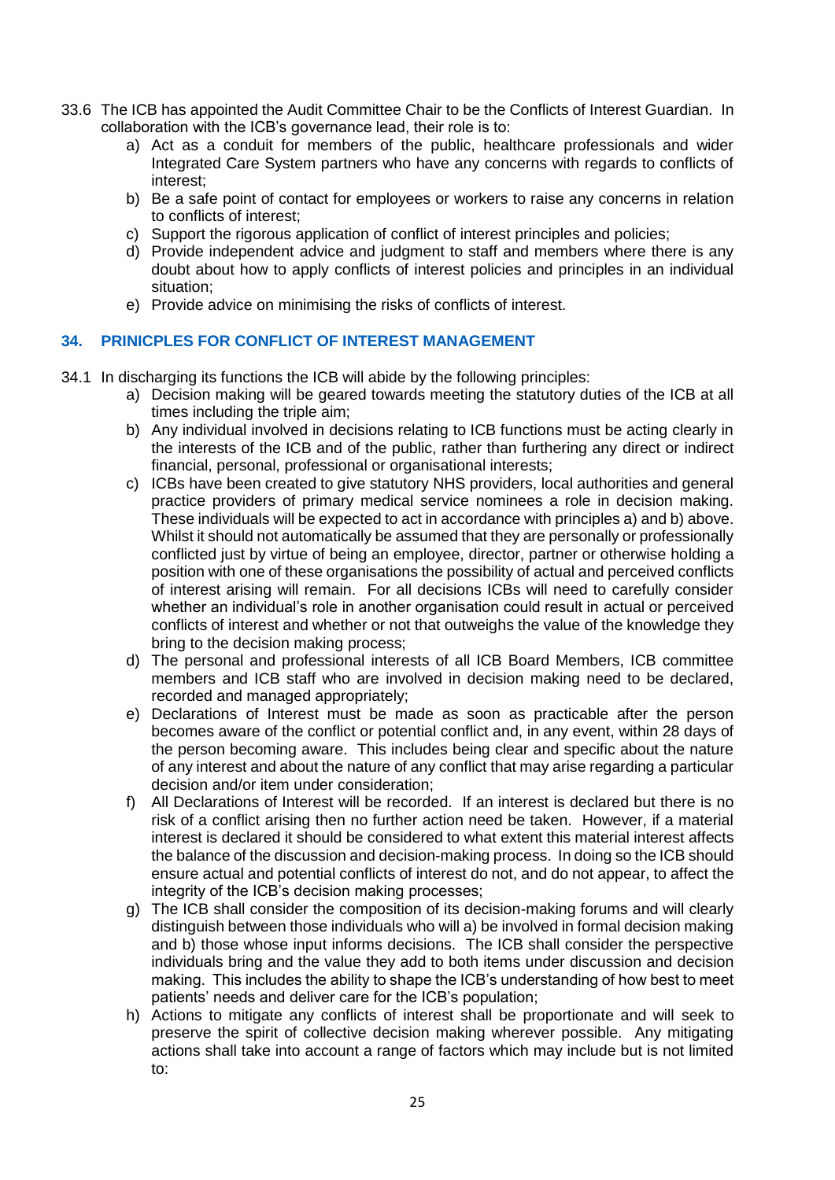33.6 The ICB has appointed the Audit Committee Chair to be the Conflicts of Interest Guardian. In collaboration with the ICB's governance lead, their role is to:

a) Act as a conduit for members of the public, healthcare professionals and wider Integrated Care System partners who have any concerns with regards to conflicts of interest;
b) Be a safe point of contact for employees or workers to raise any concerns in relation to conflicts of interest;
c) Support the rigorous application of conflict of interest principles and policies;
d) Provide independent advice and judgment to staff and members where there is any doubt about how to apply conflicts of interest policies and principles in an individual situation;
e) Provide advice on minimising the risks of conflicts of interest.

## 34. PRINICPLES FOR CONFLICT OF INTEREST MANAGEMENT

34.1 In discharging its functions the ICB will abide by the following principles:

a) Decision making will be geared towards meeting the statutory duties of the ICB at all times including the triple aim;
b) Any individual involved in decisions relating to ICB functions must be acting clearly in the interests of the ICB and of the public, rather than furthering any direct or indirect financial, personal, professional or organisational interests;
c) ICBs have been created to give statutory NHS providers, local authorities and general practice providers of primary medical service nominees a role in decision making. These individuals will be expected to act in accordance with principles a) and b) above. Whilst it should not automatically be assumed that they are personally or professionally conflicted just by virtue of being an employee, director, partner or otherwise holding a position with one of these organisations the possibility of actual and perceived conflicts of interest arising will remain. For all decisions ICBs will need to carefully consider whether an individual's role in another organisation could result in actual or perceived conflicts of interest and whether or not that outweighs the value of the knowledge they bring to the decision making process;
d) The personal and professional interests of all ICB Board Members, ICB committee members and ICB staff who are involved in decision making need to be declared, recorded and managed appropriately;
e) Declarations of Interest must be made as soon as practicable after the person becomes aware of the conflict or potential conflict and, in any event, within 28 days of the person becoming aware. This includes being clear and specific about the nature of any interest and about the nature of any conflict that may arise regarding a particular decision and/or item under consideration;
f) All Declarations of Interest will be recorded. If an interest is declared but there is no risk of a conflict arising then no further action need be taken. However, if a material interest is declared it should be considered to what extent this material interest affects the balance of the discussion and decision-making process. In doing so the ICB should ensure actual and potential conflicts of interest do not, and do not appear, to affect the integrity of the ICB's decision making processes;
g) The ICB shall consider the composition of its decision-making forums and will clearly distinguish between those individuals who will a) be involved in formal decision making and b) those whose input informs decisions. The ICB shall consider the perspective individuals bring and the value they add to both items under discussion and decision making. This includes the ability to shape the ICB's understanding of how best to meet patients' needs and deliver care for the ICB's population;
h) Actions to mitigate any conflicts of interest shall be proportionate and will seek to preserve the spirit of collective decision making wherever possible. Any mitigating actions shall take into account a range of factors which may include but is not limited to: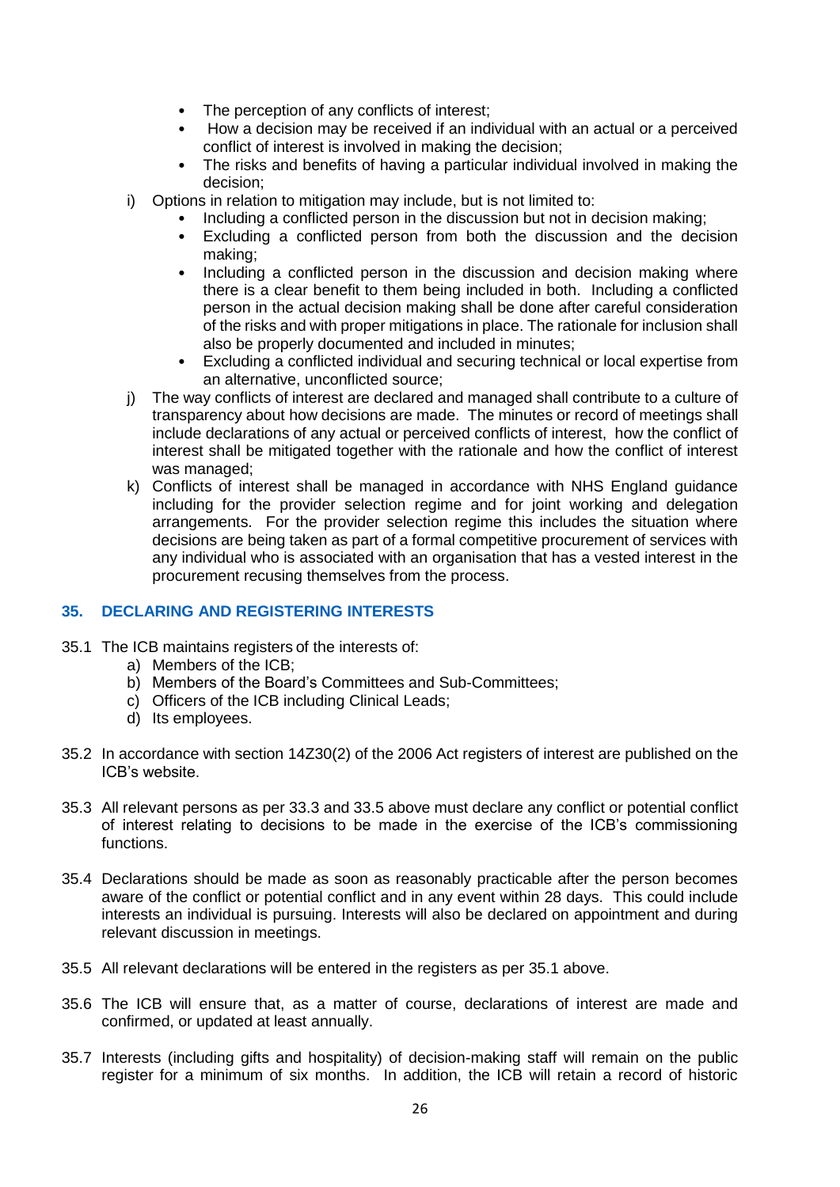- The perception of any conflicts of interest;
- How a decision may be received if an individual with an actual or a perceived conflict of interest is involved in making the decision;
- The risks and benefits of having a particular individual involved in making the decision;

i) Options in relation to mitigation may include, but is not limited to:
   - Including a conflicted person in the discussion but not in decision making;
   - Excluding a conflicted person from both the discussion and the decision making;
   - Including a conflicted person in the discussion and decision making where there is a clear benefit to them being included in both. Including a conflicted person in the actual decision making shall be done after careful consideration of the risks and with proper mitigations in place. The rationale for inclusion shall also be properly documented and included in minutes;
   - Excluding a conflicted individual and securing technical or local expertise from an alternative, unconflicted source;

j) The way conflicts of interest are declared and managed shall contribute to a culture of transparency about how decisions are made. The minutes or record of meetings shall include declarations of any actual or perceived conflicts of interest, how the conflict of interest shall be mitigated together with the rationale and how the conflict of interest was managed;

k) Conflicts of interest shall be managed in accordance with NHS England guidance including for the provider selection regime and for joint working and delegation arrangements. For the provider selection regime this includes the situation where decisions are being taken as part of a formal competitive procurement of services with any individual who is associated with an organisation that has a vested interest in the procurement recusing themselves from the process.

## 35. DECLARING AND REGISTERING INTERESTS

35.1 The ICB maintains registers of the interests of:

a) Members of the ICB;
b) Members of the Board's Committees and Sub-Committees;
c) Officers of the ICB including Clinical Leads;
d) Its employees.

35.2 In accordance with section 14Z30(2) of the 2006 Act registers of interest are published on the ICB's website.

35.3 All relevant persons as per 33.3 and 33.5 above must declare any conflict or potential conflict of interest relating to decisions to be made in the exercise of the ICB's commissioning functions.

35.4 Declarations should be made as soon as reasonably practicable after the person becomes aware of the conflict or potential conflict and in any event within 28 days. This could include interests an individual is pursuing. Interests will also be declared on appointment and during relevant discussion in meetings.

35.5 All relevant declarations will be entered in the registers as per 35.1 above.

35.6 The ICB will ensure that, as a matter of course, declarations of interest are made and confirmed, or updated at least annually.

35.7 Interests (including gifts and hospitality) of decision-making staff will remain on the public register for a minimum of six months. In addition, the ICB will retain a record of historic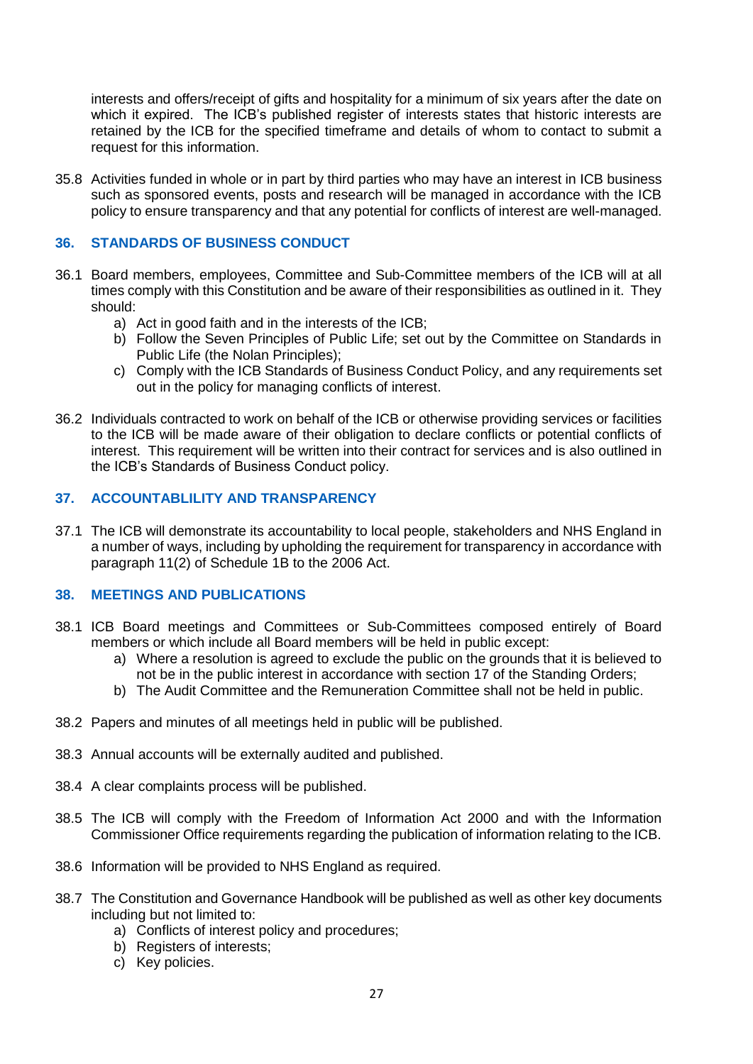interests and offers/receipt of gifts and hospitality for a minimum of six years after the date on which it expired. The ICB's published register of interests states that historic interests are retained by the ICB for the specified timeframe and details of whom to contact to submit a request for this information.

35.8 Activities funded in whole or in part by third parties who may have an interest in ICB business such as sponsored events, posts and research will be managed in accordance with the ICB policy to ensure transparency and that any potential for conflicts of interest are well-managed.

## 36. STANDARDS OF BUSINESS CONDUCT

36.1 Board members, employees, Committee and Sub-Committee members of the ICB will at all times comply with this Constitution and be aware of their responsibilities as outlined in it. They should:

a) Act in good faith and in the interests of the ICB;
b) Follow the Seven Principles of Public Life; set out by the Committee on Standards in Public Life (the Nolan Principles);
c) Comply with the ICB Standards of Business Conduct Policy, and any requirements set out in the policy for managing conflicts of interest.

36.2 Individuals contracted to work on behalf of the ICB or otherwise providing services or facilities to the ICB will be made aware of their obligation to declare conflicts or potential conflicts of interest. This requirement will be written into their contract for services and is also outlined in the ICB's Standards of Business Conduct policy.

## 37. ACCOUNTABLILITY AND TRANSPARENCY

37.1 The ICB will demonstrate its accountability to local people, stakeholders and NHS England in a number of ways, including by upholding the requirement for transparency in accordance with paragraph 11(2) of Schedule 1B to the 2006 Act.

## 38. MEETINGS AND PUBLICATIONS

38.1 ICB Board meetings and Committees or Sub-Committees composed entirely of Board members or which include all Board members will be held in public except:

a) Where a resolution is agreed to exclude the public on the grounds that it is believed to not be in the public interest in accordance with section 17 of the Standing Orders;
b) The Audit Committee and the Remuneration Committee shall not be held in public.

38.2 Papers and minutes of all meetings held in public will be published.

38.3 Annual accounts will be externally audited and published.

38.4 A clear complaints process will be published.

38.5 The ICB will comply with the Freedom of Information Act 2000 and with the Information Commissioner Office requirements regarding the publication of information relating to the ICB.

38.6 Information will be provided to NHS England as required.

38.7 The Constitution and Governance Handbook will be published as well as other key documents including but not limited to:

a) Conflicts of interest policy and procedures;
b) Registers of interests;
c) Key policies.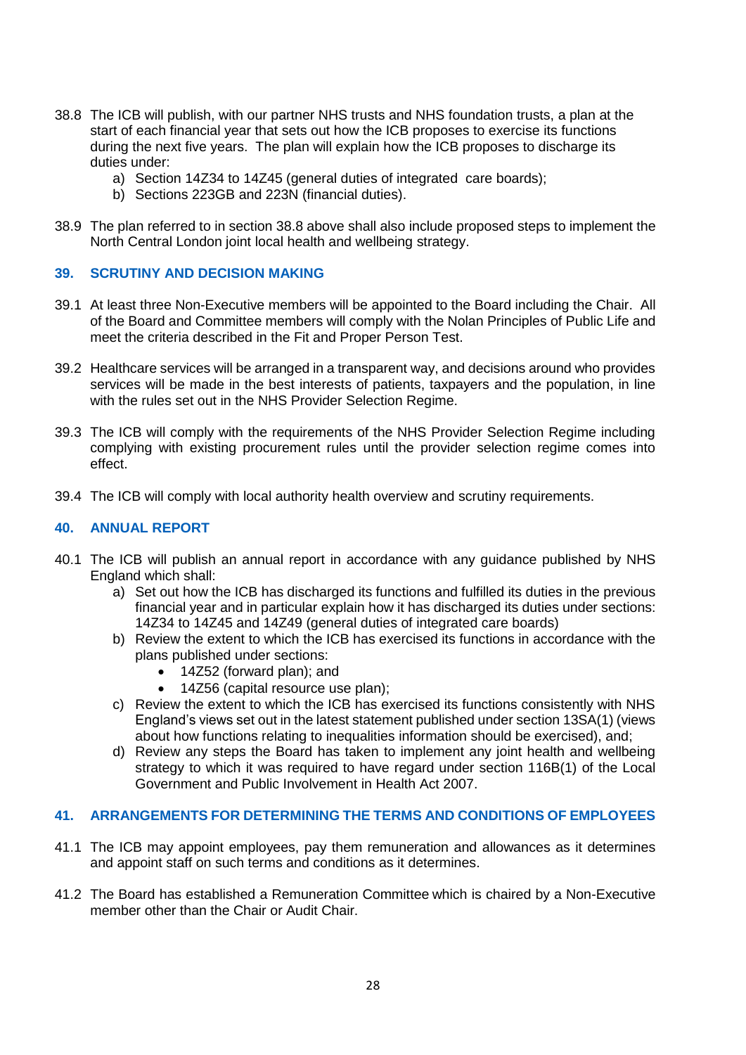38.8 The ICB will publish, with our partner NHS trusts and NHS foundation trusts, a plan at the start of each financial year that sets out how the ICB proposes to exercise its functions during the next five years. The plan will explain how the ICB proposes to discharge its duties under:

a) Section 14Z34 to 14Z45 (general duties of integrated care boards);
b) Sections 223GB and 223N (financial duties).

38.9 The plan referred to in section 38.8 above shall also include proposed steps to implement the North Central London joint local health and wellbeing strategy.

## 39. SCRUTINY AND DECISION MAKING

39.1 At least three Non-Executive members will be appointed to the Board including the Chair. All of the Board and Committee members will comply with the Nolan Principles of Public Life and meet the criteria described in the Fit and Proper Person Test.

39.2 Healthcare services will be arranged in a transparent way, and decisions around who provides services will be made in the best interests of patients, taxpayers and the population, in line with the rules set out in the NHS Provider Selection Regime.

39.3 The ICB will comply with the requirements of the NHS Provider Selection Regime including complying with existing procurement rules until the provider selection regime comes into effect.

39.4 The ICB will comply with local authority health overview and scrutiny requirements.

## 40. ANNUAL REPORT

40.1 The ICB will publish an annual report in accordance with any guidance published by NHS England which shall:

a) Set out how the ICB has discharged its functions and fulfilled its duties in the previous financial year and in particular explain how it has discharged its duties under sections: 14Z34 to 14Z45 and 14Z49 (general duties of integrated care boards)
b) Review the extent to which the ICB has exercised its functions in accordance with the plans published under sections:
    - 14Z52 (forward plan); and
    - 14Z56 (capital resource use plan);
c) Review the extent to which the ICB has exercised its functions consistently with NHS England's views set out in the latest statement published under section 13SA(1) (views about how functions relating to inequalities information should be exercised), and;
d) Review any steps the Board has taken to implement any joint health and wellbeing strategy to which it was required to have regard under section 116B(1) of the Local Government and Public Involvement in Health Act 2007.

## 41. ARRANGEMENTS FOR DETERMINING THE TERMS AND CONDITIONS OF EMPLOYEES

41.1 The ICB may appoint employees, pay them remuneration and allowances as it determines and appoint staff on such terms and conditions as it determines.

41.2 The Board has established a Remuneration Committee which is chaired by a Non-Executive member other than the Chair or Audit Chair.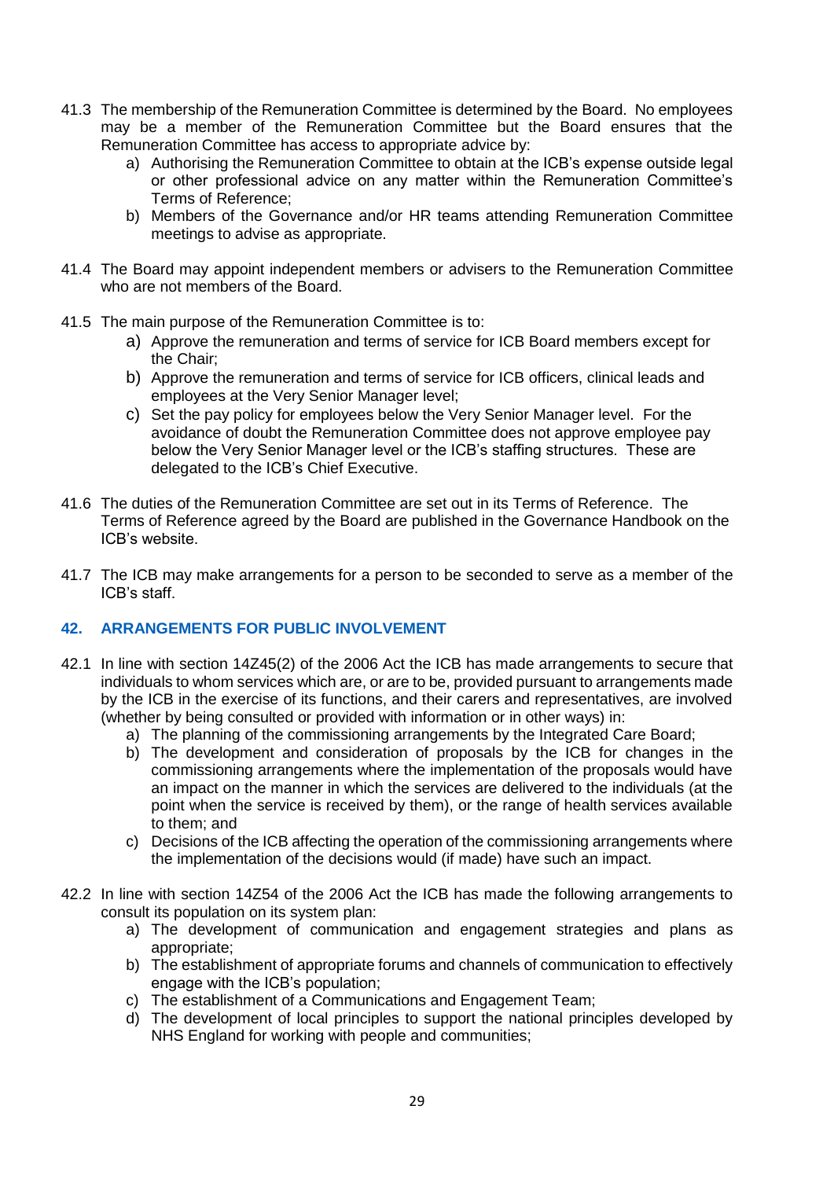41.3 The membership of the Remuneration Committee is determined by the Board. No employees may be a member of the Remuneration Committee but the Board ensures that the Remuneration Committee has access to appropriate advice by:

   a) Authorising the Remuneration Committee to obtain at the ICB's expense outside legal or other professional advice on any matter within the Remuneration Committee's Terms of Reference;
   b) Members of the Governance and/or HR teams attending Remuneration Committee meetings to advise as appropriate.

41.4 The Board may appoint independent members or advisers to the Remuneration Committee who are not members of the Board.

41.5 The main purpose of the Remuneration Committee is to:

   a) Approve the remuneration and terms of service for ICB Board members except for the Chair;
   b) Approve the remuneration and terms of service for ICB officers, clinical leads and employees at the Very Senior Manager level;
   c) Set the pay policy for employees below the Very Senior Manager level. For the avoidance of doubt the Remuneration Committee does not approve employee pay below the Very Senior Manager level or the ICB's staffing structures. These are delegated to the ICB's Chief Executive.

41.6 The duties of the Remuneration Committee are set out in its Terms of Reference. The Terms of Reference agreed by the Board are published in the Governance Handbook on the ICB's website.

41.7 The ICB may make arrangements for a person to be seconded to serve as a member of the ICB's staff.

## 42. ARRANGEMENTS FOR PUBLIC INVOLVEMENT

42.1 In line with section 14Z45(2) of the 2006 Act the ICB has made arrangements to secure that individuals to whom services which are, or are to be, provided pursuant to arrangements made by the ICB in the exercise of its functions, and their carers and representatives, are involved (whether by being consulted or provided with information or in other ways) in:

   a) The planning of the commissioning arrangements by the Integrated Care Board;
   b) The development and consideration of proposals by the ICB for changes in the commissioning arrangements where the implementation of the proposals would have an impact on the manner in which the services are delivered to the individuals (at the point when the service is received by them), or the range of health services available to them; and
   c) Decisions of the ICB affecting the operation of the commissioning arrangements where the implementation of the decisions would (if made) have such an impact.

42.2 In line with section 14Z54 of the 2006 Act the ICB has made the following arrangements to consult its population on its system plan:

   a) The development of communication and engagement strategies and plans as appropriate;
   b) The establishment of appropriate forums and channels of communication to effectively engage with the ICB's population;
   c) The establishment of a Communications and Engagement Team;
   d) The development of local principles to support the national principles developed by NHS England for working with people and communities;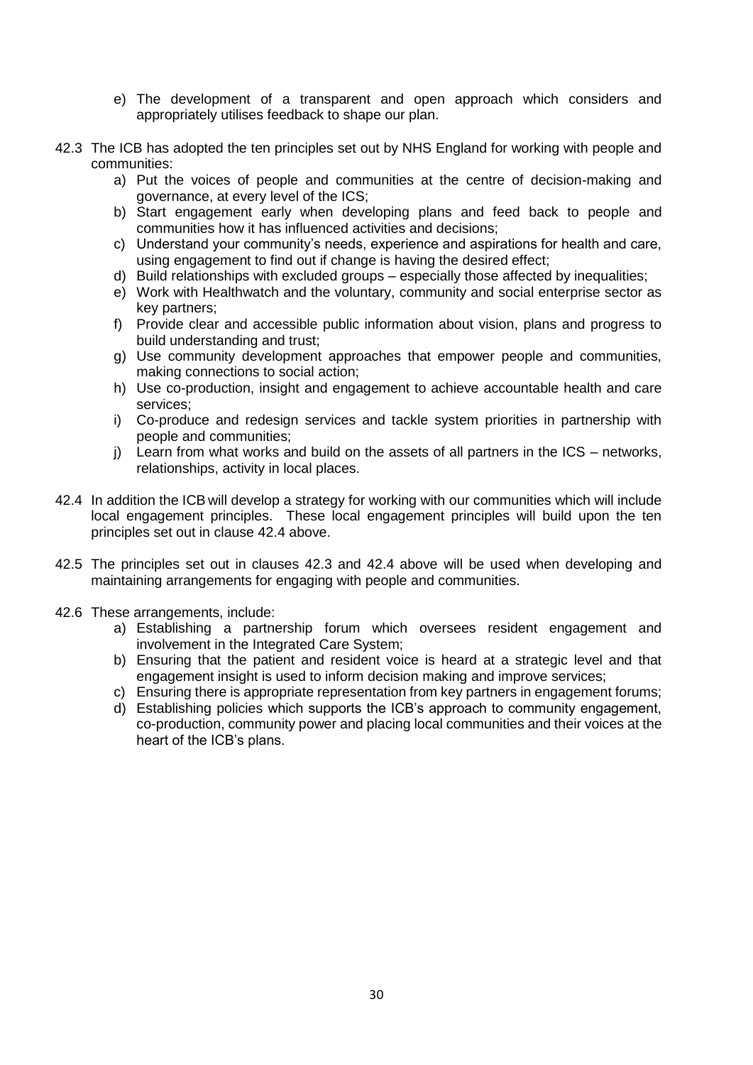e) The development of a transparent and open approach which considers and appropriately utilises feedback to shape our plan.

42.3 The ICB has adopted the ten principles set out by NHS England for working with people and communities:

a) Put the voices of people and communities at the centre of decision-making and governance, at every level of the ICS;
b) Start engagement early when developing plans and feed back to people and communities how it has influenced activities and decisions;
c) Understand your community's needs, experience and aspirations for health and care, using engagement to find out if change is having the desired effect;
d) Build relationships with excluded groups – especially those affected by inequalities;
e) Work with Healthwatch and the voluntary, community and social enterprise sector as key partners;
f) Provide clear and accessible public information about vision, plans and progress to build understanding and trust;
g) Use community development approaches that empower people and communities, making connections to social action;
h) Use co-production, insight and engagement to achieve accountable health and care services;
i) Co-produce and redesign services and tackle system priorities in partnership with people and communities;
j) Learn from what works and build on the assets of all partners in the ICS – networks, relationships, activity in local places.

42.4 In addition the ICB will develop a strategy for working with our communities which will include local engagement principles. These local engagement principles will build upon the ten principles set out in clause 42.4 above.

42.5 The principles set out in clauses 42.3 and 42.4 above will be used when developing and maintaining arrangements for engaging with people and communities.

42.6 These arrangements, include:

a) Establishing a partnership forum which oversees resident engagement and involvement in the Integrated Care System;
b) Ensuring that the patient and resident voice is heard at a strategic level and that engagement insight is used to inform decision making and improve services;
c) Ensuring there is appropriate representation from key partners in engagement forums;
d) Establishing policies which supports the ICB's approach to community engagement, co-production, community power and placing local communities and their voices at the heart of the ICB's plans.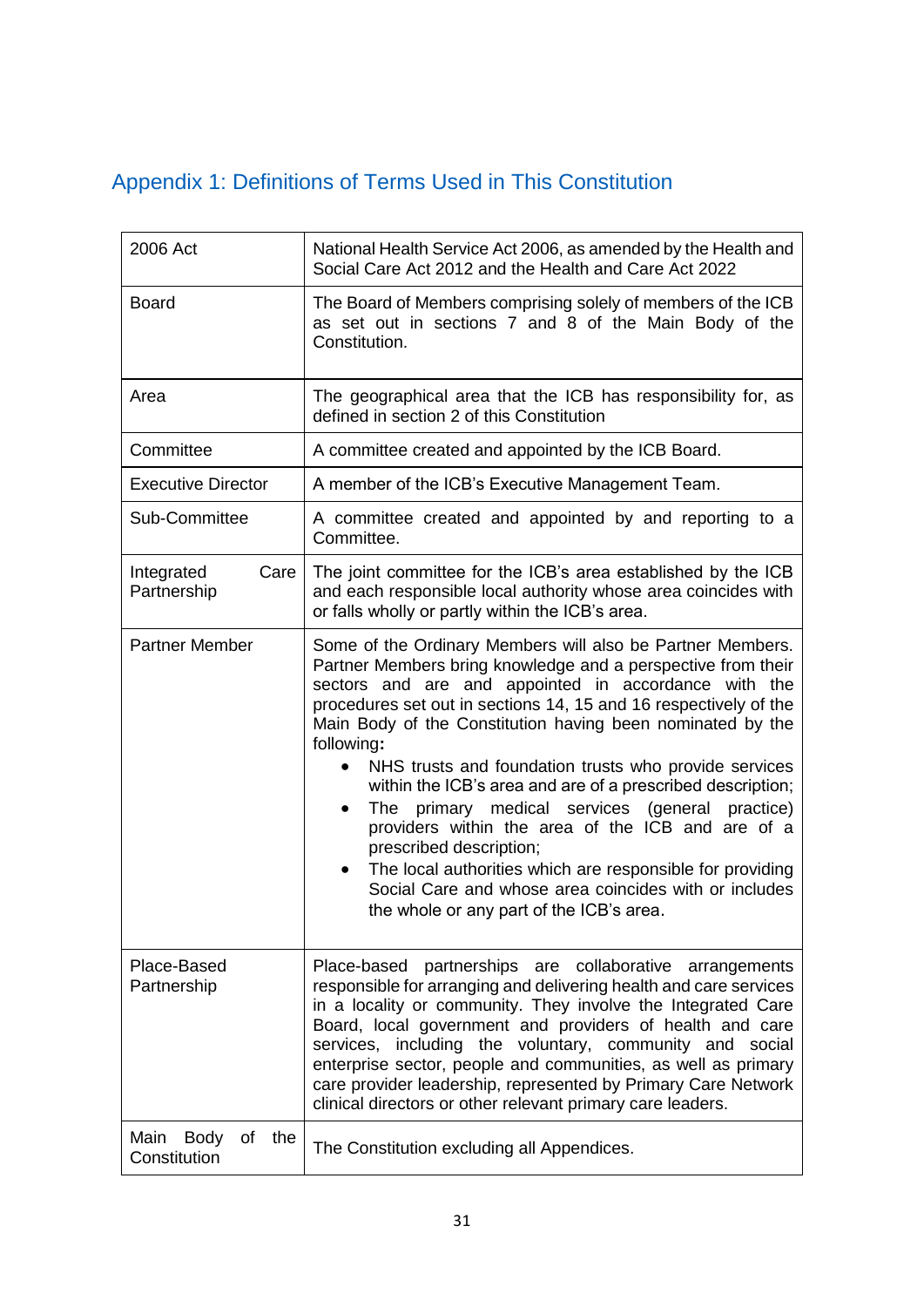## Appendix 1: Definitions of Terms Used in This Constitution

| | |
|---|---|
| 2006 Act | National Health Service Act 2006, as amended by the Health and Social Care Act 2012 and the Health and Care Act 2022 |
| Board | The Board of Members comprising solely of members of the ICB as set out in sections 7 and 8 of the Main Body of the Constitution. |
| Area | The geographical area that the ICB has responsibility for, as defined in section 2 of this Constitution |
| Committee | A committee created and appointed by the ICB Board. |
| Executive Director | A member of the ICB's Executive Management Team. |
| Sub-Committee | A committee created and appointed by and reporting to a Committee. |
| Integrated Care Partnership | The joint committee for the ICB's area established by the ICB and each responsible local authority whose area coincides with or falls wholly or partly within the ICB's area. |
| Partner Member | Some of the Ordinary Members will also be Partner Members. Partner Members bring knowledge and a perspective from their sectors and are and appointed in accordance with the procedures set out in sections 14, 15 and 16 respectively of the Main Body of the Constitution having been nominated by the following**:**<br>• NHS trusts and foundation trusts who provide services within the ICB's area and are of a prescribed description;<br>• The primary medical services (general practice) providers within the area of the ICB and are of a prescribed description;<br>• The local authorities which are responsible for providing Social Care and whose area coincides with or includes the whole or any part of the ICB's area. |
| Place-Based Partnership | Place-based partnerships are collaborative arrangements responsible for arranging and delivering health and care services in a locality or community. They involve the Integrated Care Board, local government and providers of health and care services, including the voluntary, community and social enterprise sector, people and communities, as well as primary care provider leadership, represented by Primary Care Network clinical directors or other relevant primary care leaders. |
| Main Body of the Constitution | The Constitution excluding all Appendices. |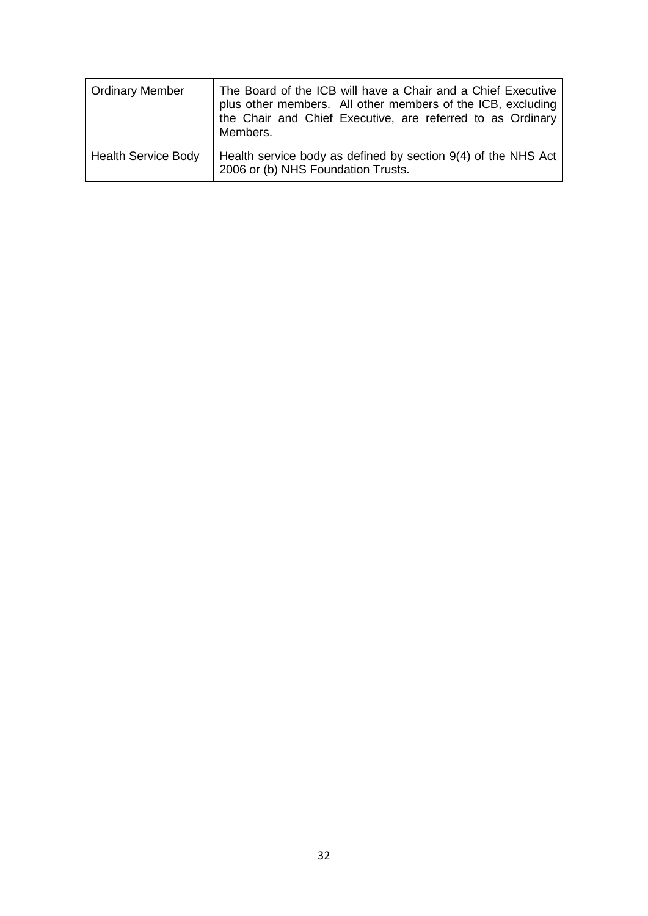| | |
|---|---|
| Ordinary Member | The Board of the ICB will have a Chair and a Chief Executive plus other members. All other members of the ICB, excluding the Chair and Chief Executive, are referred to as Ordinary Members. |
| Health Service Body | Health service body as defined by section 9(4) of the NHS Act 2006 or (b) NHS Foundation Trusts. |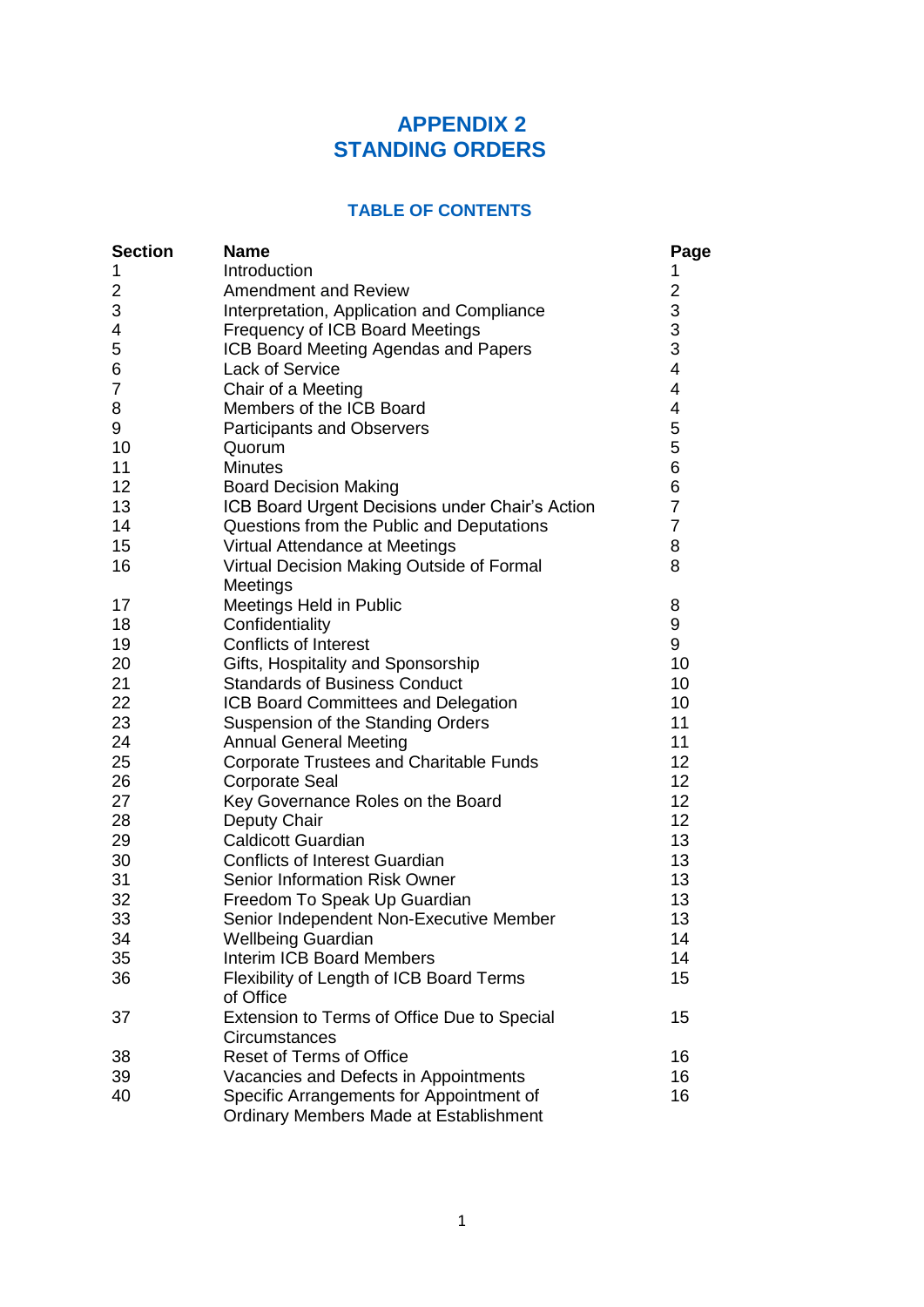# APPENDIX 2
# STANDING ORDERS

## TABLE OF CONTENTS

| Section | Name | Page |
|---|---|---|
| 1 | Introduction | 1 |
| 2 | Amendment and Review | 2 |
| 3 | Interpretation, Application and Compliance | 3 |
| 4 | Frequency of ICB Board Meetings | 3 |
| 5 | ICB Board Meeting Agendas and Papers | 3 |
| 6 | Lack of Service | 4 |
| 7 | Chair of a Meeting | 4 |
| 8 | Members of the ICB Board | 4 |
| 9 | Participants and Observers | 5 |
| 10 | Quorum | 5 |
| 11 | Minutes | 6 |
| 12 | Board Decision Making | 6 |
| 13 | ICB Board Urgent Decisions under Chair's Action | 7 |
| 14 | Questions from the Public and Deputations | 7 |
| 15 | Virtual Attendance at Meetings | 8 |
| 16 | Virtual Decision Making Outside of Formal Meetings | 8 |
| 17 | Meetings Held in Public | 8 |
| 18 | Confidentiality | 9 |
| 19 | Conflicts of Interest | 9 |
| 20 | Gifts, Hospitality and Sponsorship | 10 |
| 21 | Standards of Business Conduct | 10 |
| 22 | ICB Board Committees and Delegation | 10 |
| 23 | Suspension of the Standing Orders | 11 |
| 24 | Annual General Meeting | 11 |
| 25 | Corporate Trustees and Charitable Funds | 12 |
| 26 | Corporate Seal | 12 |
| 27 | Key Governance Roles on the Board | 12 |
| 28 | Deputy Chair | 12 |
| 29 | Caldicott Guardian | 13 |
| 30 | Conflicts of Interest Guardian | 13 |
| 31 | Senior Information Risk Owner | 13 |
| 32 | Freedom To Speak Up Guardian | 13 |
| 33 | Senior Independent Non-Executive Member | 13 |
| 34 | Wellbeing Guardian | 14 |
| 35 | Interim ICB Board Members | 14 |
| 36 | Flexibility of Length of ICB Board Terms of Office | 15 |
| 37 | Extension to Terms of Office Due to Special Circumstances | 15 |
| 38 | Reset of Terms of Office | 16 |
| 39 | Vacancies and Defects in Appointments | 16 |
| 40 | Specific Arrangements for Appointment of Ordinary Members Made at Establishment | 16 |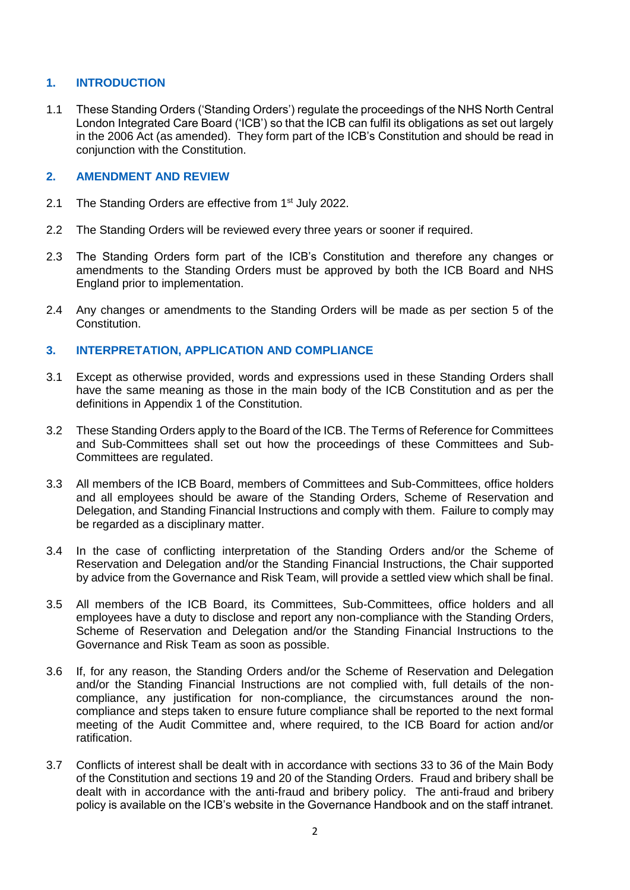## 1. INTRODUCTION

1.1 These Standing Orders ('Standing Orders') regulate the proceedings of the NHS North Central London Integrated Care Board ('ICB') so that the ICB can fulfil its obligations as set out largely in the 2006 Act (as amended). They form part of the ICB's Constitution and should be read in conjunction with the Constitution.

## 2. AMENDMENT AND REVIEW

2.1 The Standing Orders are effective from 1st July 2022.

2.2 The Standing Orders will be reviewed every three years or sooner if required.

2.3 The Standing Orders form part of the ICB's Constitution and therefore any changes or amendments to the Standing Orders must be approved by both the ICB Board and NHS England prior to implementation.

2.4 Any changes or amendments to the Standing Orders will be made as per section 5 of the Constitution.

## 3. INTERPRETATION, APPLICATION AND COMPLIANCE

3.1 Except as otherwise provided, words and expressions used in these Standing Orders shall have the same meaning as those in the main body of the ICB Constitution and as per the definitions in Appendix 1 of the Constitution.

3.2 These Standing Orders apply to the Board of the ICB. The Terms of Reference for Committees and Sub-Committees shall set out how the proceedings of these Committees and Sub-Committees are regulated.

3.3 All members of the ICB Board, members of Committees and Sub-Committees, office holders and all employees should be aware of the Standing Orders, Scheme of Reservation and Delegation, and Standing Financial Instructions and comply with them. Failure to comply may be regarded as a disciplinary matter.

3.4 In the case of conflicting interpretation of the Standing Orders and/or the Scheme of Reservation and Delegation and/or the Standing Financial Instructions, the Chair supported by advice from the Governance and Risk Team, will provide a settled view which shall be final.

3.5 All members of the ICB Board, its Committees, Sub-Committees, office holders and all employees have a duty to disclose and report any non-compliance with the Standing Orders, Scheme of Reservation and Delegation and/or the Standing Financial Instructions to the Governance and Risk Team as soon as possible.

3.6 If, for any reason, the Standing Orders and/or the Scheme of Reservation and Delegation and/or the Standing Financial Instructions are not complied with, full details of the non-compliance, any justification for non-compliance, the circumstances around the non-compliance and steps taken to ensure future compliance shall be reported to the next formal meeting of the Audit Committee and, where required, to the ICB Board for action and/or ratification.

3.7 Conflicts of interest shall be dealt with in accordance with sections 33 to 36 of the Main Body of the Constitution and sections 19 and 20 of the Standing Orders. Fraud and bribery shall be dealt with in accordance with the anti-fraud and bribery policy. The anti-fraud and bribery policy is available on the ICB's website in the Governance Handbook and on the staff intranet.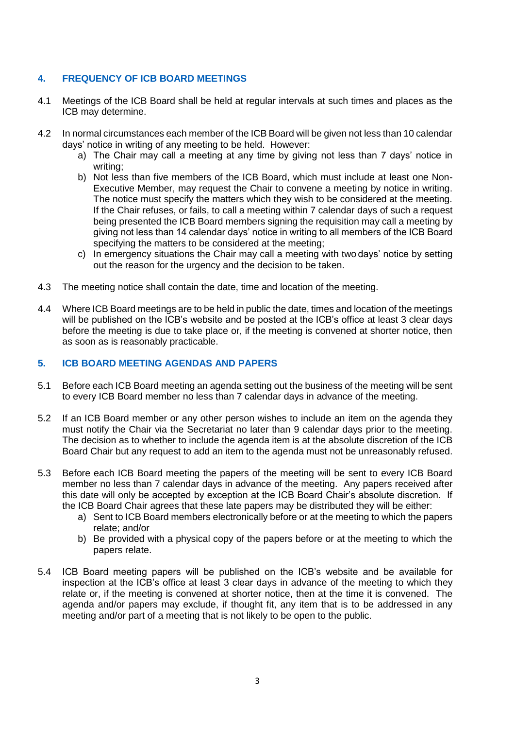## 4. FREQUENCY OF ICB BOARD MEETINGS

4.1 Meetings of the ICB Board shall be held at regular intervals at such times and places as the ICB may determine.

4.2 In normal circumstances each member of the ICB Board will be given not less than 10 calendar days' notice in writing of any meeting to be held. However:

a) The Chair may call a meeting at any time by giving not less than 7 days' notice in writing;
b) Not less than five members of the ICB Board, which must include at least one Non-Executive Member, may request the Chair to convene a meeting by notice in writing. The notice must specify the matters which they wish to be considered at the meeting. If the Chair refuses, or fails, to call a meeting within 7 calendar days of such a request being presented the ICB Board members signing the requisition may call a meeting by giving not less than 14 calendar days' notice in writing to all members of the ICB Board specifying the matters to be considered at the meeting;
c) In emergency situations the Chair may call a meeting with two days' notice by setting out the reason for the urgency and the decision to be taken.

4.3 The meeting notice shall contain the date, time and location of the meeting.

4.4 Where ICB Board meetings are to be held in public the date, times and location of the meetings will be published on the ICB's website and be posted at the ICB's office at least 3 clear days before the meeting is due to take place or, if the meeting is convened at shorter notice, then as soon as is reasonably practicable.

## 5. ICB BOARD MEETING AGENDAS AND PAPERS

5.1 Before each ICB Board meeting an agenda setting out the business of the meeting will be sent to every ICB Board member no less than 7 calendar days in advance of the meeting.

5.2 If an ICB Board member or any other person wishes to include an item on the agenda they must notify the Chair via the Secretariat no later than 9 calendar days prior to the meeting. The decision as to whether to include the agenda item is at the absolute discretion of the ICB Board Chair but any request to add an item to the agenda must not be unreasonably refused.

5.3 Before each ICB Board meeting the papers of the meeting will be sent to every ICB Board member no less than 7 calendar days in advance of the meeting. Any papers received after this date will only be accepted by exception at the ICB Board Chair's absolute discretion. If the ICB Board Chair agrees that these late papers may be distributed they will be either:

a) Sent to ICB Board members electronically before or at the meeting to which the papers relate; and/or
b) Be provided with a physical copy of the papers before or at the meeting to which the papers relate.

5.4 ICB Board meeting papers will be published on the ICB's website and be available for inspection at the ICB's office at least 3 clear days in advance of the meeting to which they relate or, if the meeting is convened at shorter notice, then at the time it is convened. The agenda and/or papers may exclude, if thought fit, any item that is to be addressed in any meeting and/or part of a meeting that is not likely to be open to the public.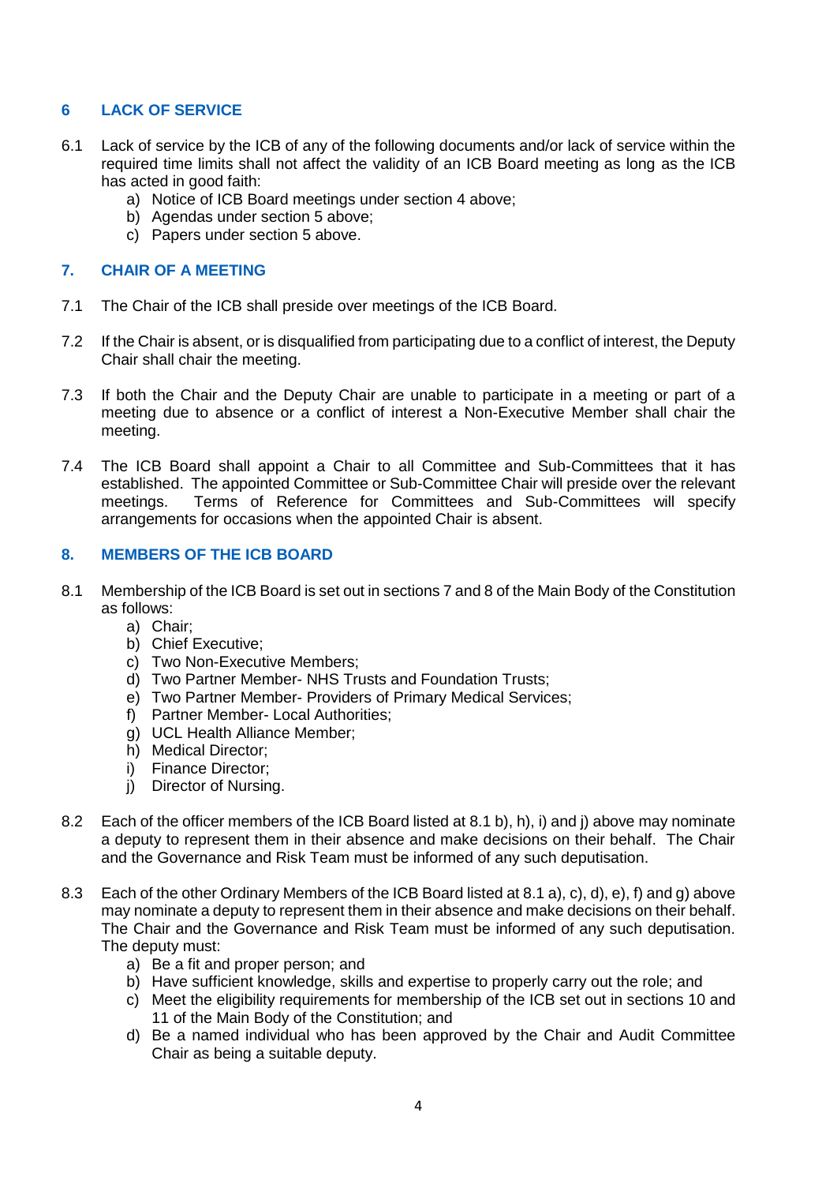## 6 LACK OF SERVICE

6.1 Lack of service by the ICB of any of the following documents and/or lack of service within the required time limits shall not affect the validity of an ICB Board meeting as long as the ICB has acted in good faith:

a) Notice of ICB Board meetings under section 4 above;
b) Agendas under section 5 above;
c) Papers under section 5 above.

## 7. CHAIR OF A MEETING

7.1 The Chair of the ICB shall preside over meetings of the ICB Board.

7.2 If the Chair is absent, or is disqualified from participating due to a conflict of interest, the Deputy Chair shall chair the meeting.

7.3 If both the Chair and the Deputy Chair are unable to participate in a meeting or part of a meeting due to absence or a conflict of interest a Non-Executive Member shall chair the meeting.

7.4 The ICB Board shall appoint a Chair to all Committee and Sub-Committees that it has established. The appointed Committee or Sub-Committee Chair will preside over the relevant meetings. Terms of Reference for Committees and Sub-Committees will specify arrangements for occasions when the appointed Chair is absent.

## 8. MEMBERS OF THE ICB BOARD

8.1 Membership of the ICB Board is set out in sections 7 and 8 of the Main Body of the Constitution as follows:

a) Chair;
b) Chief Executive;
c) Two Non-Executive Members;
d) Two Partner Member- NHS Trusts and Foundation Trusts;
e) Two Partner Member- Providers of Primary Medical Services;
f) Partner Member- Local Authorities;
g) UCL Health Alliance Member;
h) Medical Director;
i) Finance Director;
j) Director of Nursing.

8.2 Each of the officer members of the ICB Board listed at 8.1 b), h), i) and j) above may nominate a deputy to represent them in their absence and make decisions on their behalf. The Chair and the Governance and Risk Team must be informed of any such deputisation.

8.3 Each of the other Ordinary Members of the ICB Board listed at 8.1 a), c), d), e), f) and g) above may nominate a deputy to represent them in their absence and make decisions on their behalf. The Chair and the Governance and Risk Team must be informed of any such deputisation. The deputy must:

a) Be a fit and proper person; and
b) Have sufficient knowledge, skills and expertise to properly carry out the role; and
c) Meet the eligibility requirements for membership of the ICB set out in sections 10 and 11 of the Main Body of the Constitution; and
d) Be a named individual who has been approved by the Chair and Audit Committee Chair as being a suitable deputy.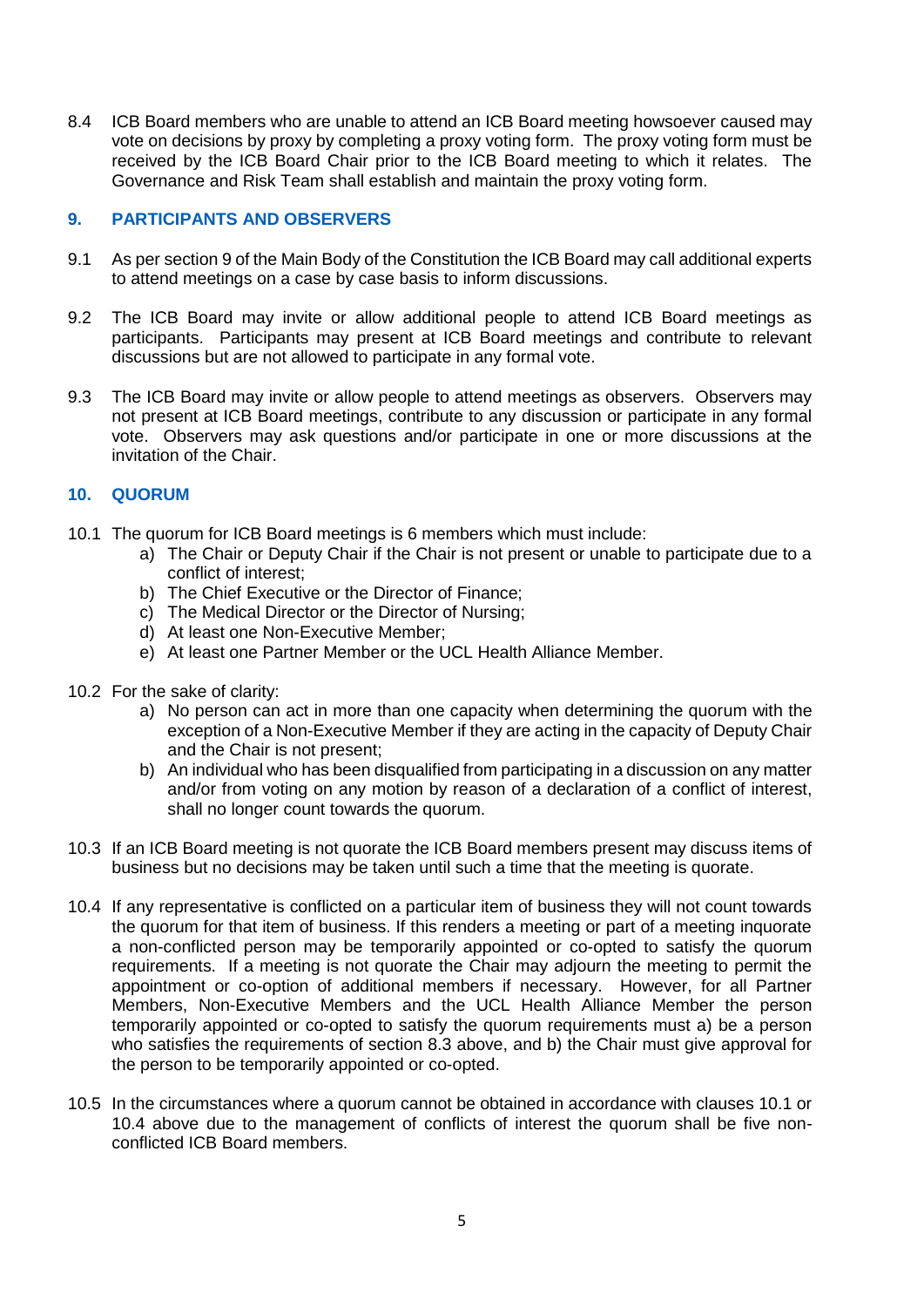8.4 ICB Board members who are unable to attend an ICB Board meeting howsoever caused may vote on decisions by proxy by completing a proxy voting form. The proxy voting form must be received by the ICB Board Chair prior to the ICB Board meeting to which it relates. The Governance and Risk Team shall establish and maintain the proxy voting form.

## 9. PARTICIPANTS AND OBSERVERS

9.1 As per section 9 of the Main Body of the Constitution the ICB Board may call additional experts to attend meetings on a case by case basis to inform discussions.

9.2 The ICB Board may invite or allow additional people to attend ICB Board meetings as participants. Participants may present at ICB Board meetings and contribute to relevant discussions but are not allowed to participate in any formal vote.

9.3 The ICB Board may invite or allow people to attend meetings as observers. Observers may not present at ICB Board meetings, contribute to any discussion or participate in any formal vote. Observers may ask questions and/or participate in one or more discussions at the invitation of the Chair.

## 10. QUORUM

10.1 The quorum for ICB Board meetings is 6 members which must include:

a) The Chair or Deputy Chair if the Chair is not present or unable to participate due to a conflict of interest;
b) The Chief Executive or the Director of Finance;
c) The Medical Director or the Director of Nursing;
d) At least one Non-Executive Member;
e) At least one Partner Member or the UCL Health Alliance Member.

10.2 For the sake of clarity:

a) No person can act in more than one capacity when determining the quorum with the exception of a Non-Executive Member if they are acting in the capacity of Deputy Chair and the Chair is not present;
b) An individual who has been disqualified from participating in a discussion on any matter and/or from voting on any motion by reason of a declaration of a conflict of interest, shall no longer count towards the quorum.

10.3 If an ICB Board meeting is not quorate the ICB Board members present may discuss items of business but no decisions may be taken until such a time that the meeting is quorate.

10.4 If any representative is conflicted on a particular item of business they will not count towards the quorum for that item of business. If this renders a meeting or part of a meeting inquorate a non-conflicted person may be temporarily appointed or co-opted to satisfy the quorum requirements. If a meeting is not quorate the Chair may adjourn the meeting to permit the appointment or co-option of additional members if necessary. However, for all Partner Members, Non-Executive Members and the UCL Health Alliance Member the person temporarily appointed or co-opted to satisfy the quorum requirements must a) be a person who satisfies the requirements of section 8.3 above, and b) the Chair must give approval for the person to be temporarily appointed or co-opted.

10.5 In the circumstances where a quorum cannot be obtained in accordance with clauses 10.1 or 10.4 above due to the management of conflicts of interest the quorum shall be five non-conflicted ICB Board members.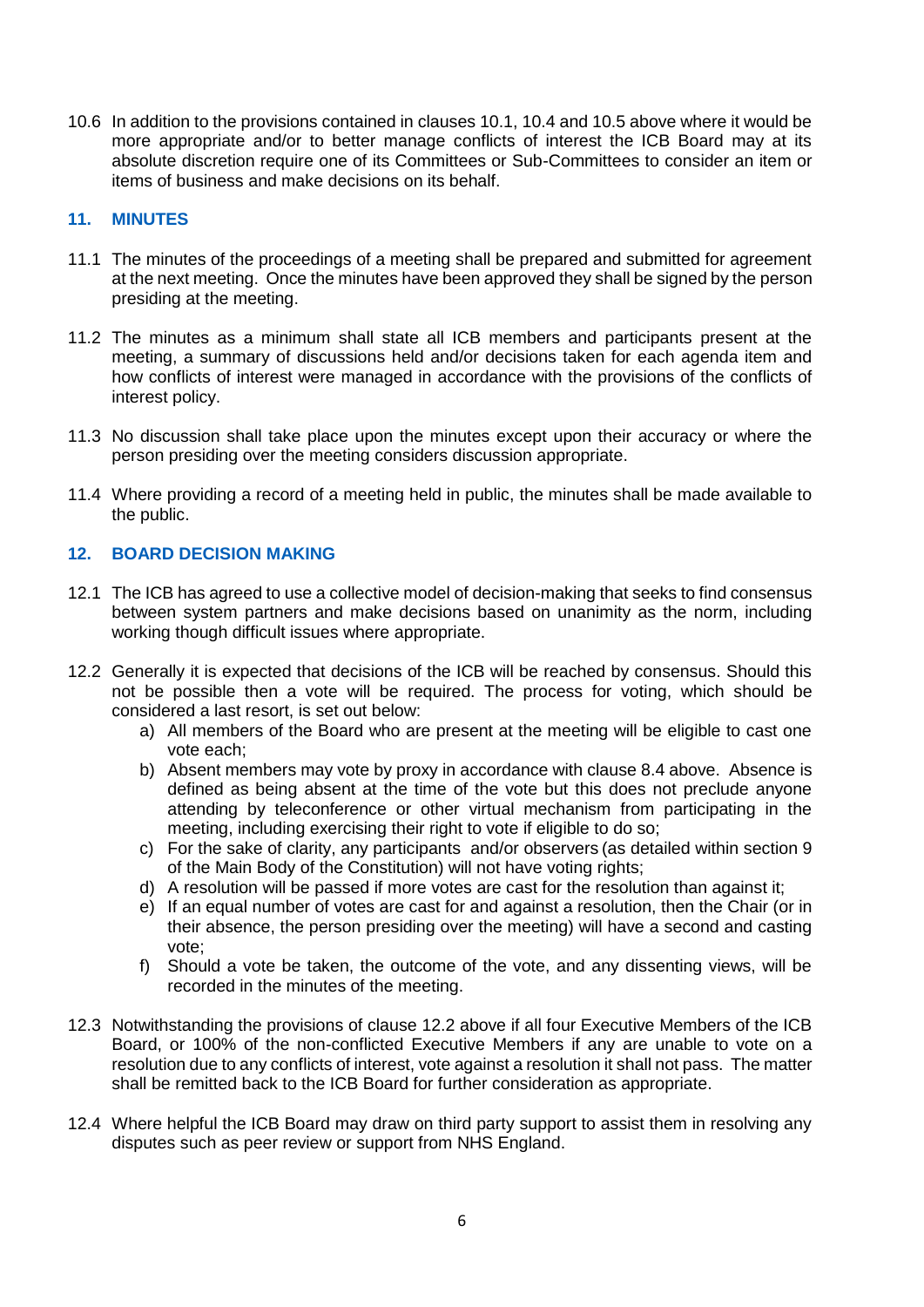10.6 In addition to the provisions contained in clauses 10.1, 10.4 and 10.5 above where it would be more appropriate and/or to better manage conflicts of interest the ICB Board may at its absolute discretion require one of its Committees or Sub-Committees to consider an item or items of business and make decisions on its behalf.

## 11. MINUTES

11.1 The minutes of the proceedings of a meeting shall be prepared and submitted for agreement at the next meeting. Once the minutes have been approved they shall be signed by the person presiding at the meeting.

11.2 The minutes as a minimum shall state all ICB members and participants present at the meeting, a summary of discussions held and/or decisions taken for each agenda item and how conflicts of interest were managed in accordance with the provisions of the conflicts of interest policy.

11.3 No discussion shall take place upon the minutes except upon their accuracy or where the person presiding over the meeting considers discussion appropriate.

11.4 Where providing a record of a meeting held in public, the minutes shall be made available to the public.

## 12. BOARD DECISION MAKING

12.1 The ICB has agreed to use a collective model of decision-making that seeks to find consensus between system partners and make decisions based on unanimity as the norm, including working though difficult issues where appropriate.

12.2 Generally it is expected that decisions of the ICB will be reached by consensus. Should this not be possible then a vote will be required. The process for voting, which should be considered a last resort, is set out below:

   a) All members of the Board who are present at the meeting will be eligible to cast one vote each;
   b) Absent members may vote by proxy in accordance with clause 8.4 above. Absence is defined as being absent at the time of the vote but this does not preclude anyone attending by teleconference or other virtual mechanism from participating in the meeting, including exercising their right to vote if eligible to do so;
   c) For the sake of clarity, any participants and/or observers (as detailed within section 9 of the Main Body of the Constitution) will not have voting rights;
   d) A resolution will be passed if more votes are cast for the resolution than against it;
   e) If an equal number of votes are cast for and against a resolution, then the Chair (or in their absence, the person presiding over the meeting) will have a second and casting vote;
   f) Should a vote be taken, the outcome of the vote, and any dissenting views, will be recorded in the minutes of the meeting.

12.3 Notwithstanding the provisions of clause 12.2 above if all four Executive Members of the ICB Board, or 100% of the non-conflicted Executive Members if any are unable to vote on a resolution due to any conflicts of interest, vote against a resolution it shall not pass. The matter shall be remitted back to the ICB Board for further consideration as appropriate.

12.4 Where helpful the ICB Board may draw on third party support to assist them in resolving any disputes such as peer review or support from NHS England.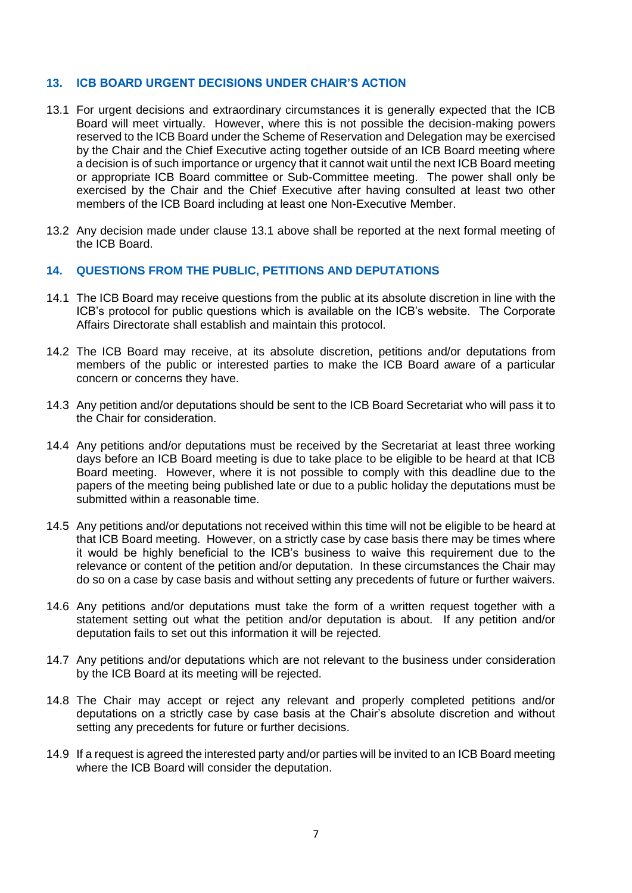## 13. ICB BOARD URGENT DECISIONS UNDER CHAIR'S ACTION

13.1 For urgent decisions and extraordinary circumstances it is generally expected that the ICB Board will meet virtually. However, where this is not possible the decision-making powers reserved to the ICB Board under the Scheme of Reservation and Delegation may be exercised by the Chair and the Chief Executive acting together outside of an ICB Board meeting where a decision is of such importance or urgency that it cannot wait until the next ICB Board meeting or appropriate ICB Board committee or Sub-Committee meeting. The power shall only be exercised by the Chair and the Chief Executive after having consulted at least two other members of the ICB Board including at least one Non-Executive Member.

13.2 Any decision made under clause 13.1 above shall be reported at the next formal meeting of the ICB Board.

## 14. QUESTIONS FROM THE PUBLIC, PETITIONS AND DEPUTATIONS

14.1 The ICB Board may receive questions from the public at its absolute discretion in line with the ICB's protocol for public questions which is available on the ICB's website. The Corporate Affairs Directorate shall establish and maintain this protocol.

14.2 The ICB Board may receive, at its absolute discretion, petitions and/or deputations from members of the public or interested parties to make the ICB Board aware of a particular concern or concerns they have.

14.3 Any petition and/or deputations should be sent to the ICB Board Secretariat who will pass it to the Chair for consideration.

14.4 Any petitions and/or deputations must be received by the Secretariat at least three working days before an ICB Board meeting is due to take place to be eligible to be heard at that ICB Board meeting. However, where it is not possible to comply with this deadline due to the papers of the meeting being published late or due to a public holiday the deputations must be submitted within a reasonable time.

14.5 Any petitions and/or deputations not received within this time will not be eligible to be heard at that ICB Board meeting. However, on a strictly case by case basis there may be times where it would be highly beneficial to the ICB's business to waive this requirement due to the relevance or content of the petition and/or deputation. In these circumstances the Chair may do so on a case by case basis and without setting any precedents of future or further waivers.

14.6 Any petitions and/or deputations must take the form of a written request together with a statement setting out what the petition and/or deputation is about. If any petition and/or deputation fails to set out this information it will be rejected.

14.7 Any petitions and/or deputations which are not relevant to the business under consideration by the ICB Board at its meeting will be rejected.

14.8 The Chair may accept or reject any relevant and properly completed petitions and/or deputations on a strictly case by case basis at the Chair's absolute discretion and without setting any precedents for future or further decisions.

14.9 If a request is agreed the interested party and/or parties will be invited to an ICB Board meeting where the ICB Board will consider the deputation.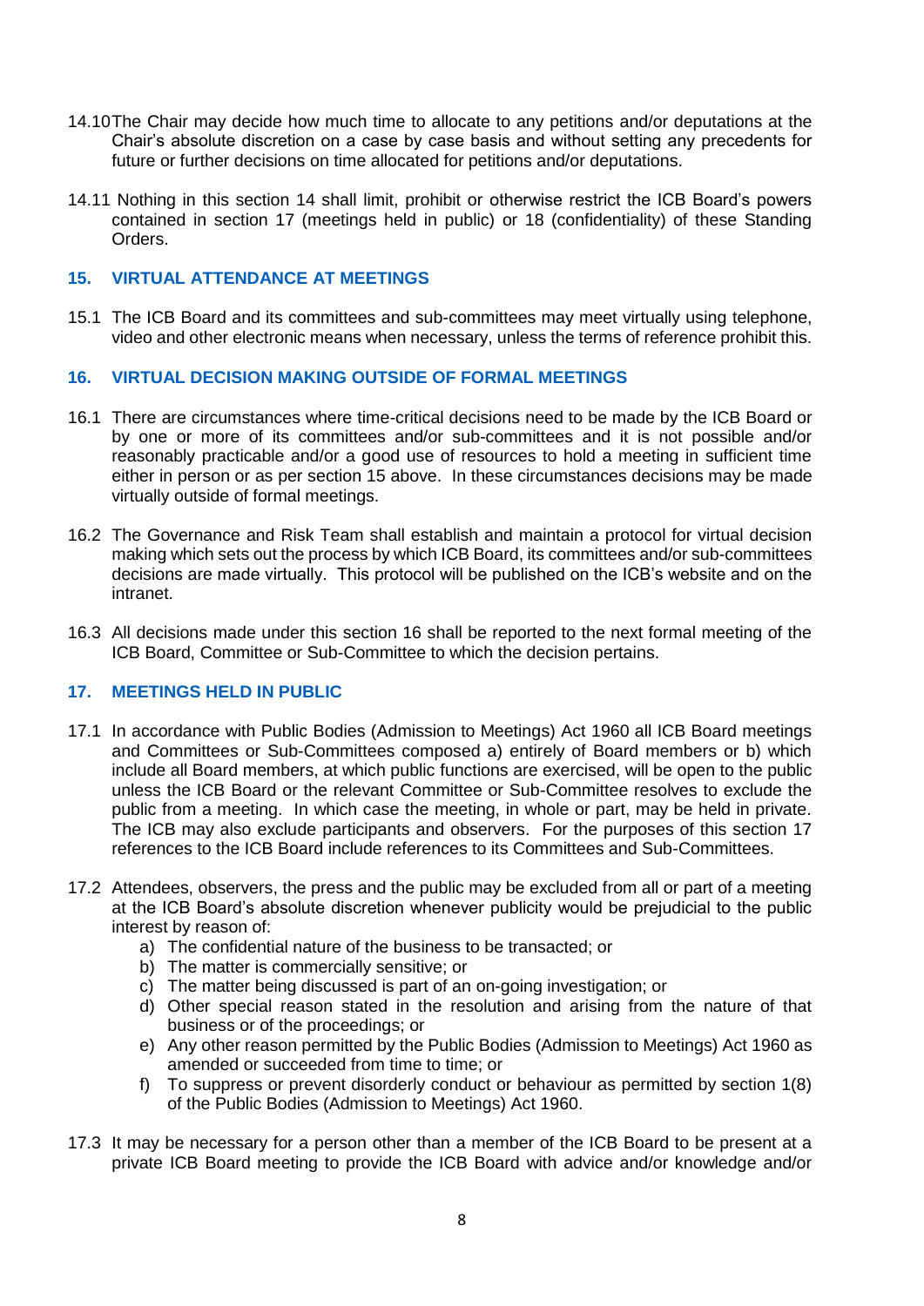14.10 The Chair may decide how much time to allocate to any petitions and/or deputations at the Chair's absolute discretion on a case by case basis and without setting any precedents for future or further decisions on time allocated for petitions and/or deputations.

14.11 Nothing in this section 14 shall limit, prohibit or otherwise restrict the ICB Board's powers contained in section 17 (meetings held in public) or 18 (confidentiality) of these Standing Orders.

## 15. VIRTUAL ATTENDANCE AT MEETINGS

15.1 The ICB Board and its committees and sub-committees may meet virtually using telephone, video and other electronic means when necessary, unless the terms of reference prohibit this.

## 16. VIRTUAL DECISION MAKING OUTSIDE OF FORMAL MEETINGS

16.1 There are circumstances where time-critical decisions need to be made by the ICB Board or by one or more of its committees and/or sub-committees and it is not possible and/or reasonably practicable and/or a good use of resources to hold a meeting in sufficient time either in person or as per section 15 above. In these circumstances decisions may be made virtually outside of formal meetings.

16.2 The Governance and Risk Team shall establish and maintain a protocol for virtual decision making which sets out the process by which ICB Board, its committees and/or sub-committees decisions are made virtually. This protocol will be published on the ICB's website and on the intranet.

16.3 All decisions made under this section 16 shall be reported to the next formal meeting of the ICB Board, Committee or Sub-Committee to which the decision pertains.

## 17. MEETINGS HELD IN PUBLIC

17.1 In accordance with Public Bodies (Admission to Meetings) Act 1960 all ICB Board meetings and Committees or Sub-Committees composed a) entirely of Board members or b) which include all Board members, at which public functions are exercised, will be open to the public unless the ICB Board or the relevant Committee or Sub-Committee resolves to exclude the public from a meeting. In which case the meeting, in whole or part, may be held in private. The ICB may also exclude participants and observers. For the purposes of this section 17 references to the ICB Board include references to its Committees and Sub-Committees.

17.2 Attendees, observers, the press and the public may be excluded from all or part of a meeting at the ICB Board's absolute discretion whenever publicity would be prejudicial to the public interest by reason of:

a) The confidential nature of the business to be transacted; or
b) The matter is commercially sensitive; or
c) The matter being discussed is part of an on-going investigation; or
d) Other special reason stated in the resolution and arising from the nature of that business or of the proceedings; or
e) Any other reason permitted by the Public Bodies (Admission to Meetings) Act 1960 as amended or succeeded from time to time; or
f) To suppress or prevent disorderly conduct or behaviour as permitted by section 1(8) of the Public Bodies (Admission to Meetings) Act 1960.

17.3 It may be necessary for a person other than a member of the ICB Board to be present at a private ICB Board meeting to provide the ICB Board with advice and/or knowledge and/or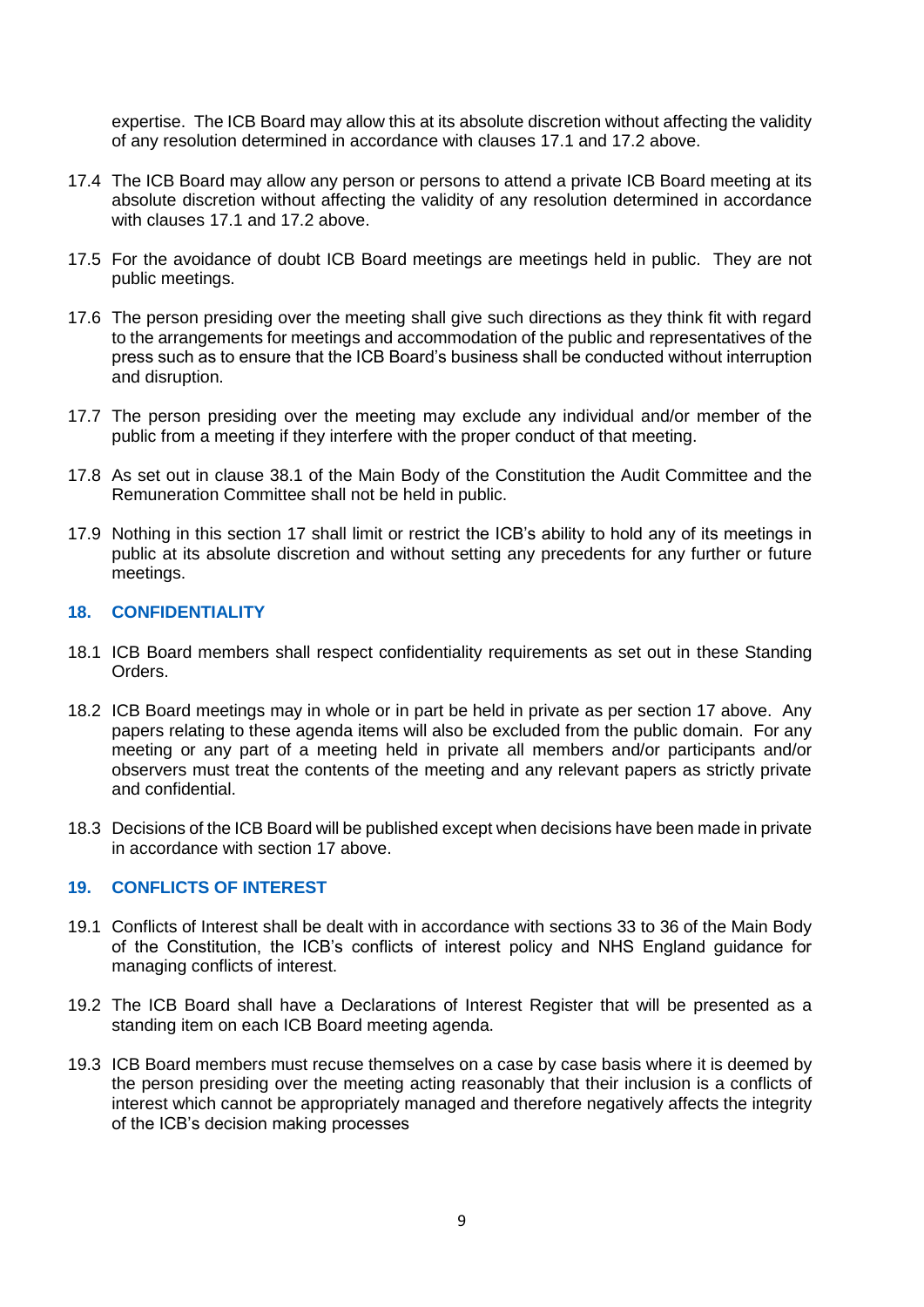expertise. The ICB Board may allow this at its absolute discretion without affecting the validity of any resolution determined in accordance with clauses 17.1 and 17.2 above.

17.4 The ICB Board may allow any person or persons to attend a private ICB Board meeting at its absolute discretion without affecting the validity of any resolution determined in accordance with clauses 17.1 and 17.2 above.

17.5 For the avoidance of doubt ICB Board meetings are meetings held in public. They are not public meetings.

17.6 The person presiding over the meeting shall give such directions as they think fit with regard to the arrangements for meetings and accommodation of the public and representatives of the press such as to ensure that the ICB Board's business shall be conducted without interruption and disruption.

17.7 The person presiding over the meeting may exclude any individual and/or member of the public from a meeting if they interfere with the proper conduct of that meeting.

17.8 As set out in clause 38.1 of the Main Body of the Constitution the Audit Committee and the Remuneration Committee shall not be held in public.

17.9 Nothing in this section 17 shall limit or restrict the ICB's ability to hold any of its meetings in public at its absolute discretion and without setting any precedents for any further or future meetings.

## 18. CONFIDENTIALITY

18.1 ICB Board members shall respect confidentiality requirements as set out in these Standing Orders.

18.2 ICB Board meetings may in whole or in part be held in private as per section 17 above. Any papers relating to these agenda items will also be excluded from the public domain. For any meeting or any part of a meeting held in private all members and/or participants and/or observers must treat the contents of the meeting and any relevant papers as strictly private and confidential.

18.3 Decisions of the ICB Board will be published except when decisions have been made in private in accordance with section 17 above.

## 19. CONFLICTS OF INTEREST

19.1 Conflicts of Interest shall be dealt with in accordance with sections 33 to 36 of the Main Body of the Constitution, the ICB's conflicts of interest policy and NHS England guidance for managing conflicts of interest.

19.2 The ICB Board shall have a Declarations of Interest Register that will be presented as a standing item on each ICB Board meeting agenda.

19.3 ICB Board members must recuse themselves on a case by case basis where it is deemed by the person presiding over the meeting acting reasonably that their inclusion is a conflicts of interest which cannot be appropriately managed and therefore negatively affects the integrity of the ICB's decision making processes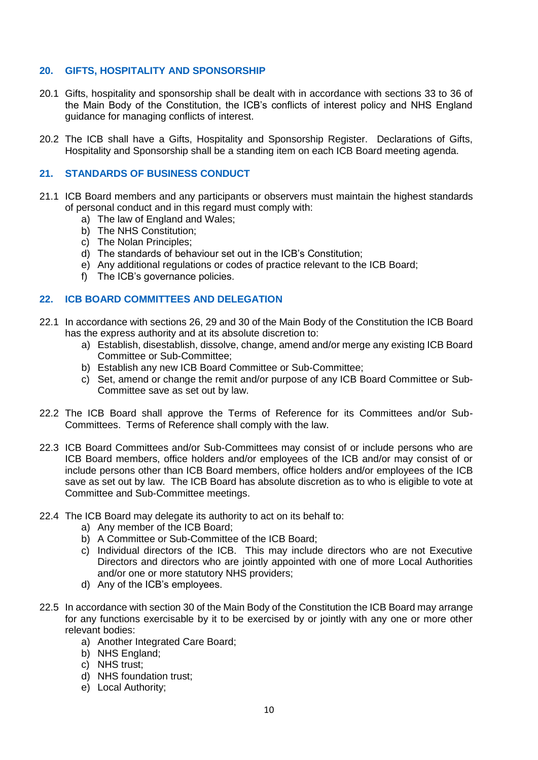## 20. GIFTS, HOSPITALITY AND SPONSORSHIP

20.1 Gifts, hospitality and sponsorship shall be dealt with in accordance with sections 33 to 36 of the Main Body of the Constitution, the ICB's conflicts of interest policy and NHS England guidance for managing conflicts of interest.

20.2 The ICB shall have a Gifts, Hospitality and Sponsorship Register. Declarations of Gifts, Hospitality and Sponsorship shall be a standing item on each ICB Board meeting agenda.

## 21. STANDARDS OF BUSINESS CONDUCT

21.1 ICB Board members and any participants or observers must maintain the highest standards of personal conduct and in this regard must comply with:

a) The law of England and Wales;
b) The NHS Constitution;
c) The Nolan Principles;
d) The standards of behaviour set out in the ICB's Constitution;
e) Any additional regulations or codes of practice relevant to the ICB Board;
f) The ICB's governance policies.

## 22. ICB BOARD COMMITTEES AND DELEGATION

22.1 In accordance with sections 26, 29 and 30 of the Main Body of the Constitution the ICB Board has the express authority and at its absolute discretion to:

a) Establish, disestablish, dissolve, change, amend and/or merge any existing ICB Board Committee or Sub-Committee;
b) Establish any new ICB Board Committee or Sub-Committee;
c) Set, amend or change the remit and/or purpose of any ICB Board Committee or Sub-Committee save as set out by law.

22.2 The ICB Board shall approve the Terms of Reference for its Committees and/or Sub-Committees. Terms of Reference shall comply with the law.

22.3 ICB Board Committees and/or Sub-Committees may consist of or include persons who are ICB Board members, office holders and/or employees of the ICB and/or may consist of or include persons other than ICB Board members, office holders and/or employees of the ICB save as set out by law. The ICB Board has absolute discretion as to who is eligible to vote at Committee and Sub-Committee meetings.

22.4 The ICB Board may delegate its authority to act on its behalf to:

a) Any member of the ICB Board;
b) A Committee or Sub-Committee of the ICB Board;
c) Individual directors of the ICB. This may include directors who are not Executive Directors and directors who are jointly appointed with one of more Local Authorities and/or one or more statutory NHS providers;
d) Any of the ICB's employees.

22.5 In accordance with section 30 of the Main Body of the Constitution the ICB Board may arrange for any functions exercisable by it to be exercised by or jointly with any one or more other relevant bodies:

a) Another Integrated Care Board;
b) NHS England;
c) NHS trust;
d) NHS foundation trust;
e) Local Authority;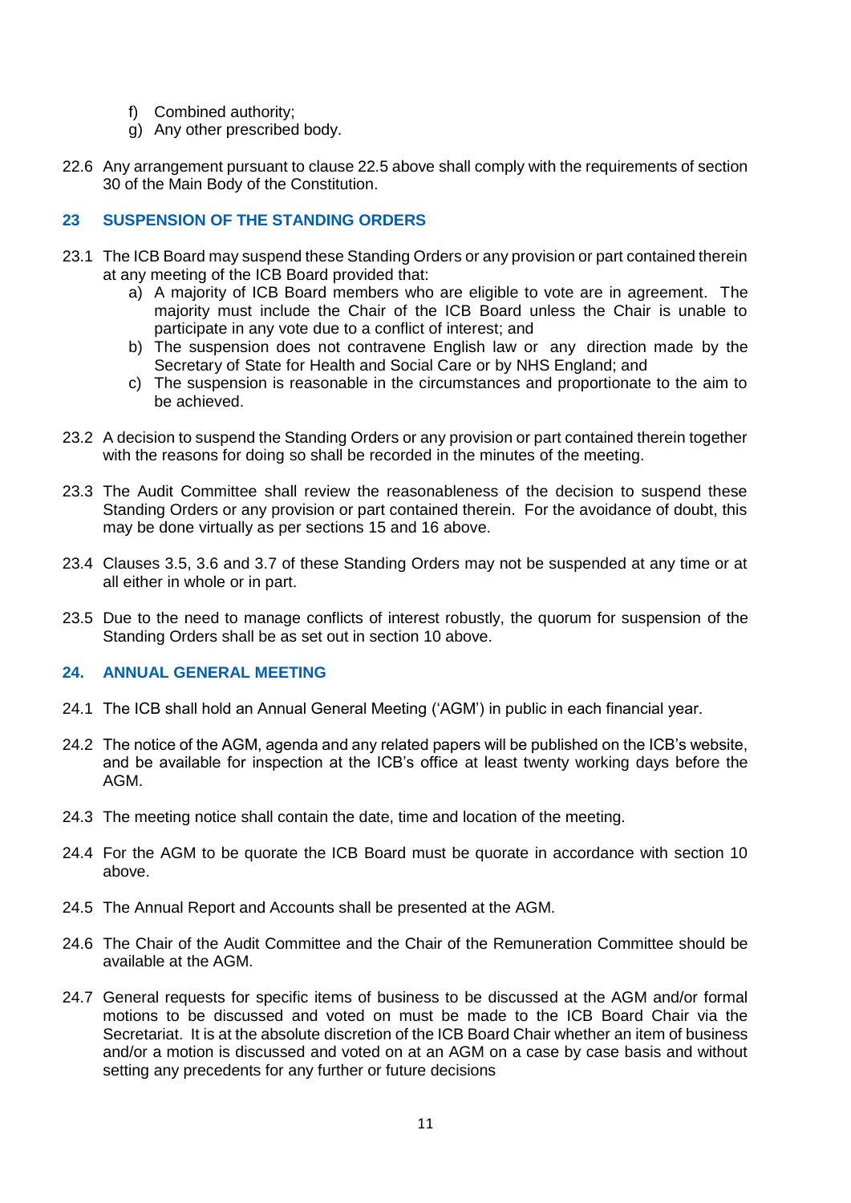f) Combined authority;
g) Any other prescribed body.

22.6 Any arrangement pursuant to clause 22.5 above shall comply with the requirements of section 30 of the Main Body of the Constitution.

## 23 SUSPENSION OF THE STANDING ORDERS

23.1 The ICB Board may suspend these Standing Orders or any provision or part contained therein at any meeting of the ICB Board provided that:

a) A majority of ICB Board members who are eligible to vote are in agreement. The majority must include the Chair of the ICB Board unless the Chair is unable to participate in any vote due to a conflict of interest; and
b) The suspension does not contravene English law or any direction made by the Secretary of State for Health and Social Care or by NHS England; and
c) The suspension is reasonable in the circumstances and proportionate to the aim to be achieved.

23.2 A decision to suspend the Standing Orders or any provision or part contained therein together with the reasons for doing so shall be recorded in the minutes of the meeting.

23.3 The Audit Committee shall review the reasonableness of the decision to suspend these Standing Orders or any provision or part contained therein. For the avoidance of doubt, this may be done virtually as per sections 15 and 16 above.

23.4 Clauses 3.5, 3.6 and 3.7 of these Standing Orders may not be suspended at any time or at all either in whole or in part.

23.5 Due to the need to manage conflicts of interest robustly, the quorum for suspension of the Standing Orders shall be as set out in section 10 above.

## 24. ANNUAL GENERAL MEETING

24.1 The ICB shall hold an Annual General Meeting ('AGM') in public in each financial year.

24.2 The notice of the AGM, agenda and any related papers will be published on the ICB's website, and be available for inspection at the ICB's office at least twenty working days before the AGM.

24.3 The meeting notice shall contain the date, time and location of the meeting.

24.4 For the AGM to be quorate the ICB Board must be quorate in accordance with section 10 above.

24.5 The Annual Report and Accounts shall be presented at the AGM.

24.6 The Chair of the Audit Committee and the Chair of the Remuneration Committee should be available at the AGM.

24.7 General requests for specific items of business to be discussed at the AGM and/or formal motions to be discussed and voted on must be made to the ICB Board Chair via the Secretariat. It is at the absolute discretion of the ICB Board Chair whether an item of business and/or a motion is discussed and voted on at an AGM on a case by case basis and without setting any precedents for any further or future decisions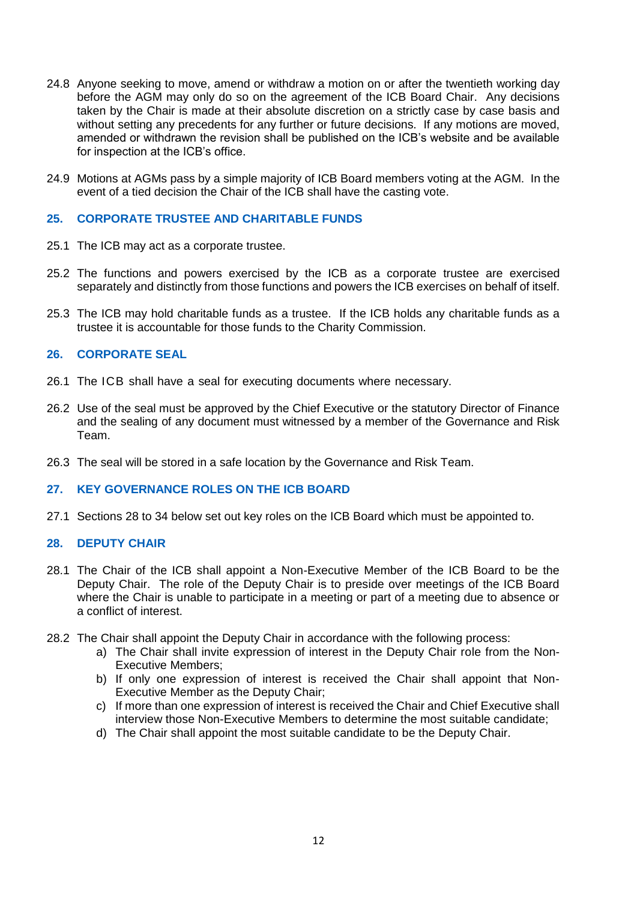24.8 Anyone seeking to move, amend or withdraw a motion on or after the twentieth working day before the AGM may only do so on the agreement of the ICB Board Chair. Any decisions taken by the Chair is made at their absolute discretion on a strictly case by case basis and without setting any precedents for any further or future decisions. If any motions are moved, amended or withdrawn the revision shall be published on the ICB's website and be available for inspection at the ICB's office.

24.9 Motions at AGMs pass by a simple majority of ICB Board members voting at the AGM. In the event of a tied decision the Chair of the ICB shall have the casting vote.

## 25. CORPORATE TRUSTEE AND CHARITABLE FUNDS

25.1 The ICB may act as a corporate trustee.

25.2 The functions and powers exercised by the ICB as a corporate trustee are exercised separately and distinctly from those functions and powers the ICB exercises on behalf of itself.

25.3 The ICB may hold charitable funds as a trustee. If the ICB holds any charitable funds as a trustee it is accountable for those funds to the Charity Commission.

## 26. CORPORATE SEAL

26.1 The ICB shall have a seal for executing documents where necessary.

26.2 Use of the seal must be approved by the Chief Executive or the statutory Director of Finance and the sealing of any document must witnessed by a member of the Governance and Risk Team.

26.3 The seal will be stored in a safe location by the Governance and Risk Team.

## 27. KEY GOVERNANCE ROLES ON THE ICB BOARD

27.1 Sections 28 to 34 below set out key roles on the ICB Board which must be appointed to.

## 28. DEPUTY CHAIR

28.1 The Chair of the ICB shall appoint a Non-Executive Member of the ICB Board to be the Deputy Chair. The role of the Deputy Chair is to preside over meetings of the ICB Board where the Chair is unable to participate in a meeting or part of a meeting due to absence or a conflict of interest.

28.2 The Chair shall appoint the Deputy Chair in accordance with the following process:

a) The Chair shall invite expression of interest in the Deputy Chair role from the Non-Executive Members;
b) If only one expression of interest is received the Chair shall appoint that Non-Executive Member as the Deputy Chair;
c) If more than one expression of interest is received the Chair and Chief Executive shall interview those Non-Executive Members to determine the most suitable candidate;
d) The Chair shall appoint the most suitable candidate to be the Deputy Chair.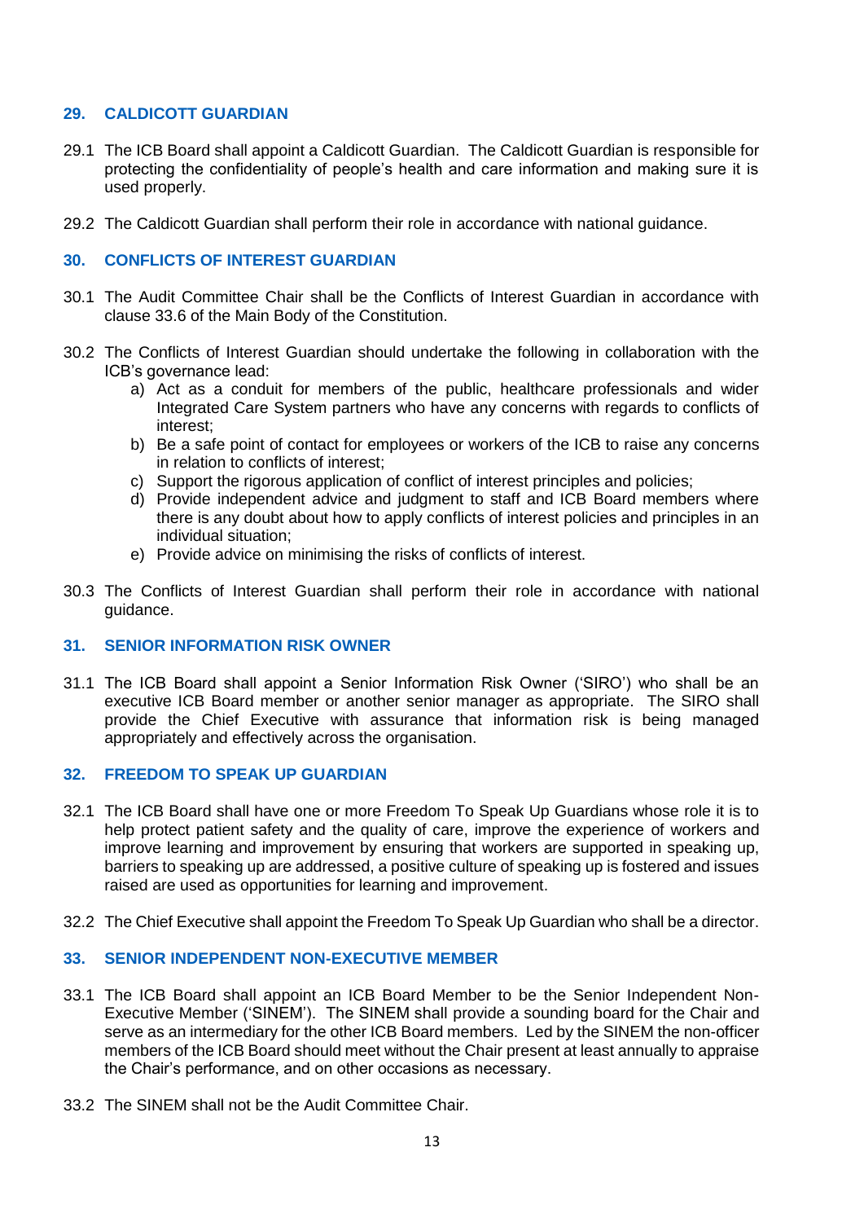## 29. CALDICOTT GUARDIAN

29.1 The ICB Board shall appoint a Caldicott Guardian. The Caldicott Guardian is responsible for protecting the confidentiality of people's health and care information and making sure it is used properly.

29.2 The Caldicott Guardian shall perform their role in accordance with national guidance.

## 30. CONFLICTS OF INTEREST GUARDIAN

30.1 The Audit Committee Chair shall be the Conflicts of Interest Guardian in accordance with clause 33.6 of the Main Body of the Constitution.

30.2 The Conflicts of Interest Guardian should undertake the following in collaboration with the ICB's governance lead:

a) Act as a conduit for members of the public, healthcare professionals and wider Integrated Care System partners who have any concerns with regards to conflicts of interest;
b) Be a safe point of contact for employees or workers of the ICB to raise any concerns in relation to conflicts of interest;
c) Support the rigorous application of conflict of interest principles and policies;
d) Provide independent advice and judgment to staff and ICB Board members where there is any doubt about how to apply conflicts of interest policies and principles in an individual situation;
e) Provide advice on minimising the risks of conflicts of interest.

30.3 The Conflicts of Interest Guardian shall perform their role in accordance with national guidance.

## 31. SENIOR INFORMATION RISK OWNER

31.1 The ICB Board shall appoint a Senior Information Risk Owner ('SIRO') who shall be an executive ICB Board member or another senior manager as appropriate. The SIRO shall provide the Chief Executive with assurance that information risk is being managed appropriately and effectively across the organisation.

## 32. FREEDOM TO SPEAK UP GUARDIAN

32.1 The ICB Board shall have one or more Freedom To Speak Up Guardians whose role it is to help protect patient safety and the quality of care, improve the experience of workers and improve learning and improvement by ensuring that workers are supported in speaking up, barriers to speaking up are addressed, a positive culture of speaking up is fostered and issues raised are used as opportunities for learning and improvement.

32.2 The Chief Executive shall appoint the Freedom To Speak Up Guardian who shall be a director.

## 33. SENIOR INDEPENDENT NON-EXECUTIVE MEMBER

33.1 The ICB Board shall appoint an ICB Board Member to be the Senior Independent Non-Executive Member ('SINEM'). The SINEM shall provide a sounding board for the Chair and serve as an intermediary for the other ICB Board members. Led by the SINEM the non-officer members of the ICB Board should meet without the Chair present at least annually to appraise the Chair's performance, and on other occasions as necessary.

33.2 The SINEM shall not be the Audit Committee Chair.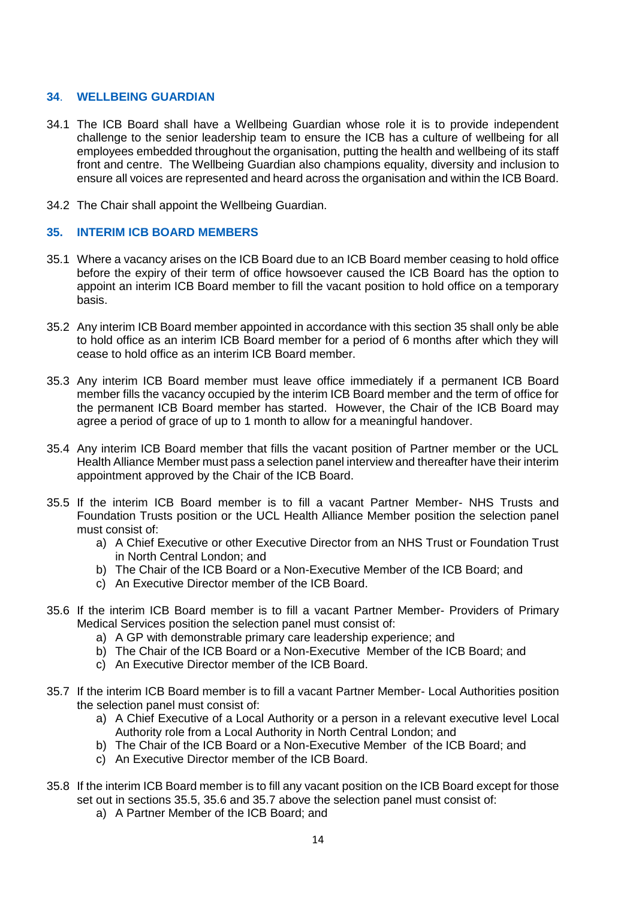## 34. WELLBEING GUARDIAN

34.1 The ICB Board shall have a Wellbeing Guardian whose role it is to provide independent challenge to the senior leadership team to ensure the ICB has a culture of wellbeing for all employees embedded throughout the organisation, putting the health and wellbeing of its staff front and centre. The Wellbeing Guardian also champions equality, diversity and inclusion to ensure all voices are represented and heard across the organisation and within the ICB Board.

34.2 The Chair shall appoint the Wellbeing Guardian.

## 35. INTERIM ICB BOARD MEMBERS

35.1 Where a vacancy arises on the ICB Board due to an ICB Board member ceasing to hold office before the expiry of their term of office howsoever caused the ICB Board has the option to appoint an interim ICB Board member to fill the vacant position to hold office on a temporary basis.

35.2 Any interim ICB Board member appointed in accordance with this section 35 shall only be able to hold office as an interim ICB Board member for a period of 6 months after which they will cease to hold office as an interim ICB Board member.

35.3 Any interim ICB Board member must leave office immediately if a permanent ICB Board member fills the vacancy occupied by the interim ICB Board member and the term of office for the permanent ICB Board member has started. However, the Chair of the ICB Board may agree a period of grace of up to 1 month to allow for a meaningful handover.

35.4 Any interim ICB Board member that fills the vacant position of Partner member or the UCL Health Alliance Member must pass a selection panel interview and thereafter have their interim appointment approved by the Chair of the ICB Board.

35.5 If the interim ICB Board member is to fill a vacant Partner Member- NHS Trusts and Foundation Trusts position or the UCL Health Alliance Member position the selection panel must consist of:

a) A Chief Executive or other Executive Director from an NHS Trust or Foundation Trust in North Central London; and
b) The Chair of the ICB Board or a Non-Executive Member of the ICB Board; and
c) An Executive Director member of the ICB Board.

35.6 If the interim ICB Board member is to fill a vacant Partner Member- Providers of Primary Medical Services position the selection panel must consist of:

a) A GP with demonstrable primary care leadership experience; and
b) The Chair of the ICB Board or a Non-Executive Member of the ICB Board; and
c) An Executive Director member of the ICB Board.

35.7 If the interim ICB Board member is to fill a vacant Partner Member- Local Authorities position the selection panel must consist of:

a) A Chief Executive of a Local Authority or a person in a relevant executive level Local Authority role from a Local Authority in North Central London; and
b) The Chair of the ICB Board or a Non-Executive Member of the ICB Board; and
c) An Executive Director member of the ICB Board.

35.8 If the interim ICB Board member is to fill any vacant position on the ICB Board except for those set out in sections 35.5, 35.6 and 35.7 above the selection panel must consist of:

a) A Partner Member of the ICB Board; and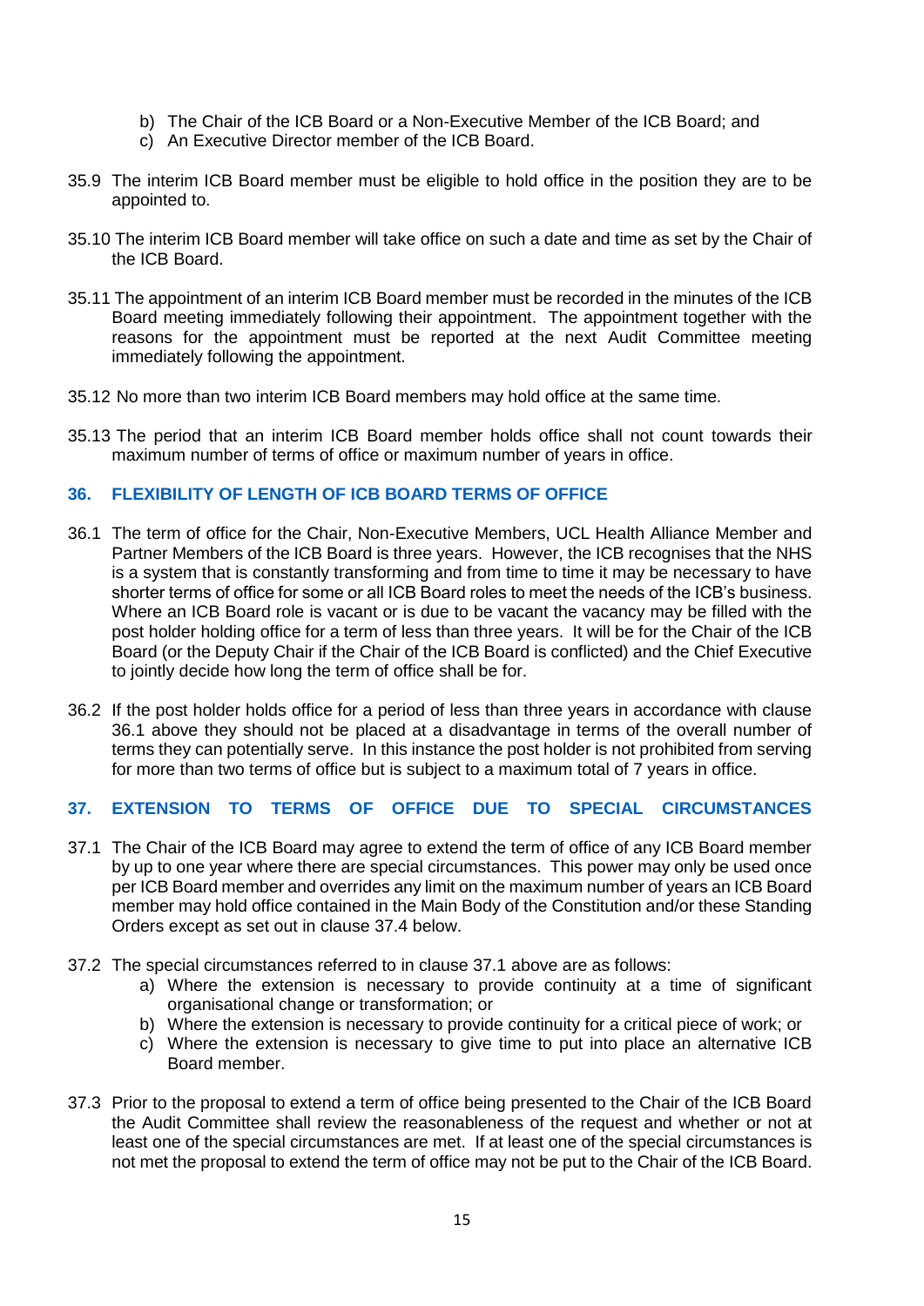b) The Chair of the ICB Board or a Non-Executive Member of the ICB Board; and
c) An Executive Director member of the ICB Board.

35.9 The interim ICB Board member must be eligible to hold office in the position they are to be appointed to.

35.10 The interim ICB Board member will take office on such a date and time as set by the Chair of the ICB Board.

35.11 The appointment of an interim ICB Board member must be recorded in the minutes of the ICB Board meeting immediately following their appointment. The appointment together with the reasons for the appointment must be reported at the next Audit Committee meeting immediately following the appointment.

35.12 No more than two interim ICB Board members may hold office at the same time.

35.13 The period that an interim ICB Board member holds office shall not count towards their maximum number of terms of office or maximum number of years in office.

## 36. FLEXIBILITY OF LENGTH OF ICB BOARD TERMS OF OFFICE

36.1 The term of office for the Chair, Non-Executive Members, UCL Health Alliance Member and Partner Members of the ICB Board is three years. However, the ICB recognises that the NHS is a system that is constantly transforming and from time to time it may be necessary to have shorter terms of office for some or all ICB Board roles to meet the needs of the ICB's business. Where an ICB Board role is vacant or is due to be vacant the vacancy may be filled with the post holder holding office for a term of less than three years. It will be for the Chair of the ICB Board (or the Deputy Chair if the Chair of the ICB Board is conflicted) and the Chief Executive to jointly decide how long the term of office shall be for.

36.2 If the post holder holds office for a period of less than three years in accordance with clause 36.1 above they should not be placed at a disadvantage in terms of the overall number of terms they can potentially serve. In this instance the post holder is not prohibited from serving for more than two terms of office but is subject to a maximum total of 7 years in office.

## 37. EXTENSION TO TERMS OF OFFICE DUE TO SPECIAL CIRCUMSTANCES

37.1 The Chair of the ICB Board may agree to extend the term of office of any ICB Board member by up to one year where there are special circumstances. This power may only be used once per ICB Board member and overrides any limit on the maximum number of years an ICB Board member may hold office contained in the Main Body of the Constitution and/or these Standing Orders except as set out in clause 37.4 below.

37.2 The special circumstances referred to in clause 37.1 above are as follows:

a) Where the extension is necessary to provide continuity at a time of significant organisational change or transformation; or
b) Where the extension is necessary to provide continuity for a critical piece of work; or
c) Where the extension is necessary to give time to put into place an alternative ICB Board member.

37.3 Prior to the proposal to extend a term of office being presented to the Chair of the ICB Board the Audit Committee shall review the reasonableness of the request and whether or not at least one of the special circumstances are met. If at least one of the special circumstances is not met the proposal to extend the term of office may not be put to the Chair of the ICB Board.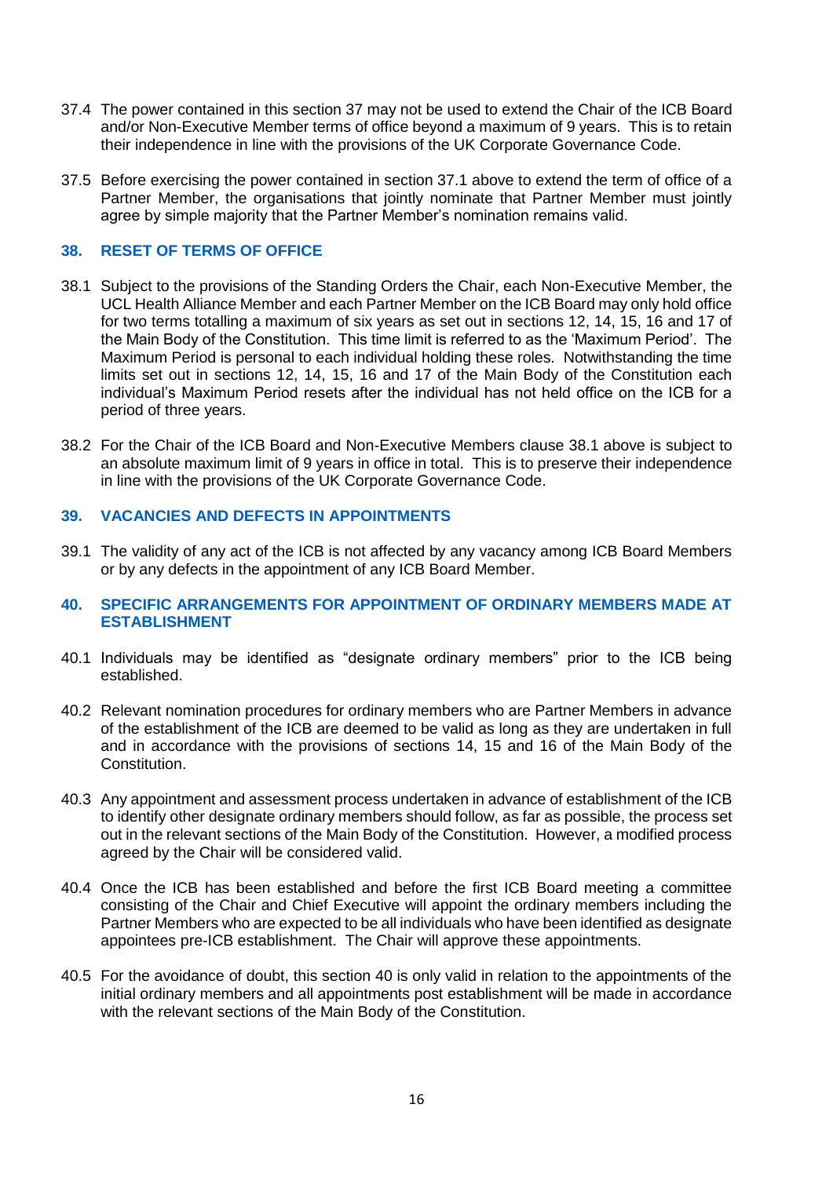37.4 The power contained in this section 37 may not be used to extend the Chair of the ICB Board and/or Non-Executive Member terms of office beyond a maximum of 9 years. This is to retain their independence in line with the provisions of the UK Corporate Governance Code.

37.5 Before exercising the power contained in section 37.1 above to extend the term of office of a Partner Member, the organisations that jointly nominate that Partner Member must jointly agree by simple majority that the Partner Member's nomination remains valid.

## 38. RESET OF TERMS OF OFFICE

38.1 Subject to the provisions of the Standing Orders the Chair, each Non-Executive Member, the UCL Health Alliance Member and each Partner Member on the ICB Board may only hold office for two terms totalling a maximum of six years as set out in sections 12, 14, 15, 16 and 17 of the Main Body of the Constitution. This time limit is referred to as the 'Maximum Period'. The Maximum Period is personal to each individual holding these roles. Notwithstanding the time limits set out in sections 12, 14, 15, 16 and 17 of the Main Body of the Constitution each individual's Maximum Period resets after the individual has not held office on the ICB for a period of three years.

38.2 For the Chair of the ICB Board and Non-Executive Members clause 38.1 above is subject to an absolute maximum limit of 9 years in office in total. This is to preserve their independence in line with the provisions of the UK Corporate Governance Code.

## 39. VACANCIES AND DEFECTS IN APPOINTMENTS

39.1 The validity of any act of the ICB is not affected by any vacancy among ICB Board Members or by any defects in the appointment of any ICB Board Member.

## 40. SPECIFIC ARRANGEMENTS FOR APPOINTMENT OF ORDINARY MEMBERS MADE AT ESTABLISHMENT

40.1 Individuals may be identified as "designate ordinary members" prior to the ICB being established.

40.2 Relevant nomination procedures for ordinary members who are Partner Members in advance of the establishment of the ICB are deemed to be valid as long as they are undertaken in full and in accordance with the provisions of sections 14, 15 and 16 of the Main Body of the Constitution.

40.3 Any appointment and assessment process undertaken in advance of establishment of the ICB to identify other designate ordinary members should follow, as far as possible, the process set out in the relevant sections of the Main Body of the Constitution. However, a modified process agreed by the Chair will be considered valid.

40.4 Once the ICB has been established and before the first ICB Board meeting a committee consisting of the Chair and Chief Executive will appoint the ordinary members including the Partner Members who are expected to be all individuals who have been identified as designate appointees pre-ICB establishment. The Chair will approve these appointments.

40.5 For the avoidance of doubt, this section 40 is only valid in relation to the appointments of the initial ordinary members and all appointments post establishment will be made in accordance with the relevant sections of the Main Body of the Constitution.